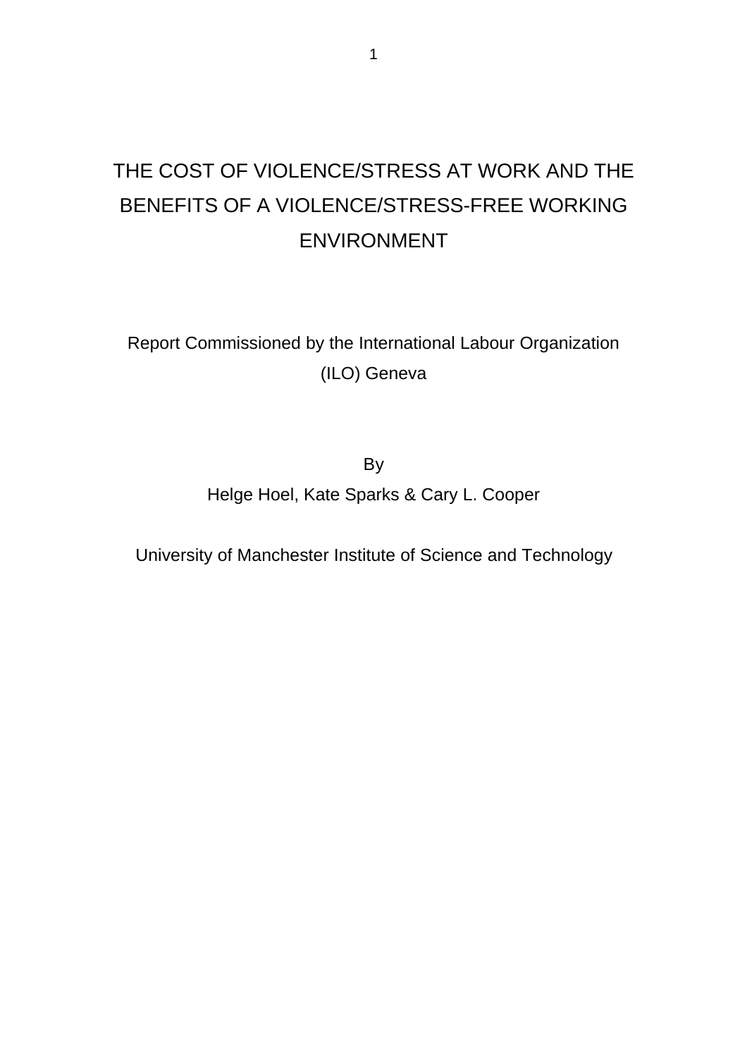# THE COST OF VIOLENCE/STRESS AT WORK AND THE BENEFITS OF A VIOLENCE/STRESS-FREE WORKING ENVIRONMENT

Report Commissioned by the International Labour Organization (ILO) Geneva

By

Helge Hoel, Kate Sparks & Cary L. Cooper

University of Manchester Institute of Science and Technology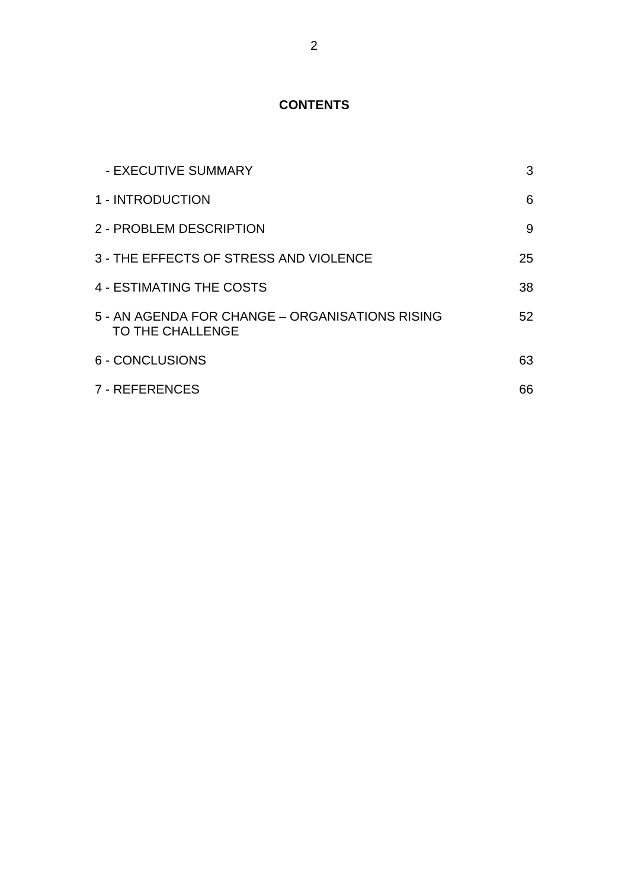# CONTENTS

| | |
|---|---|
| - EXECUTIVE SUMMARY | 3 |
| 1 - INTRODUCTION | 6 |
| 2 - PROBLEM DESCRIPTION | 9 |
| 3 - THE EFFECTS OF STRESS AND VIOLENCE | 25 |
| 4 - ESTIMATING THE COSTS | 38 |
| 5 - AN AGENDA FOR CHANGE – ORGANISATIONS RISING TO THE CHALLENGE | 52 |
| 6 - CONCLUSIONS | 63 |
| 7 - REFERENCES | 66 |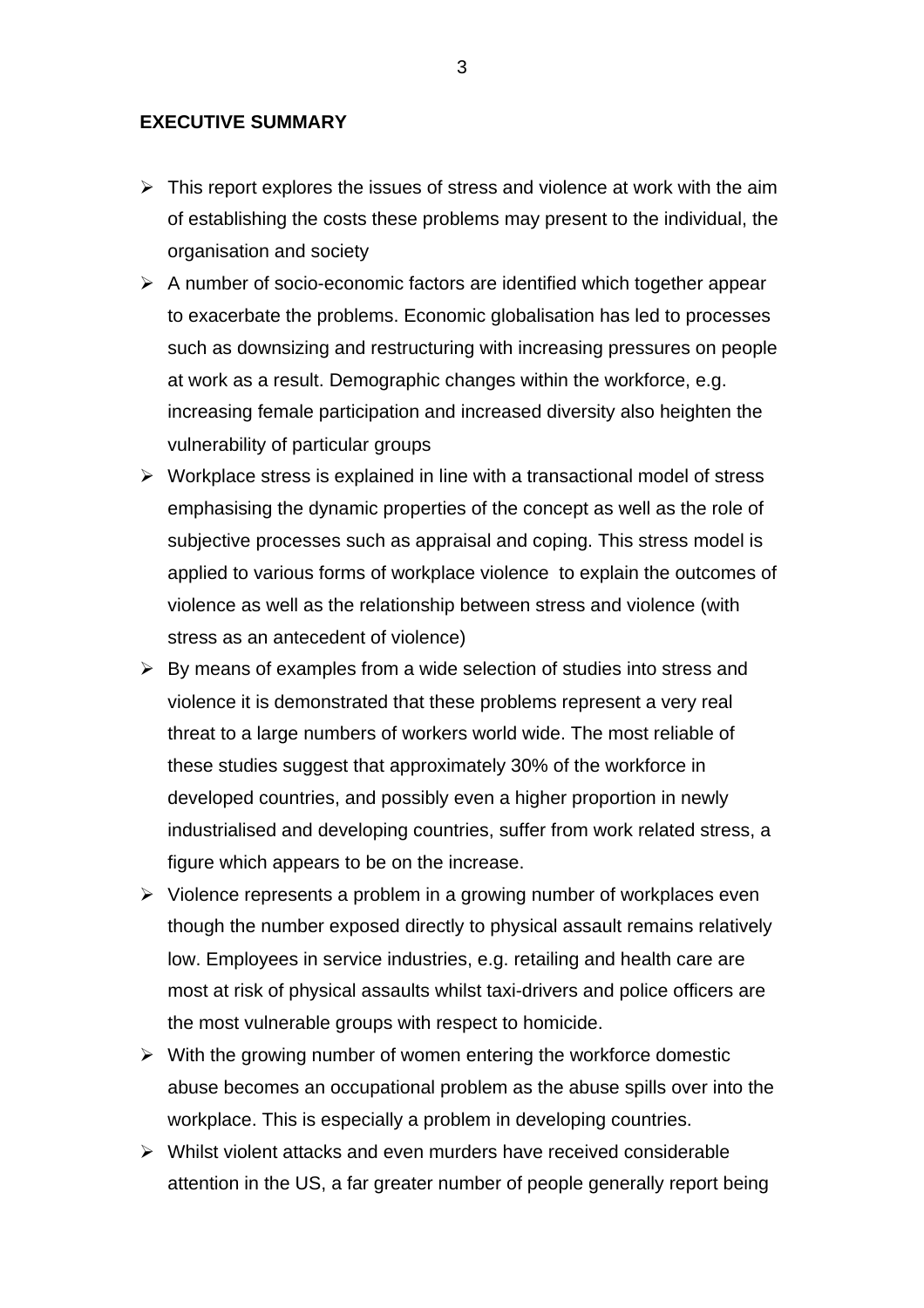**EXECUTIVE SUMMARY**

- This report explores the issues of stress and violence at work with the aim of establishing the costs these problems may present to the individual, the organisation and society
- A number of socio-economic factors are identified which together appear to exacerbate the problems. Economic globalisation has led to processes such as downsizing and restructuring with increasing pressures on people at work as a result. Demographic changes within the workforce, e.g. increasing female participation and increased diversity also heighten the vulnerability of particular groups
- Workplace stress is explained in line with a transactional model of stress emphasising the dynamic properties of the concept as well as the role of subjective processes such as appraisal and coping. This stress model is applied to various forms of workplace violence to explain the outcomes of violence as well as the relationship between stress and violence (with stress as an antecedent of violence)
- By means of examples from a wide selection of studies into stress and violence it is demonstrated that these problems represent a very real threat to a large numbers of workers world wide. The most reliable of these studies suggest that approximately 30% of the workforce in developed countries, and possibly even a higher proportion in newly industrialised and developing countries, suffer from work related stress, a figure which appears to be on the increase.
- Violence represents a problem in a growing number of workplaces even though the number exposed directly to physical assault remains relatively low. Employees in service industries, e.g. retailing and health care are most at risk of physical assaults whilst taxi-drivers and police officers are the most vulnerable groups with respect to homicide.
- With the growing number of women entering the workforce domestic abuse becomes an occupational problem as the abuse spills over into the workplace. This is especially a problem in developing countries.
- Whilst violent attacks and even murders have received considerable attention in the US, a far greater number of people generally report being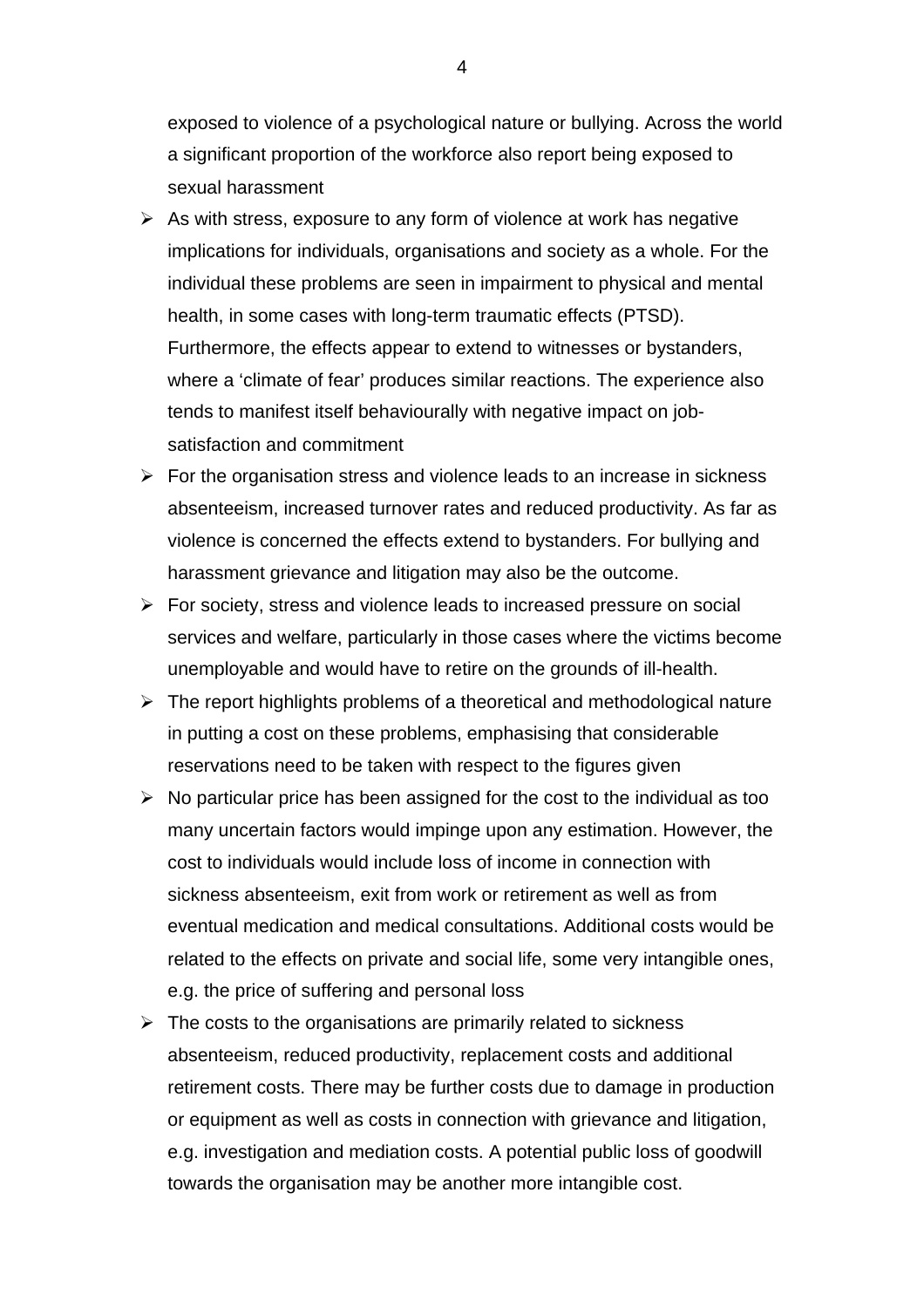exposed to violence of a psychological nature or bullying. Across the world a significant proportion of the workforce also report being exposed to sexual harassment

- As with stress, exposure to any form of violence at work has negative implications for individuals, organisations and society as a whole. For the individual these problems are seen in impairment to physical and mental health, in some cases with long-term traumatic effects (PTSD). Furthermore, the effects appear to extend to witnesses or bystanders, where a 'climate of fear' produces similar reactions. The experience also tends to manifest itself behaviourally with negative impact on job-satisfaction and commitment
- For the organisation stress and violence leads to an increase in sickness absenteeism, increased turnover rates and reduced productivity. As far as violence is concerned the effects extend to bystanders. For bullying and harassment grievance and litigation may also be the outcome.
- For society, stress and violence leads to increased pressure on social services and welfare, particularly in those cases where the victims become unemployable and would have to retire on the grounds of ill-health.
- The report highlights problems of a theoretical and methodological nature in putting a cost on these problems, emphasising that considerable reservations need to be taken with respect to the figures given
- No particular price has been assigned for the cost to the individual as too many uncertain factors would impinge upon any estimation. However, the cost to individuals would include loss of income in connection with sickness absenteeism, exit from work or retirement as well as from eventual medication and medical consultations. Additional costs would be related to the effects on private and social life, some very intangible ones, e.g. the price of suffering and personal loss
- The costs to the organisations are primarily related to sickness absenteeism, reduced productivity, replacement costs and additional retirement costs. There may be further costs due to damage in production or equipment as well as costs in connection with grievance and litigation, e.g. investigation and mediation costs. A potential public loss of goodwill towards the organisation may be another more intangible cost.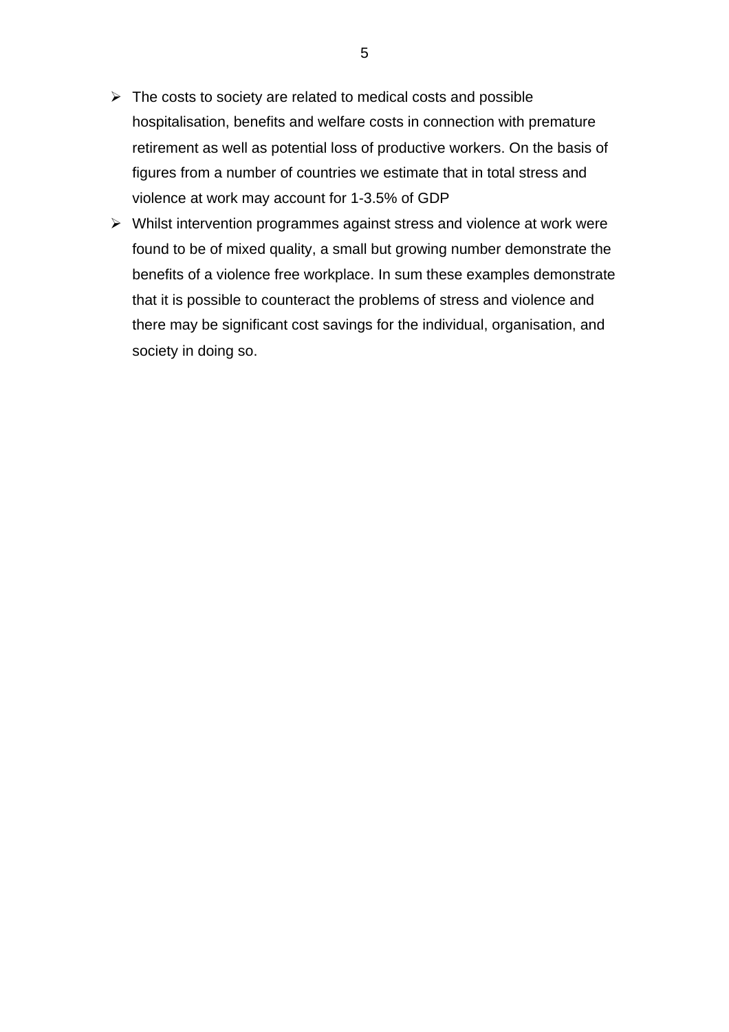- The costs to society are related to medical costs and possible hospitalisation, benefits and welfare costs in connection with premature retirement as well as potential loss of productive workers. On the basis of figures from a number of countries we estimate that in total stress and violence at work may account for 1-3.5% of GDP
- Whilst intervention programmes against stress and violence at work were found to be of mixed quality, a small but growing number demonstrate the benefits of a violence free workplace. In sum these examples demonstrate that it is possible to counteract the problems of stress and violence and there may be significant cost savings for the individual, organisation, and society in doing so.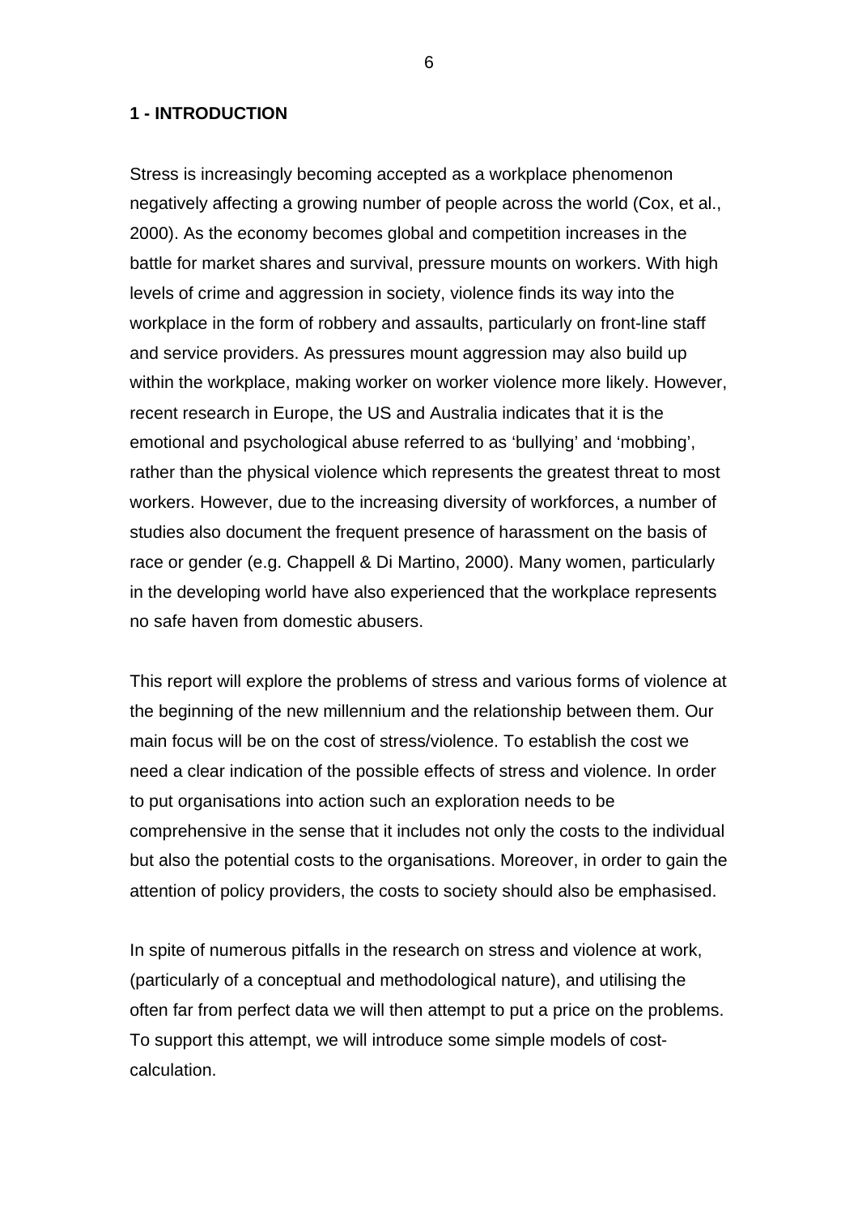## 1 - INTRODUCTION

Stress is increasingly becoming accepted as a workplace phenomenon negatively affecting a growing number of people across the world (Cox, et al., 2000). As the economy becomes global and competition increases in the battle for market shares and survival, pressure mounts on workers. With high levels of crime and aggression in society, violence finds its way into the workplace in the form of robbery and assaults, particularly on front-line staff and service providers. As pressures mount aggression may also build up within the workplace, making worker on worker violence more likely. However, recent research in Europe, the US and Australia indicates that it is the emotional and psychological abuse referred to as 'bullying' and 'mobbing', rather than the physical violence which represents the greatest threat to most workers. However, due to the increasing diversity of workforces, a number of studies also document the frequent presence of harassment on the basis of race or gender (e.g. Chappell & Di Martino, 2000). Many women, particularly in the developing world have also experienced that the workplace represents no safe haven from domestic abusers.

This report will explore the problems of stress and various forms of violence at the beginning of the new millennium and the relationship between them. Our main focus will be on the cost of stress/violence. To establish the cost we need a clear indication of the possible effects of stress and violence. In order to put organisations into action such an exploration needs to be comprehensive in the sense that it includes not only the costs to the individual but also the potential costs to the organisations. Moreover, in order to gain the attention of policy providers, the costs to society should also be emphasised.

In spite of numerous pitfalls in the research on stress and violence at work, (particularly of a conceptual and methodological nature), and utilising the often far from perfect data we will then attempt to put a price on the problems. To support this attempt, we will introduce some simple models of cost-calculation.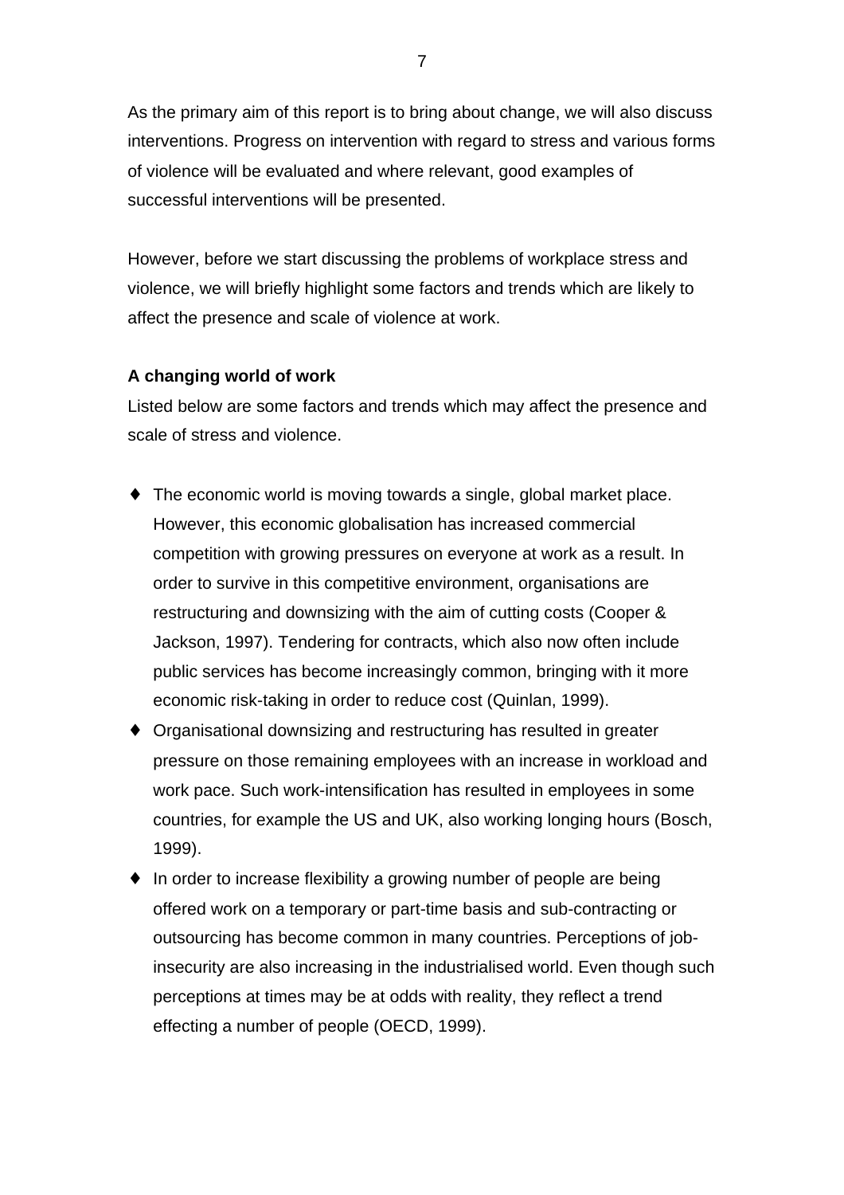As the primary aim of this report is to bring about change, we will also discuss interventions. Progress on intervention with regard to stress and various forms of violence will be evaluated and where relevant, good examples of successful interventions will be presented.

However, before we start discussing the problems of workplace stress and violence, we will briefly highlight some factors and trends which are likely to affect the presence and scale of violence at work.

**A changing world of work**

Listed below are some factors and trends which may affect the presence and scale of stress and violence.

- The economic world is moving towards a single, global market place. However, this economic globalisation has increased commercial competition with growing pressures on everyone at work as a result. In order to survive in this competitive environment, organisations are restructuring and downsizing with the aim of cutting costs (Cooper & Jackson, 1997). Tendering for contracts, which also now often include public services has become increasingly common, bringing with it more economic risk-taking in order to reduce cost (Quinlan, 1999).
- Organisational downsizing and restructuring has resulted in greater pressure on those remaining employees with an increase in workload and work pace. Such work-intensification has resulted in employees in some countries, for example the US and UK, also working longing hours (Bosch, 1999).
- In order to increase flexibility a growing number of people are being offered work on a temporary or part-time basis and sub-contracting or outsourcing has become common in many countries. Perceptions of job-insecurity are also increasing in the industrialised world. Even though such perceptions at times may be at odds with reality, they reflect a trend effecting a number of people (OECD, 1999).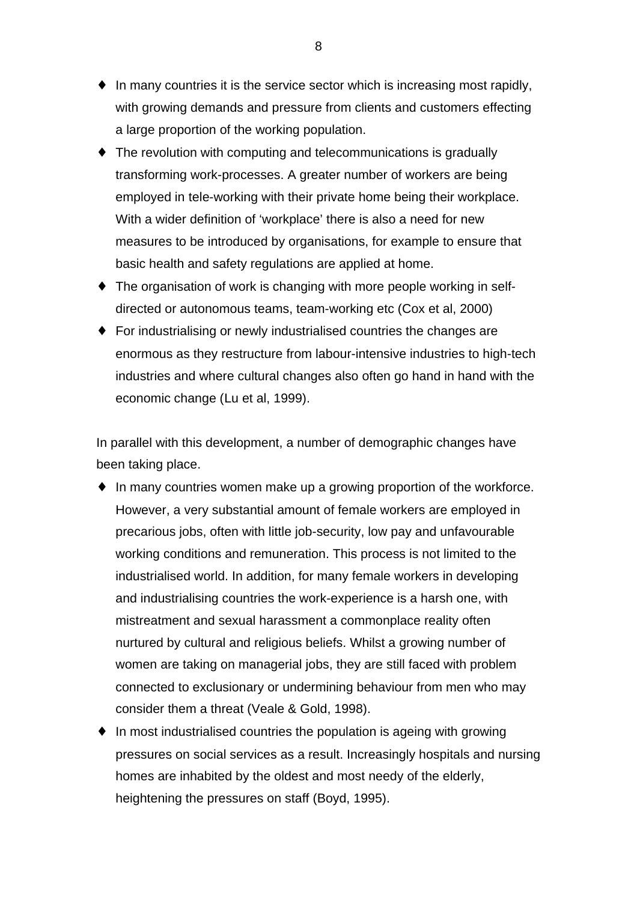- In many countries it is the service sector which is increasing most rapidly, with growing demands and pressure from clients and customers effecting a large proportion of the working population.
- The revolution with computing and telecommunications is gradually transforming work-processes. A greater number of workers are being employed in tele-working with their private home being their workplace. With a wider definition of 'workplace' there is also a need for new measures to be introduced by organisations, for example to ensure that basic health and safety regulations are applied at home.
- The organisation of work is changing with more people working in self-directed or autonomous teams, team-working etc (Cox et al, 2000)
- For industrialising or newly industrialised countries the changes are enormous as they restructure from labour-intensive industries to high-tech industries and where cultural changes also often go hand in hand with the economic change (Lu et al, 1999).

In parallel with this development, a number of demographic changes have been taking place.

- In many countries women make up a growing proportion of the workforce. However, a very substantial amount of female workers are employed in precarious jobs, often with little job-security, low pay and unfavourable working conditions and remuneration. This process is not limited to the industrialised world. In addition, for many female workers in developing and industrialising countries the work-experience is a harsh one, with mistreatment and sexual harassment a commonplace reality often nurtured by cultural and religious beliefs. Whilst a growing number of women are taking on managerial jobs, they are still faced with problem connected to exclusionary or undermining behaviour from men who may consider them a threat (Veale & Gold, 1998).
- In most industrialised countries the population is ageing with growing pressures on social services as a result. Increasingly hospitals and nursing homes are inhabited by the oldest and most needy of the elderly, heightening the pressures on staff (Boyd, 1995).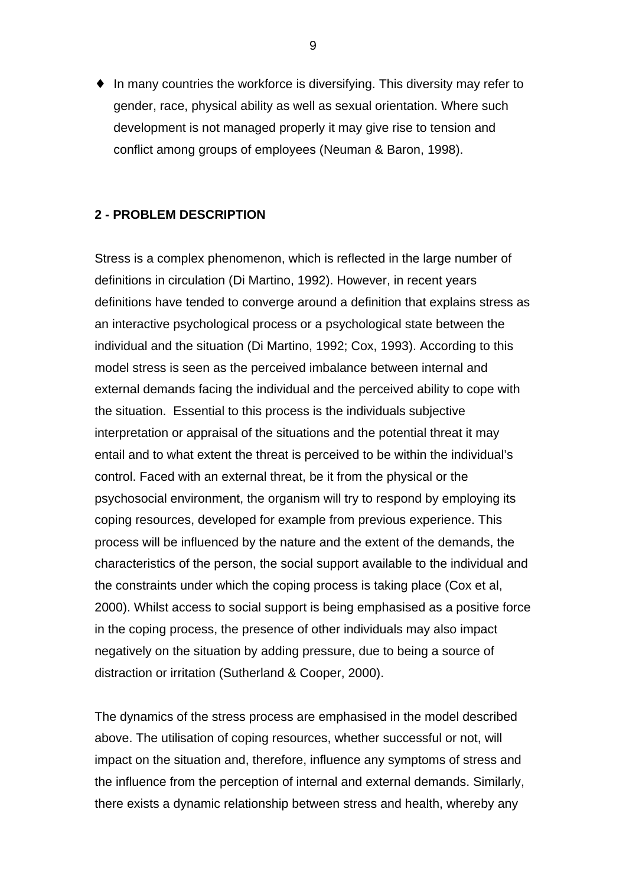- In many countries the workforce is diversifying. This diversity may refer to gender, race, physical ability as well as sexual orientation. Where such development is not managed properly it may give rise to tension and conflict among groups of employees (Neuman & Baron, 1998).

## 2 - PROBLEM DESCRIPTION

Stress is a complex phenomenon, which is reflected in the large number of definitions in circulation (Di Martino, 1992). However, in recent years definitions have tended to converge around a definition that explains stress as an interactive psychological process or a psychological state between the individual and the situation (Di Martino, 1992; Cox, 1993). According to this model stress is seen as the perceived imbalance between internal and external demands facing the individual and the perceived ability to cope with the situation. Essential to this process is the individuals subjective interpretation or appraisal of the situations and the potential threat it may entail and to what extent the threat is perceived to be within the individual's control. Faced with an external threat, be it from the physical or the psychosocial environment, the organism will try to respond by employing its coping resources, developed for example from previous experience. This process will be influenced by the nature and the extent of the demands, the characteristics of the person, the social support available to the individual and the constraints under which the coping process is taking place (Cox et al, 2000). Whilst access to social support is being emphasised as a positive force in the coping process, the presence of other individuals may also impact negatively on the situation by adding pressure, due to being a source of distraction or irritation (Sutherland & Cooper, 2000).

The dynamics of the stress process are emphasised in the model described above. The utilisation of coping resources, whether successful or not, will impact on the situation and, therefore, influence any symptoms of stress and the influence from the perception of internal and external demands. Similarly, there exists a dynamic relationship between stress and health, whereby any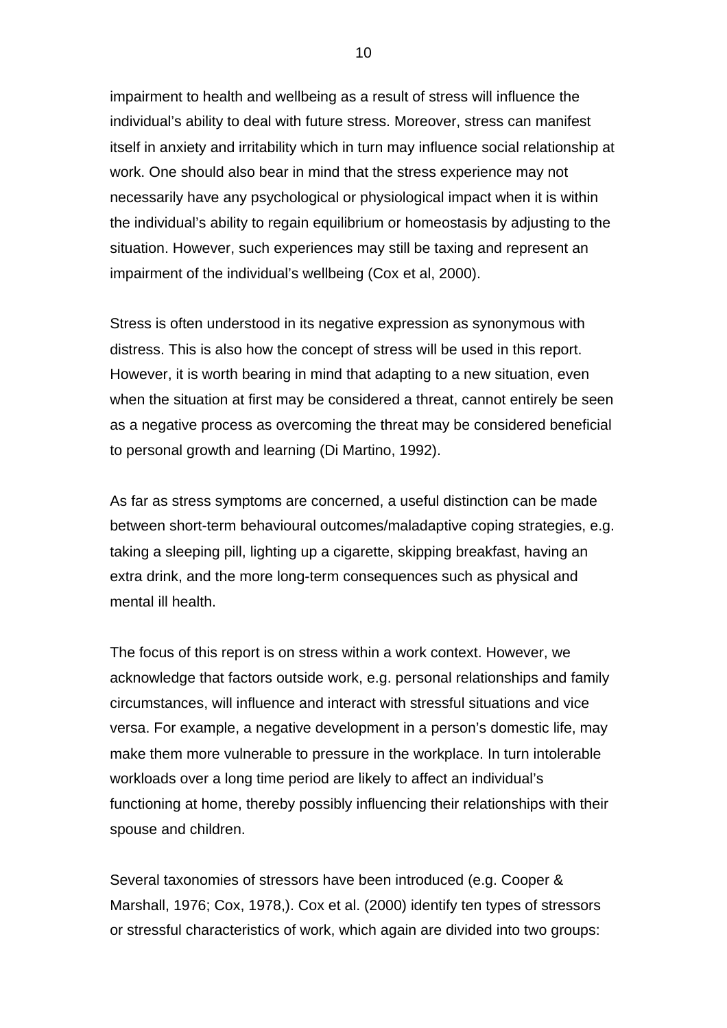impairment to health and wellbeing as a result of stress will influence the individual's ability to deal with future stress. Moreover, stress can manifest itself in anxiety and irritability which in turn may influence social relationship at work. One should also bear in mind that the stress experience may not necessarily have any psychological or physiological impact when it is within the individual's ability to regain equilibrium or homeostasis by adjusting to the situation. However, such experiences may still be taxing and represent an impairment of the individual's wellbeing (Cox et al, 2000).

Stress is often understood in its negative expression as synonymous with distress. This is also how the concept of stress will be used in this report. However, it is worth bearing in mind that adapting to a new situation, even when the situation at first may be considered a threat, cannot entirely be seen as a negative process as overcoming the threat may be considered beneficial to personal growth and learning (Di Martino, 1992).

As far as stress symptoms are concerned, a useful distinction can be made between short-term behavioural outcomes/maladaptive coping strategies, e.g. taking a sleeping pill, lighting up a cigarette, skipping breakfast, having an extra drink, and the more long-term consequences such as physical and mental ill health.

The focus of this report is on stress within a work context. However, we acknowledge that factors outside work, e.g. personal relationships and family circumstances, will influence and interact with stressful situations and vice versa. For example, a negative development in a person's domestic life, may make them more vulnerable to pressure in the workplace. In turn intolerable workloads over a long time period are likely to affect an individual's functioning at home, thereby possibly influencing their relationships with their spouse and children.

Several taxonomies of stressors have been introduced (e.g. Cooper & Marshall, 1976; Cox, 1978,). Cox et al. (2000) identify ten types of stressors or stressful characteristics of work, which again are divided into two groups: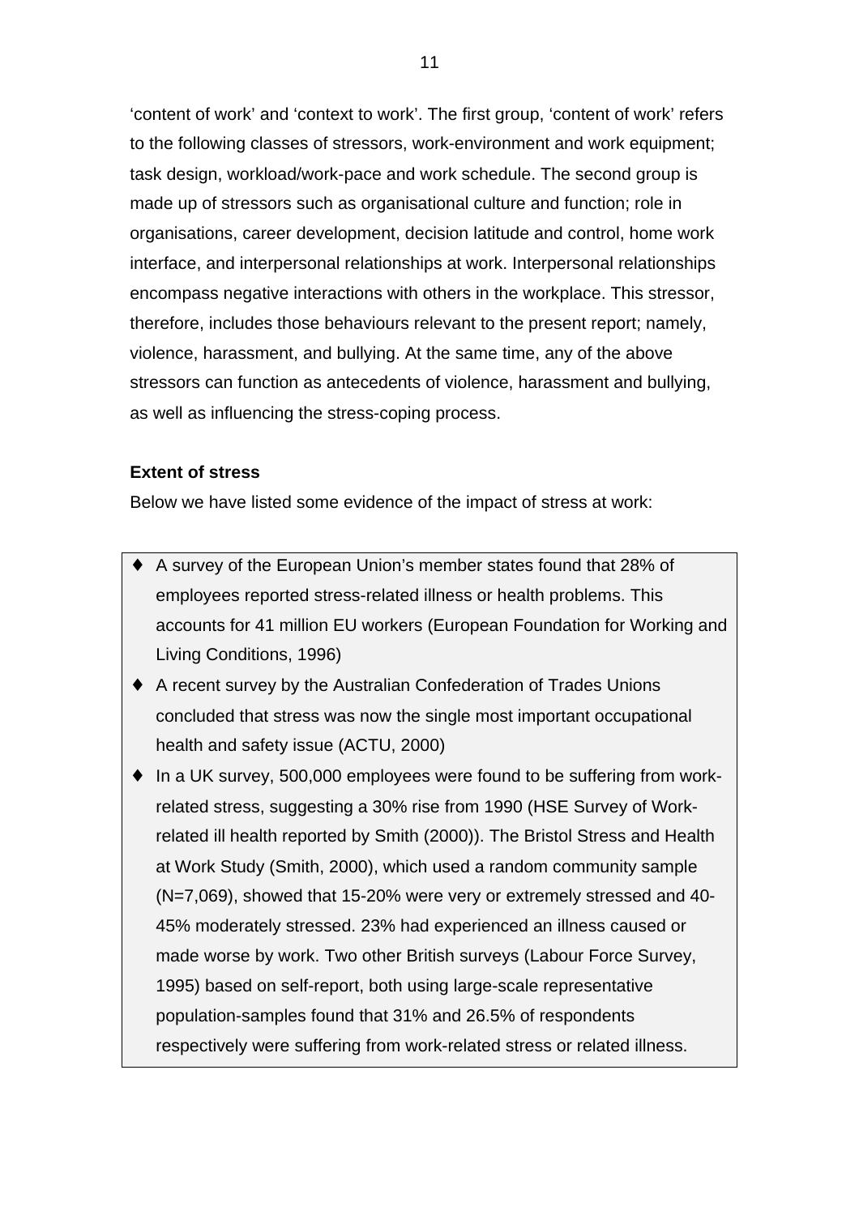'content of work' and 'context to work'. The first group, 'content of work' refers to the following classes of stressors, work-environment and work equipment; task design, workload/work-pace and work schedule. The second group is made up of stressors such as organisational culture and function; role in organisations, career development, decision latitude and control, home work interface, and interpersonal relationships at work. Interpersonal relationships encompass negative interactions with others in the workplace. This stressor, therefore, includes those behaviours relevant to the present report; namely, violence, harassment, and bullying. At the same time, any of the above stressors can function as antecedents of violence, harassment and bullying, as well as influencing the stress-coping process.

**Extent of stress**

Below we have listed some evidence of the impact of stress at work:

- A survey of the European Union's member states found that 28% of employees reported stress-related illness or health problems. This accounts for 41 million EU workers (European Foundation for Working and Living Conditions, 1996)
- A recent survey by the Australian Confederation of Trades Unions concluded that stress was now the single most important occupational health and safety issue (ACTU, 2000)
- In a UK survey, 500,000 employees were found to be suffering from work-related stress, suggesting a 30% rise from 1990 (HSE Survey of Work-related ill health reported by Smith (2000)). The Bristol Stress and Health at Work Study (Smith, 2000), which used a random community sample (N=7,069), showed that 15-20% were very or extremely stressed and 40-45% moderately stressed. 23% had experienced an illness caused or made worse by work. Two other British surveys (Labour Force Survey, 1995) based on self-report, both using large-scale representative population-samples found that 31% and 26.5% of respondents respectively were suffering from work-related stress or related illness.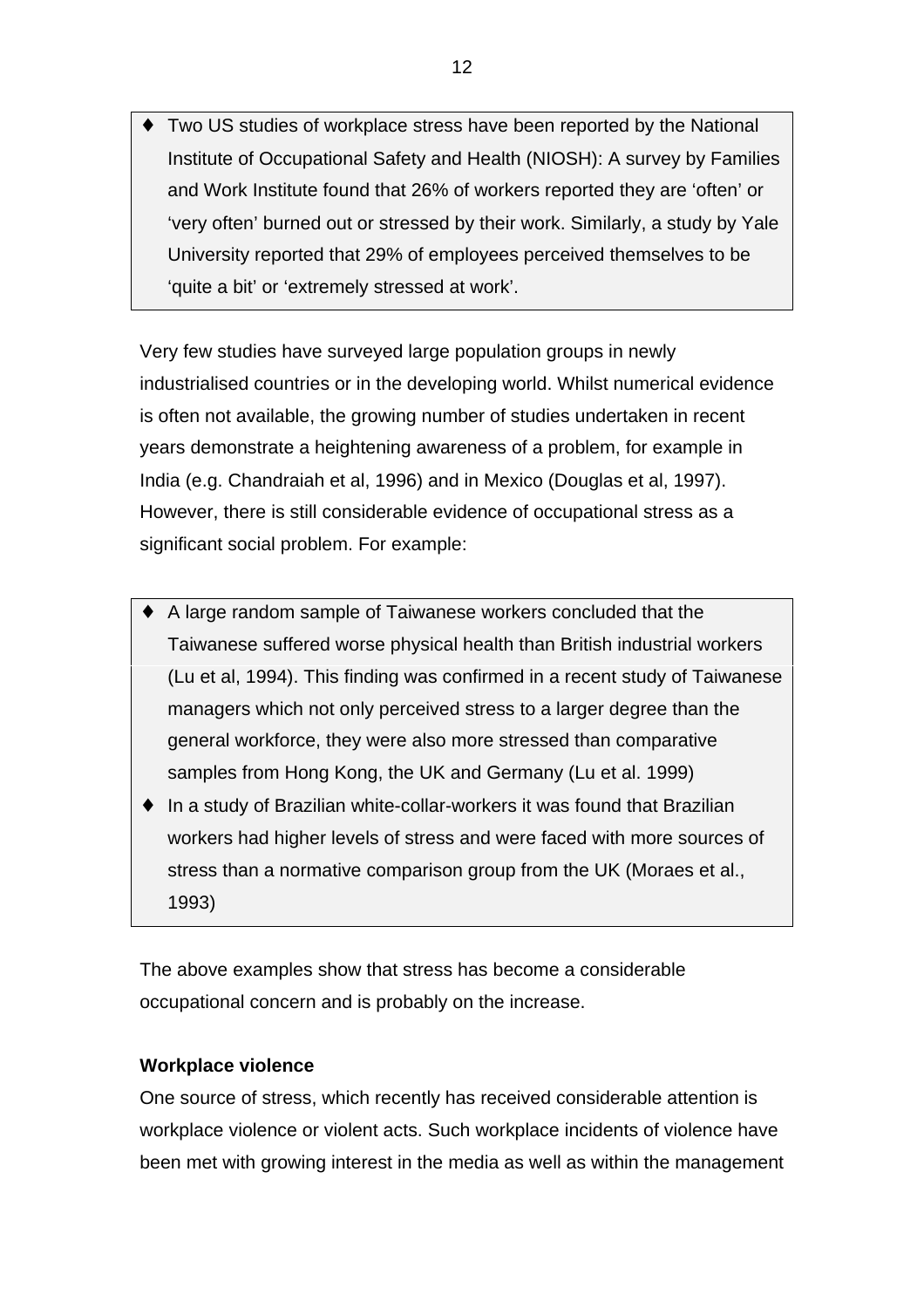- Two US studies of workplace stress have been reported by the National Institute of Occupational Safety and Health (NIOSH): A survey by Families and Work Institute found that 26% of workers reported they are 'often' or 'very often' burned out or stressed by their work. Similarly, a study by Yale University reported that 29% of employees perceived themselves to be 'quite a bit' or 'extremely stressed at work'.

Very few studies have surveyed large population groups in newly industrialised countries or in the developing world. Whilst numerical evidence is often not available, the growing number of studies undertaken in recent years demonstrate a heightening awareness of a problem, for example in India (e.g. Chandraiah et al, 1996) and in Mexico (Douglas et al, 1997). However, there is still considerable evidence of occupational stress as a significant social problem. For example:

- A large random sample of Taiwanese workers concluded that the Taiwanese suffered worse physical health than British industrial workers (Lu et al, 1994). This finding was confirmed in a recent study of Taiwanese managers which not only perceived stress to a larger degree than the general workforce, they were also more stressed than comparative samples from Hong Kong, the UK and Germany (Lu et al. 1999)
- In a study of Brazilian white-collar-workers it was found that Brazilian workers had higher levels of stress and were faced with more sources of stress than a normative comparison group from the UK (Moraes et al., 1993)

The above examples show that stress has become a considerable occupational concern and is probably on the increase.

**Workplace violence**

One source of stress, which recently has received considerable attention is workplace violence or violent acts. Such workplace incidents of violence have been met with growing interest in the media as well as within the management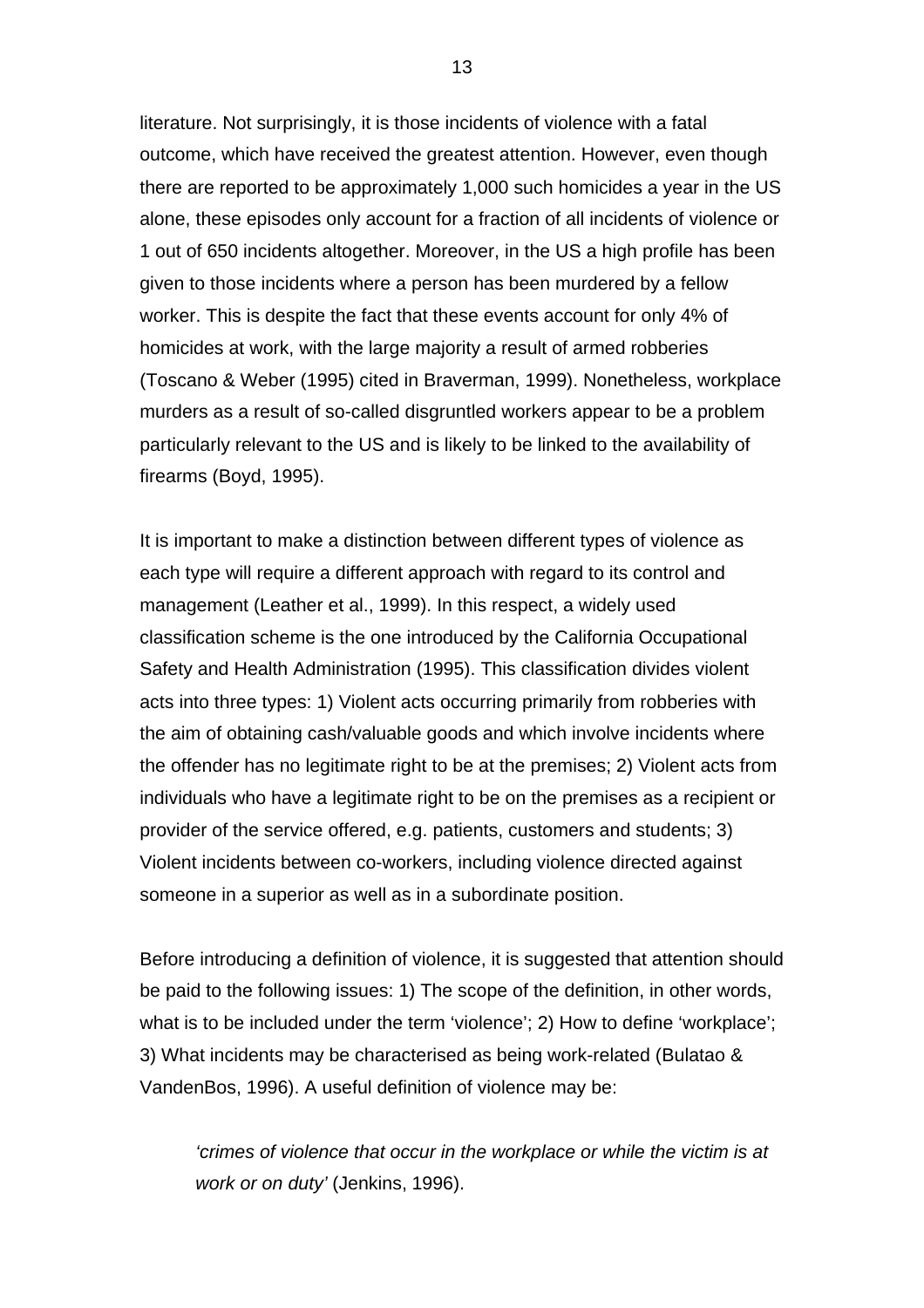literature. Not surprisingly, it is those incidents of violence with a fatal outcome, which have received the greatest attention. However, even though there are reported to be approximately 1,000 such homicides a year in the US alone, these episodes only account for a fraction of all incidents of violence or 1 out of 650 incidents altogether. Moreover, in the US a high profile has been given to those incidents where a person has been murdered by a fellow worker. This is despite the fact that these events account for only 4% of homicides at work, with the large majority a result of armed robberies (Toscano & Weber (1995) cited in Braverman, 1999). Nonetheless, workplace murders as a result of so-called disgruntled workers appear to be a problem particularly relevant to the US and is likely to be linked to the availability of firearms (Boyd, 1995).

It is important to make a distinction between different types of violence as each type will require a different approach with regard to its control and management (Leather et al., 1999). In this respect, a widely used classification scheme is the one introduced by the California Occupational Safety and Health Administration (1995). This classification divides violent acts into three types: 1) Violent acts occurring primarily from robberies with the aim of obtaining cash/valuable goods and which involve incidents where the offender has no legitimate right to be at the premises; 2) Violent acts from individuals who have a legitimate right to be on the premises as a recipient or provider of the service offered, e.g. patients, customers and students; 3) Violent incidents between co-workers, including violence directed against someone in a superior as well as in a subordinate position.

Before introducing a definition of violence, it is suggested that attention should be paid to the following issues: 1) The scope of the definition, in other words, what is to be included under the term 'violence'; 2) How to define 'workplace'; 3) What incidents may be characterised as being work-related (Bulatao & VandenBos, 1996). A useful definition of violence may be:

> *'crimes of violence that occur in the workplace or while the victim is at work or on duty'* (Jenkins, 1996).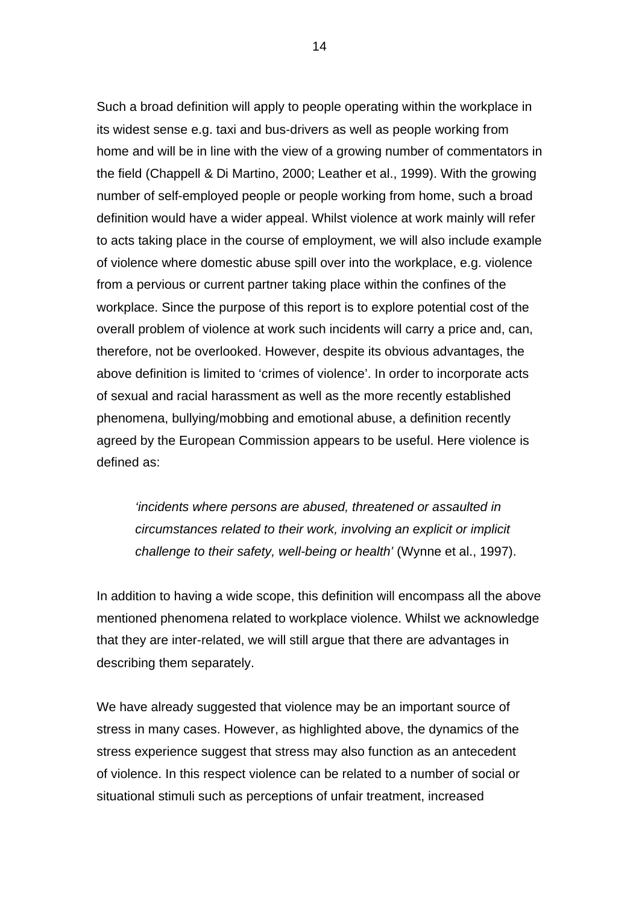Such a broad definition will apply to people operating within the workplace in its widest sense e.g. taxi and bus-drivers as well as people working from home and will be in line with the view of a growing number of commentators in the field (Chappell & Di Martino, 2000; Leather et al., 1999). With the growing number of self-employed people or people working from home, such a broad definition would have a wider appeal. Whilst violence at work mainly will refer to acts taking place in the course of employment, we will also include example of violence where domestic abuse spill over into the workplace, e.g. violence from a pervious or current partner taking place within the confines of the workplace. Since the purpose of this report is to explore potential cost of the overall problem of violence at work such incidents will carry a price and, can, therefore, not be overlooked. However, despite its obvious advantages, the above definition is limited to 'crimes of violence'. In order to incorporate acts of sexual and racial harassment as well as the more recently established phenomena, bullying/mobbing and emotional abuse, a definition recently agreed by the European Commission appears to be useful. Here violence is defined as:

> *'incidents where persons are abused, threatened or assaulted in circumstances related to their work, involving an explicit or implicit challenge to their safety, well-being or health'* (Wynne et al., 1997).

In addition to having a wide scope, this definition will encompass all the above mentioned phenomena related to workplace violence. Whilst we acknowledge that they are inter-related, we will still argue that there are advantages in describing them separately.

We have already suggested that violence may be an important source of stress in many cases. However, as highlighted above, the dynamics of the stress experience suggest that stress may also function as an antecedent of violence. In this respect violence can be related to a number of social or situational stimuli such as perceptions of unfair treatment, increased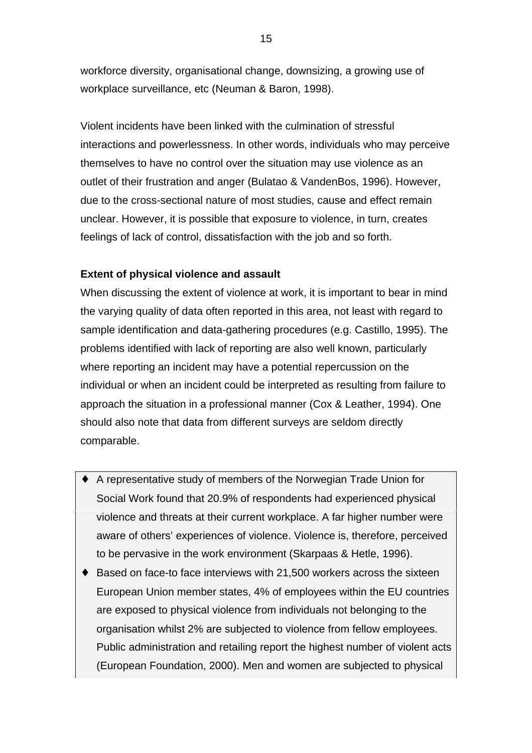workforce diversity, organisational change, downsizing, a growing use of workplace surveillance, etc (Neuman & Baron, 1998).

Violent incidents have been linked with the culmination of stressful interactions and powerlessness. In other words, individuals who may perceive themselves to have no control over the situation may use violence as an outlet of their frustration and anger (Bulatao & VandenBos, 1996). However, due to the cross-sectional nature of most studies, cause and effect remain unclear. However, it is possible that exposure to violence, in turn, creates feelings of lack of control, dissatisfaction with the job and so forth.

**Extent of physical violence and assault**

When discussing the extent of violence at work, it is important to bear in mind the varying quality of data often reported in this area, not least with regard to sample identification and data-gathering procedures (e.g. Castillo, 1995). The problems identified with lack of reporting are also well known, particularly where reporting an incident may have a potential repercussion on the individual or when an incident could be interpreted as resulting from failure to approach the situation in a professional manner (Cox & Leather, 1994). One should also note that data from different surveys are seldom directly comparable.

- A representative study of members of the Norwegian Trade Union for Social Work found that 20.9% of respondents had experienced physical violence and threats at their current workplace. A far higher number were aware of others' experiences of violence. Violence is, therefore, perceived to be pervasive in the work environment (Skarpaas & Hetle, 1996).
- Based on face-to face interviews with 21,500 workers across the sixteen European Union member states, 4% of employees within the EU countries are exposed to physical violence from individuals not belonging to the organisation whilst 2% are subjected to violence from fellow employees. Public administration and retailing report the highest number of violent acts (European Foundation, 2000). Men and women are subjected to physical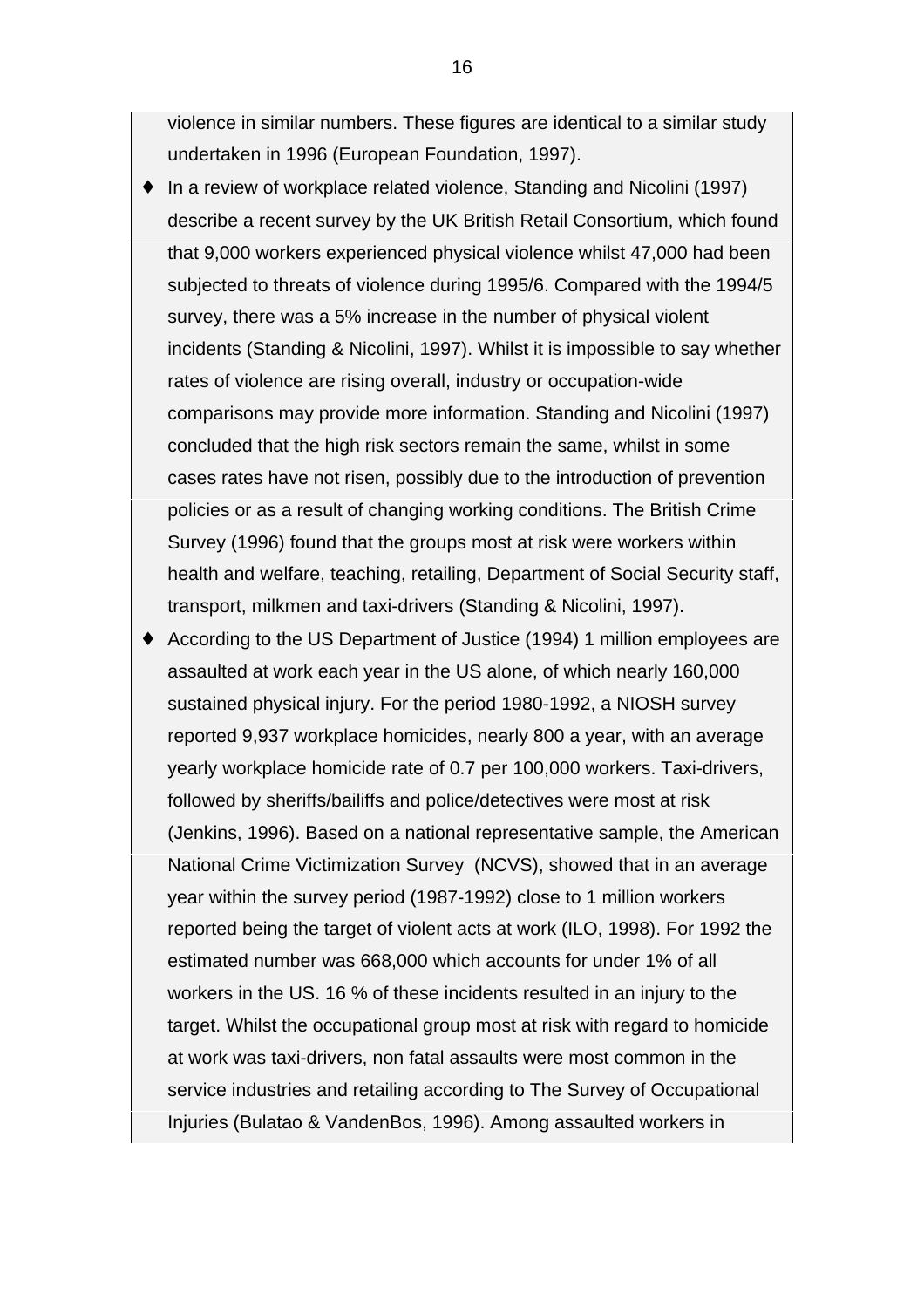violence in similar numbers. These figures are identical to a similar study undertaken in 1996 (European Foundation, 1997).

- In a review of workplace related violence, Standing and Nicolini (1997) describe a recent survey by the UK British Retail Consortium, which found that 9,000 workers experienced physical violence whilst 47,000 had been subjected to threats of violence during 1995/6. Compared with the 1994/5 survey, there was a 5% increase in the number of physical violent incidents (Standing & Nicolini, 1997). Whilst it is impossible to say whether rates of violence are rising overall, industry or occupation-wide comparisons may provide more information. Standing and Nicolini (1997) concluded that the high risk sectors remain the same, whilst in some cases rates have not risen, possibly due to the introduction of prevention policies or as a result of changing working conditions. The British Crime Survey (1996) found that the groups most at risk were workers within health and welfare, teaching, retailing, Department of Social Security staff, transport, milkmen and taxi-drivers (Standing & Nicolini, 1997).
- According to the US Department of Justice (1994) 1 million employees are assaulted at work each year in the US alone, of which nearly 160,000 sustained physical injury. For the period 1980-1992, a NIOSH survey reported 9,937 workplace homicides, nearly 800 a year, with an average yearly workplace homicide rate of 0.7 per 100,000 workers. Taxi-drivers, followed by sheriffs/bailiffs and police/detectives were most at risk (Jenkins, 1996). Based on a national representative sample, the American National Crime Victimization Survey (NCVS), showed that in an average year within the survey period (1987-1992) close to 1 million workers reported being the target of violent acts at work (ILO, 1998). For 1992 the estimated number was 668,000 which accounts for under 1% of all workers in the US. 16 % of these incidents resulted in an injury to the target. Whilst the occupational group most at risk with regard to homicide at work was taxi-drivers, non fatal assaults were most common in the service industries and retailing according to The Survey of Occupational Injuries (Bulatao & VandenBos, 1996). Among assaulted workers in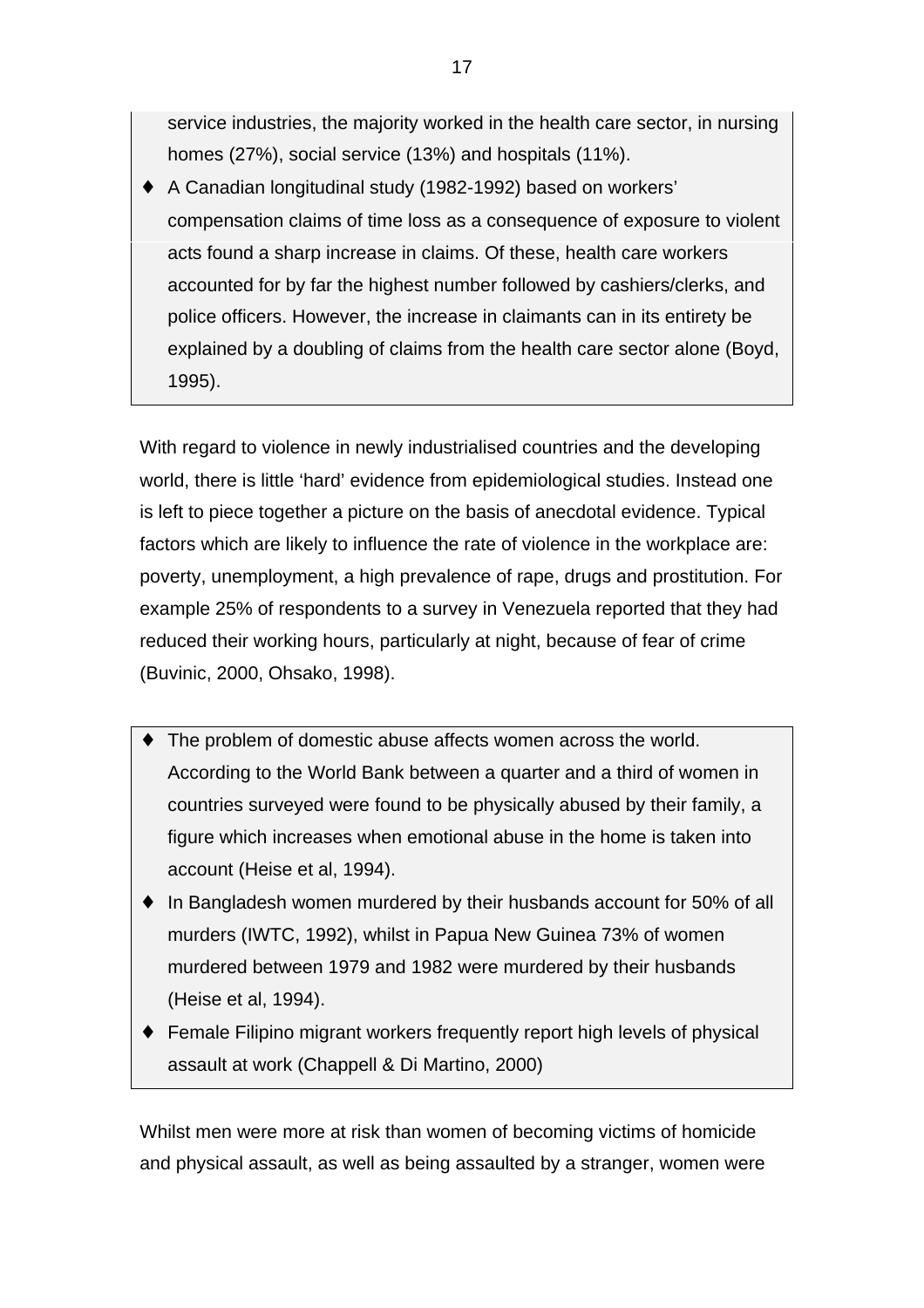service industries, the majority worked in the health care sector, in nursing homes (27%), social service (13%) and hospitals (11%).

- A Canadian longitudinal study (1982-1992) based on workers' compensation claims of time loss as a consequence of exposure to violent acts found a sharp increase in claims. Of these, health care workers accounted for by far the highest number followed by cashiers/clerks, and police officers. However, the increase in claimants can in its entirety be explained by a doubling of claims from the health care sector alone (Boyd, 1995).

With regard to violence in newly industrialised countries and the developing world, there is little 'hard' evidence from epidemiological studies. Instead one is left to piece together a picture on the basis of anecdotal evidence. Typical factors which are likely to influence the rate of violence in the workplace are: poverty, unemployment, a high prevalence of rape, drugs and prostitution. For example 25% of respondents to a survey in Venezuela reported that they had reduced their working hours, particularly at night, because of fear of crime (Buvinic, 2000, Ohsako, 1998).

- The problem of domestic abuse affects women across the world. According to the World Bank between a quarter and a third of women in countries surveyed were found to be physically abused by their family, a figure which increases when emotional abuse in the home is taken into account (Heise et al, 1994).
- In Bangladesh women murdered by their husbands account for 50% of all murders (IWTC, 1992), whilst in Papua New Guinea 73% of women murdered between 1979 and 1982 were murdered by their husbands (Heise et al, 1994).
- Female Filipino migrant workers frequently report high levels of physical assault at work (Chappell & Di Martino, 2000)

Whilst men were more at risk than women of becoming victims of homicide and physical assault, as well as being assaulted by a stranger, women were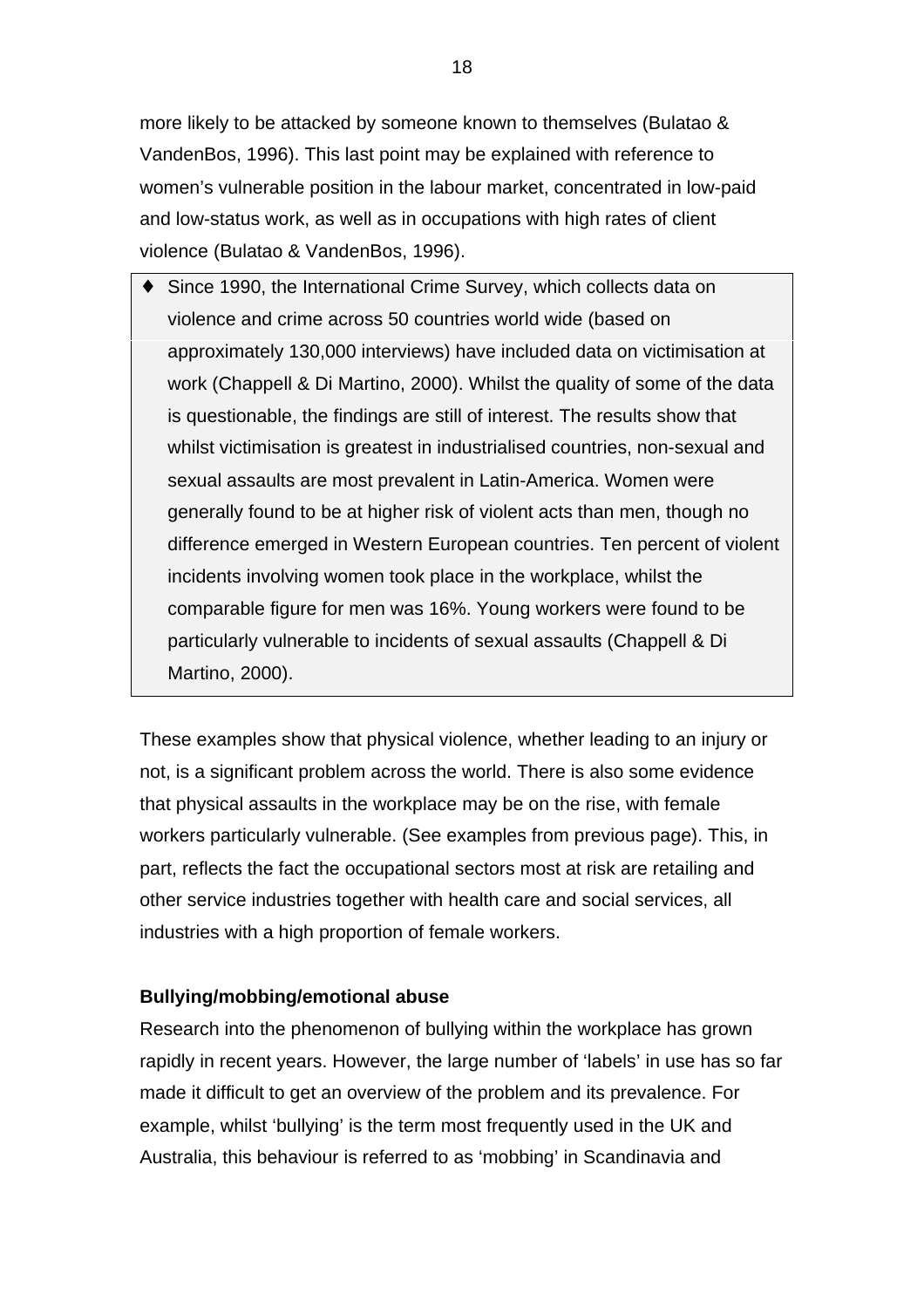more likely to be attacked by someone known to themselves (Bulatao & VandenBos, 1996). This last point may be explained with reference to women's vulnerable position in the labour market, concentrated in low-paid and low-status work, as well as in occupations with high rates of client violence (Bulatao & VandenBos, 1996).

- Since 1990, the International Crime Survey, which collects data on violence and crime across 50 countries world wide (based on approximately 130,000 interviews) have included data on victimisation at work (Chappell & Di Martino, 2000). Whilst the quality of some of the data is questionable, the findings are still of interest. The results show that whilst victimisation is greatest in industrialised countries, non-sexual and sexual assaults are most prevalent in Latin-America. Women were generally found to be at higher risk of violent acts than men, though no difference emerged in Western European countries. Ten percent of violent incidents involving women took place in the workplace, whilst the comparable figure for men was 16%. Young workers were found to be particularly vulnerable to incidents of sexual assaults (Chappell & Di Martino, 2000).

These examples show that physical violence, whether leading to an injury or not, is a significant problem across the world. There is also some evidence that physical assaults in the workplace may be on the rise, with female workers particularly vulnerable. (See examples from previous page). This, in part, reflects the fact the occupational sectors most at risk are retailing and other service industries together with health care and social services, all industries with a high proportion of female workers.

**Bullying/mobbing/emotional abuse**

Research into the phenomenon of bullying within the workplace has grown rapidly in recent years. However, the large number of 'labels' in use has so far made it difficult to get an overview of the problem and its prevalence. For example, whilst 'bullying' is the term most frequently used in the UK and Australia, this behaviour is referred to as 'mobbing' in Scandinavia and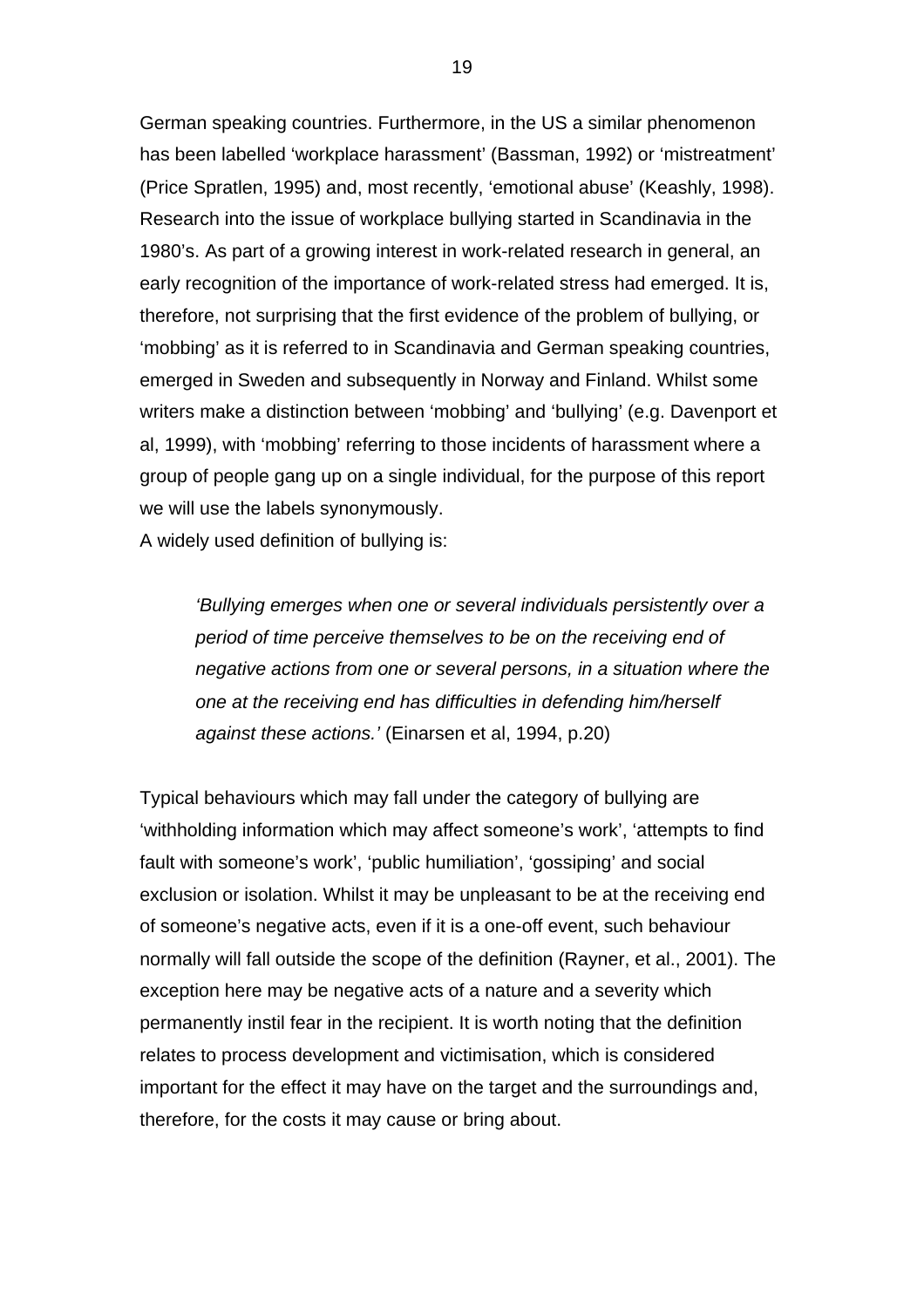German speaking countries. Furthermore, in the US a similar phenomenon has been labelled 'workplace harassment' (Bassman, 1992) or 'mistreatment' (Price Spratlen, 1995) and, most recently, 'emotional abuse' (Keashly, 1998). Research into the issue of workplace bullying started in Scandinavia in the 1980's. As part of a growing interest in work-related research in general, an early recognition of the importance of work-related stress had emerged. It is, therefore, not surprising that the first evidence of the problem of bullying, or 'mobbing' as it is referred to in Scandinavia and German speaking countries, emerged in Sweden and subsequently in Norway and Finland. Whilst some writers make a distinction between 'mobbing' and 'bullying' (e.g. Davenport et al, 1999), with 'mobbing' referring to those incidents of harassment where a group of people gang up on a single individual, for the purpose of this report we will use the labels synonymously.

A widely used definition of bullying is:

> *'Bullying emerges when one or several individuals persistently over a period of time perceive themselves to be on the receiving end of negative actions from one or several persons, in a situation where the one at the receiving end has difficulties in defending him/herself against these actions.'* (Einarsen et al, 1994, p.20)

Typical behaviours which may fall under the category of bullying are 'withholding information which may affect someone's work', 'attempts to find fault with someone's work', 'public humiliation', 'gossiping' and social exclusion or isolation. Whilst it may be unpleasant to be at the receiving end of someone's negative acts, even if it is a one-off event, such behaviour normally will fall outside the scope of the definition (Rayner, et al., 2001). The exception here may be negative acts of a nature and a severity which permanently instil fear in the recipient. It is worth noting that the definition relates to process development and victimisation, which is considered important for the effect it may have on the target and the surroundings and, therefore, for the costs it may cause or bring about.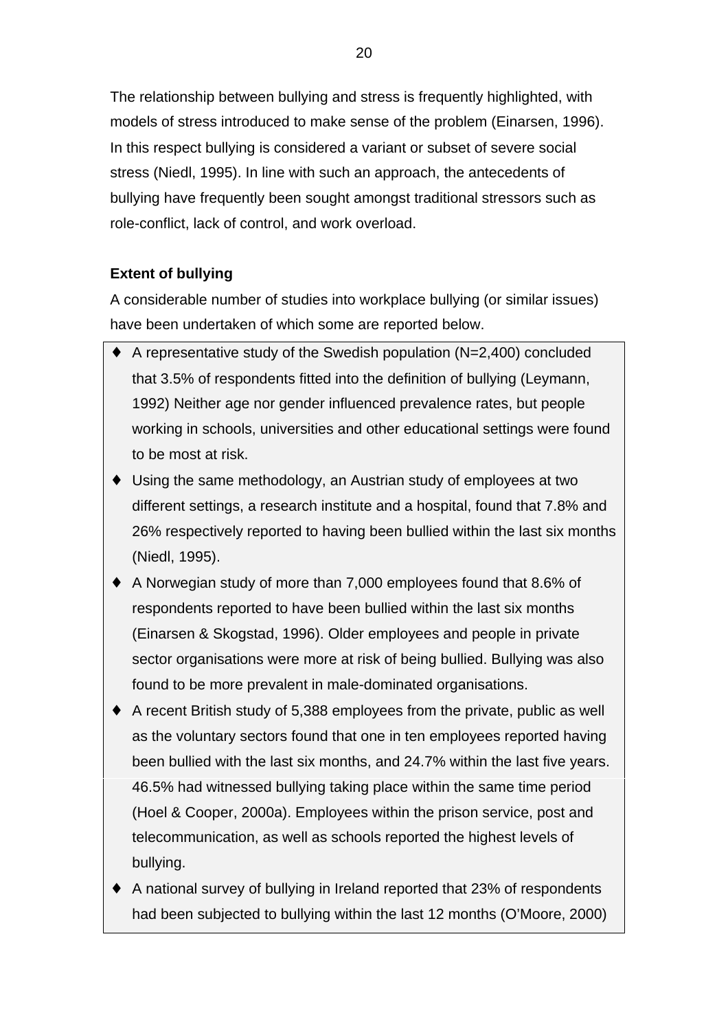The relationship between bullying and stress is frequently highlighted, with models of stress introduced to make sense of the problem (Einarsen, 1996). In this respect bullying is considered a variant or subset of severe social stress (Niedl, 1995). In line with such an approach, the antecedents of bullying have frequently been sought amongst traditional stressors such as role-conflict, lack of control, and work overload.

**Extent of bullying**

A considerable number of studies into workplace bullying (or similar issues) have been undertaken of which some are reported below.

- A representative study of the Swedish population (N=2,400) concluded that 3.5% of respondents fitted into the definition of bullying (Leymann, 1992) Neither age nor gender influenced prevalence rates, but people working in schools, universities and other educational settings were found to be most at risk.
- Using the same methodology, an Austrian study of employees at two different settings, a research institute and a hospital, found that 7.8% and 26% respectively reported to having been bullied within the last six months (Niedl, 1995).
- A Norwegian study of more than 7,000 employees found that 8.6% of respondents reported to have been bullied within the last six months (Einarsen & Skogstad, 1996). Older employees and people in private sector organisations were more at risk of being bullied. Bullying was also found to be more prevalent in male-dominated organisations.
- A recent British study of 5,388 employees from the private, public as well as the voluntary sectors found that one in ten employees reported having been bullied with the last six months, and 24.7% within the last five years. 46.5% had witnessed bullying taking place within the same time period (Hoel & Cooper, 2000a). Employees within the prison service, post and telecommunication, as well as schools reported the highest levels of bullying.
- A national survey of bullying in Ireland reported that 23% of respondents had been subjected to bullying within the last 12 months (O'Moore, 2000)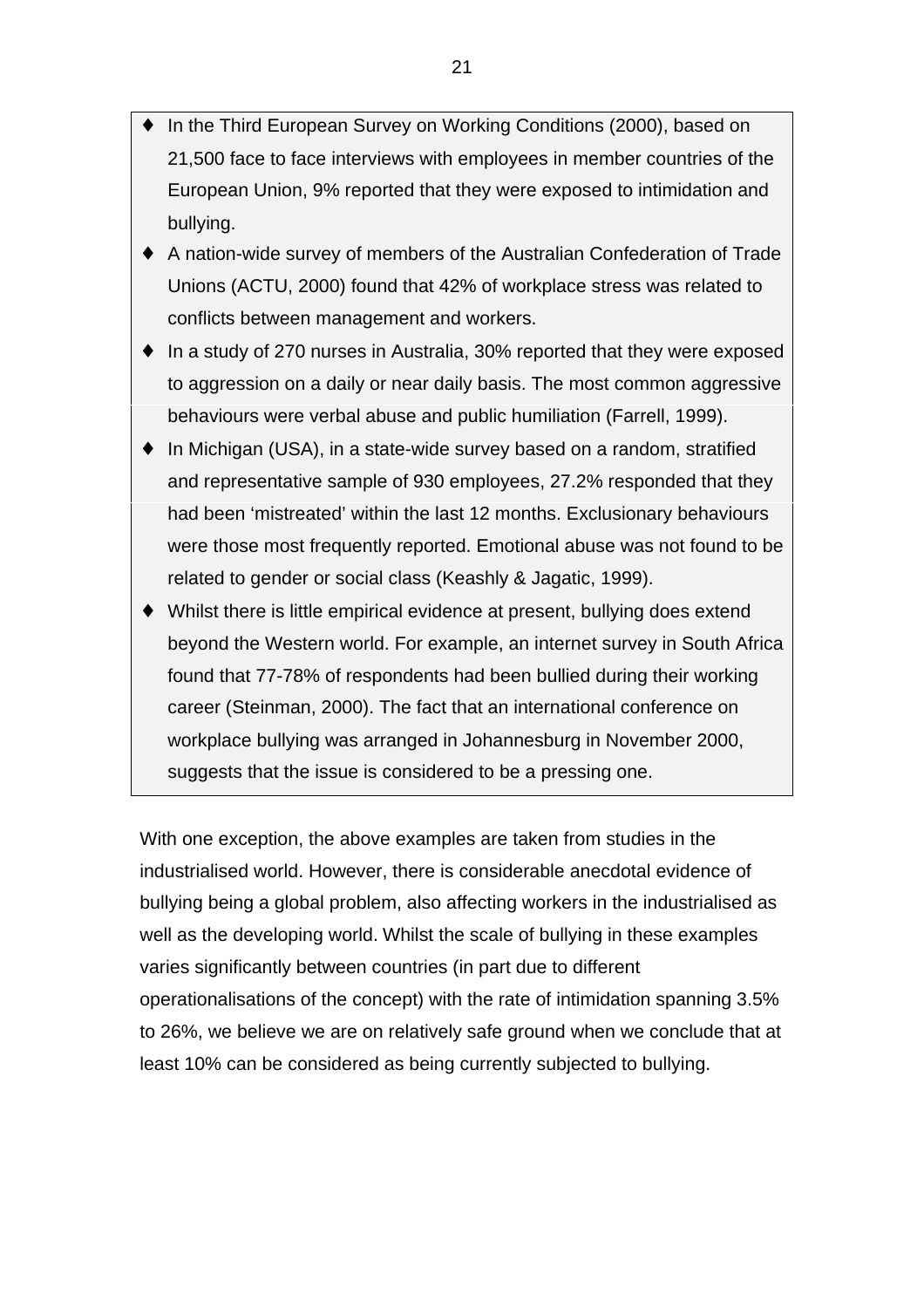- In the Third European Survey on Working Conditions (2000), based on 21,500 face to face interviews with employees in member countries of the European Union, 9% reported that they were exposed to intimidation and bullying.
- A nation-wide survey of members of the Australian Confederation of Trade Unions (ACTU, 2000) found that 42% of workplace stress was related to conflicts between management and workers.
- In a study of 270 nurses in Australia, 30% reported that they were exposed to aggression on a daily or near daily basis. The most common aggressive behaviours were verbal abuse and public humiliation (Farrell, 1999).
- In Michigan (USA), in a state-wide survey based on a random, stratified and representative sample of 930 employees, 27.2% responded that they had been 'mistreated' within the last 12 months. Exclusionary behaviours were those most frequently reported. Emotional abuse was not found to be related to gender or social class (Keashly & Jagatic, 1999).
- Whilst there is little empirical evidence at present, bullying does extend beyond the Western world. For example, an internet survey in South Africa found that 77-78% of respondents had been bullied during their working career (Steinman, 2000). The fact that an international conference on workplace bullying was arranged in Johannesburg in November 2000, suggests that the issue is considered to be a pressing one.

With one exception, the above examples are taken from studies in the industrialised world. However, there is considerable anecdotal evidence of bullying being a global problem, also affecting workers in the industrialised as well as the developing world. Whilst the scale of bullying in these examples varies significantly between countries (in part due to different operationalisations of the concept) with the rate of intimidation spanning 3.5% to 26%, we believe we are on relatively safe ground when we conclude that at least 10% can be considered as being currently subjected to bullying.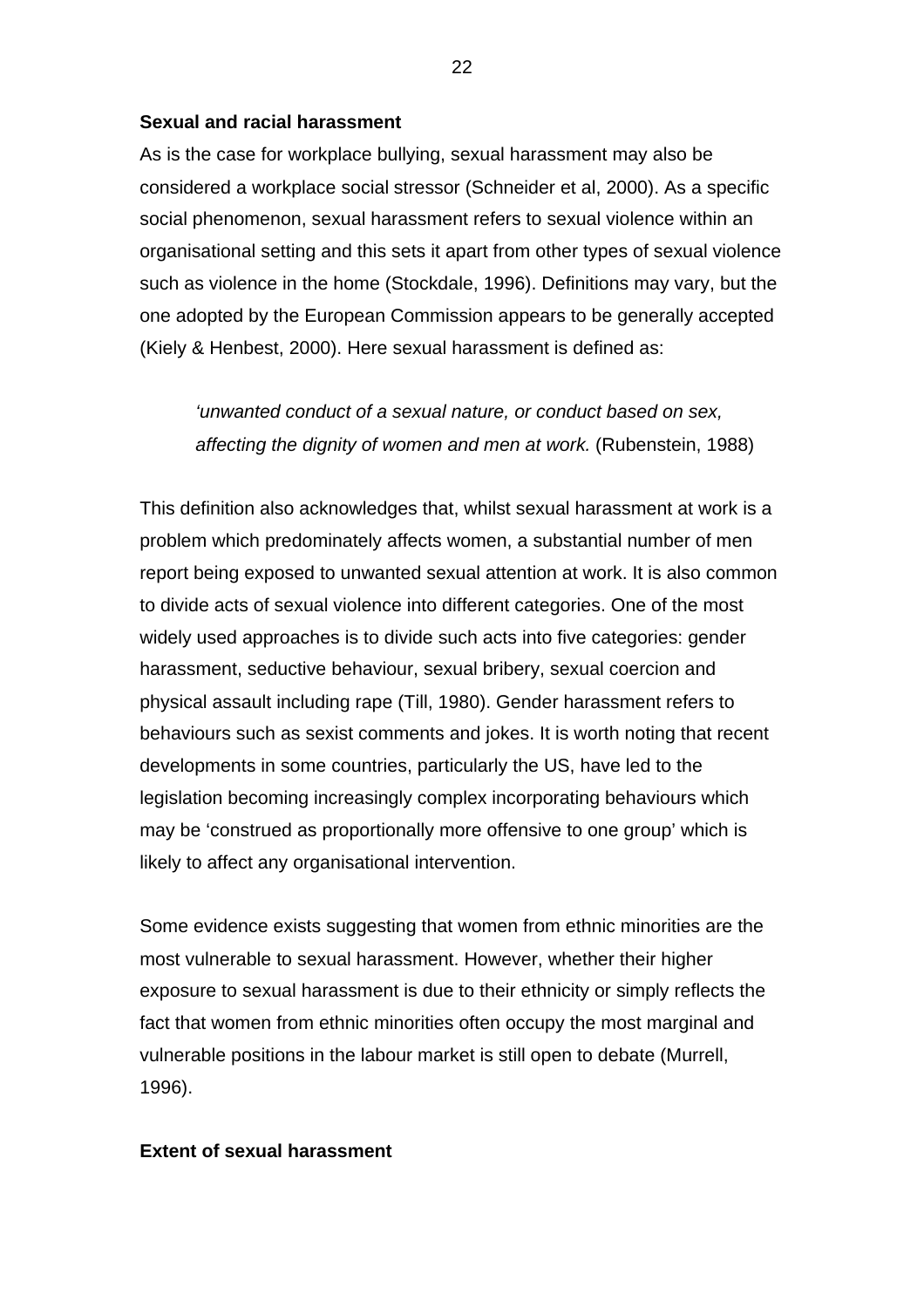**Sexual and racial harassment**

As is the case for workplace bullying, sexual harassment may also be considered a workplace social stressor (Schneider et al, 2000). As a specific social phenomenon, sexual harassment refers to sexual violence within an organisational setting and this sets it apart from other types of sexual violence such as violence in the home (Stockdale, 1996). Definitions may vary, but the one adopted by the European Commission appears to be generally accepted (Kiely & Henbest, 2000). Here sexual harassment is defined as:

> *'unwanted conduct of a sexual nature, or conduct based on sex, affecting the dignity of women and men at work.* (Rubenstein, 1988)

This definition also acknowledges that, whilst sexual harassment at work is a problem which predominately affects women, a substantial number of men report being exposed to unwanted sexual attention at work. It is also common to divide acts of sexual violence into different categories. One of the most widely used approaches is to divide such acts into five categories: gender harassment, seductive behaviour, sexual bribery, sexual coercion and physical assault including rape (Till, 1980). Gender harassment refers to behaviours such as sexist comments and jokes. It is worth noting that recent developments in some countries, particularly the US, have led to the legislation becoming increasingly complex incorporating behaviours which may be 'construed as proportionally more offensive to one group' which is likely to affect any organisational intervention.

Some evidence exists suggesting that women from ethnic minorities are the most vulnerable to sexual harassment. However, whether their higher exposure to sexual harassment is due to their ethnicity or simply reflects the fact that women from ethnic minorities often occupy the most marginal and vulnerable positions in the labour market is still open to debate (Murrell, 1996).

**Extent of sexual harassment**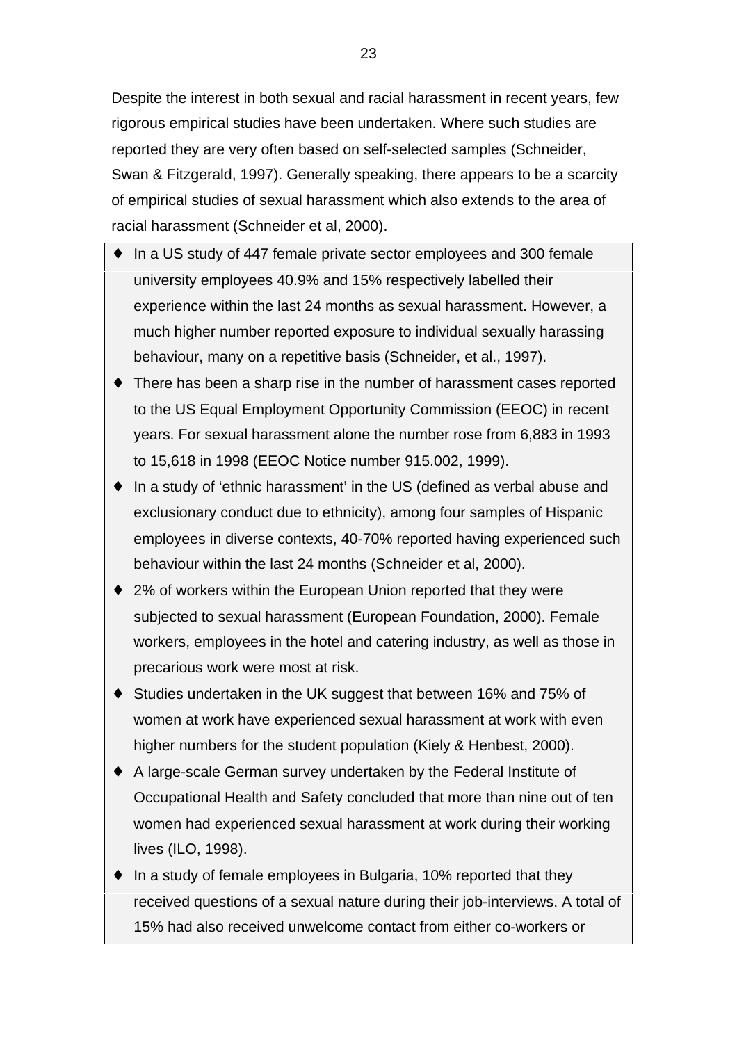Despite the interest in both sexual and racial harassment in recent years, few rigorous empirical studies have been undertaken. Where such studies are reported they are very often based on self-selected samples (Schneider, Swan & Fitzgerald, 1997). Generally speaking, there appears to be a scarcity of empirical studies of sexual harassment which also extends to the area of racial harassment (Schneider et al, 2000).

- In a US study of 447 female private sector employees and 300 female university employees 40.9% and 15% respectively labelled their experience within the last 24 months as sexual harassment. However, a much higher number reported exposure to individual sexually harassing behaviour, many on a repetitive basis (Schneider, et al., 1997).
- There has been a sharp rise in the number of harassment cases reported to the US Equal Employment Opportunity Commission (EEOC) in recent years. For sexual harassment alone the number rose from 6,883 in 1993 to 15,618 in 1998 (EEOC Notice number 915.002, 1999).
- In a study of 'ethnic harassment' in the US (defined as verbal abuse and exclusionary conduct due to ethnicity), among four samples of Hispanic employees in diverse contexts, 40-70% reported having experienced such behaviour within the last 24 months (Schneider et al, 2000).
- 2% of workers within the European Union reported that they were subjected to sexual harassment (European Foundation, 2000). Female workers, employees in the hotel and catering industry, as well as those in precarious work were most at risk.
- Studies undertaken in the UK suggest that between 16% and 75% of women at work have experienced sexual harassment at work with even higher numbers for the student population (Kiely & Henbest, 2000).
- A large-scale German survey undertaken by the Federal Institute of Occupational Health and Safety concluded that more than nine out of ten women had experienced sexual harassment at work during their working lives (ILO, 1998).
- In a study of female employees in Bulgaria, 10% reported that they received questions of a sexual nature during their job-interviews. A total of 15% had also received unwelcome contact from either co-workers or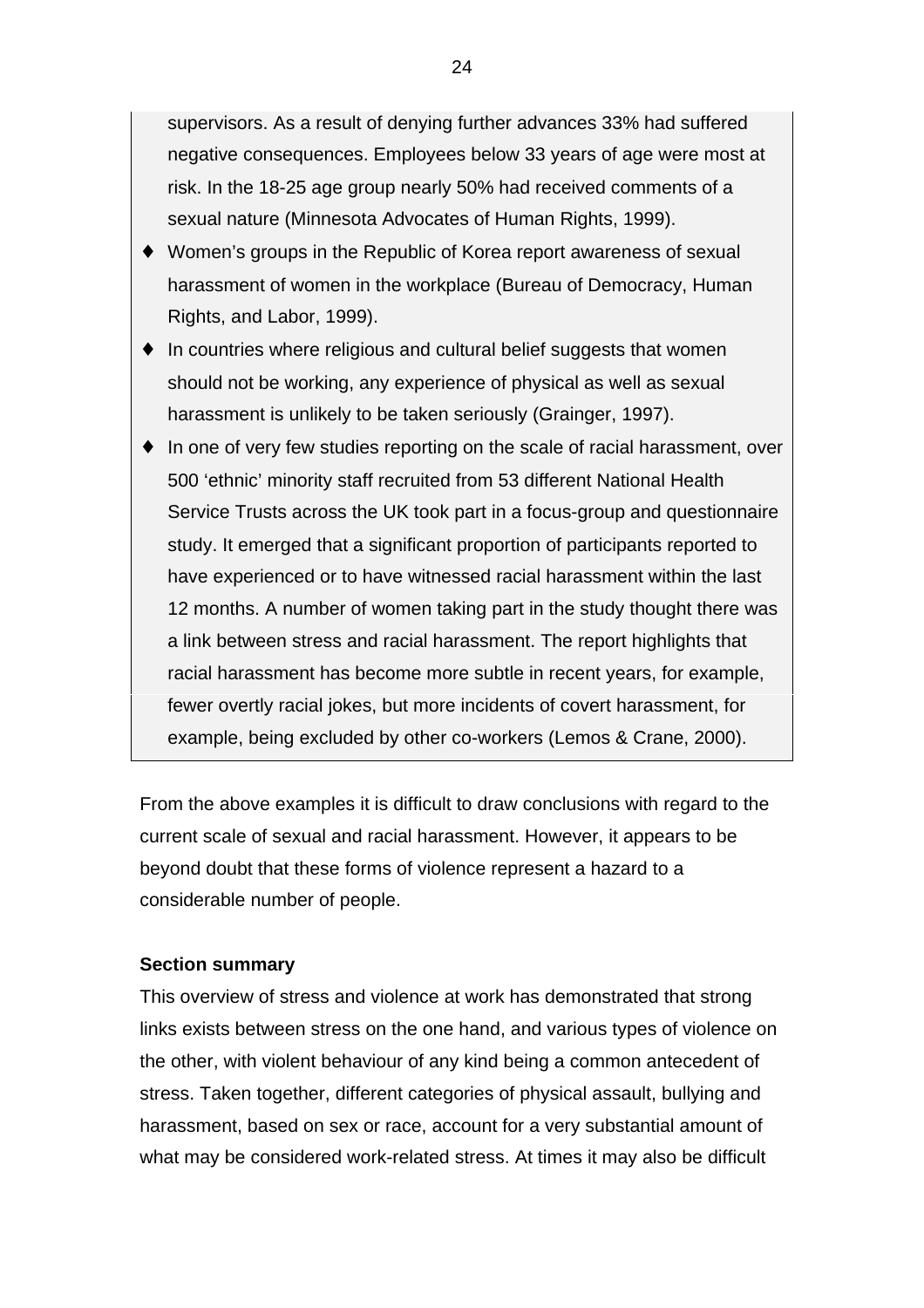supervisors. As a result of denying further advances 33% had suffered negative consequences. Employees below 33 years of age were most at risk. In the 18-25 age group nearly 50% had received comments of a sexual nature (Minnesota Advocates of Human Rights, 1999).

- Women's groups in the Republic of Korea report awareness of sexual harassment of women in the workplace (Bureau of Democracy, Human Rights, and Labor, 1999).
- In countries where religious and cultural belief suggests that women should not be working, any experience of physical as well as sexual harassment is unlikely to be taken seriously (Grainger, 1997).
- In one of very few studies reporting on the scale of racial harassment, over 500 'ethnic' minority staff recruited from 53 different National Health Service Trusts across the UK took part in a focus-group and questionnaire study. It emerged that a significant proportion of participants reported to have experienced or to have witnessed racial harassment within the last 12 months. A number of women taking part in the study thought there was a link between stress and racial harassment. The report highlights that racial harassment has become more subtle in recent years, for example, fewer overtly racial jokes, but more incidents of covert harassment, for example, being excluded by other co-workers (Lemos & Crane, 2000).

From the above examples it is difficult to draw conclusions with regard to the current scale of sexual and racial harassment. However, it appears to be beyond doubt that these forms of violence represent a hazard to a considerable number of people.

**Section summary**

This overview of stress and violence at work has demonstrated that strong links exists between stress on the one hand, and various types of violence on the other, with violent behaviour of any kind being a common antecedent of stress. Taken together, different categories of physical assault, bullying and harassment, based on sex or race, account for a very substantial amount of what may be considered work-related stress. At times it may also be difficult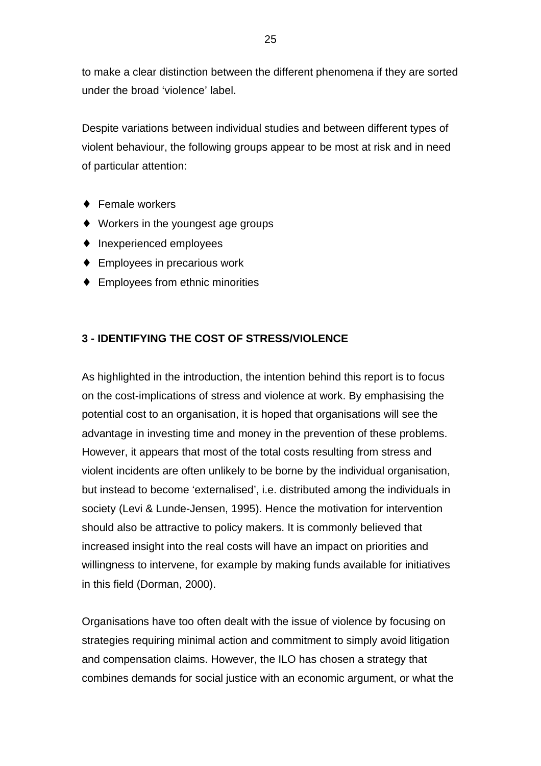to make a clear distinction between the different phenomena if they are sorted under the broad 'violence' label.

Despite variations between individual studies and between different types of violent behaviour, the following groups appear to be most at risk and in need of particular attention:

- Female workers
- Workers in the youngest age groups
- Inexperienced employees
- Employees in precarious work
- Employees from ethnic minorities

## 3 - IDENTIFYING THE COST OF STRESS/VIOLENCE

As highlighted in the introduction, the intention behind this report is to focus on the cost-implications of stress and violence at work. By emphasising the potential cost to an organisation, it is hoped that organisations will see the advantage in investing time and money in the prevention of these problems. However, it appears that most of the total costs resulting from stress and violent incidents are often unlikely to be borne by the individual organisation, but instead to become 'externalised', i.e. distributed among the individuals in society (Levi & Lunde-Jensen, 1995). Hence the motivation for intervention should also be attractive to policy makers. It is commonly believed that increased insight into the real costs will have an impact on priorities and willingness to intervene, for example by making funds available for initiatives in this field (Dorman, 2000).

Organisations have too often dealt with the issue of violence by focusing on strategies requiring minimal action and commitment to simply avoid litigation and compensation claims. However, the ILO has chosen a strategy that combines demands for social justice with an economic argument, or what the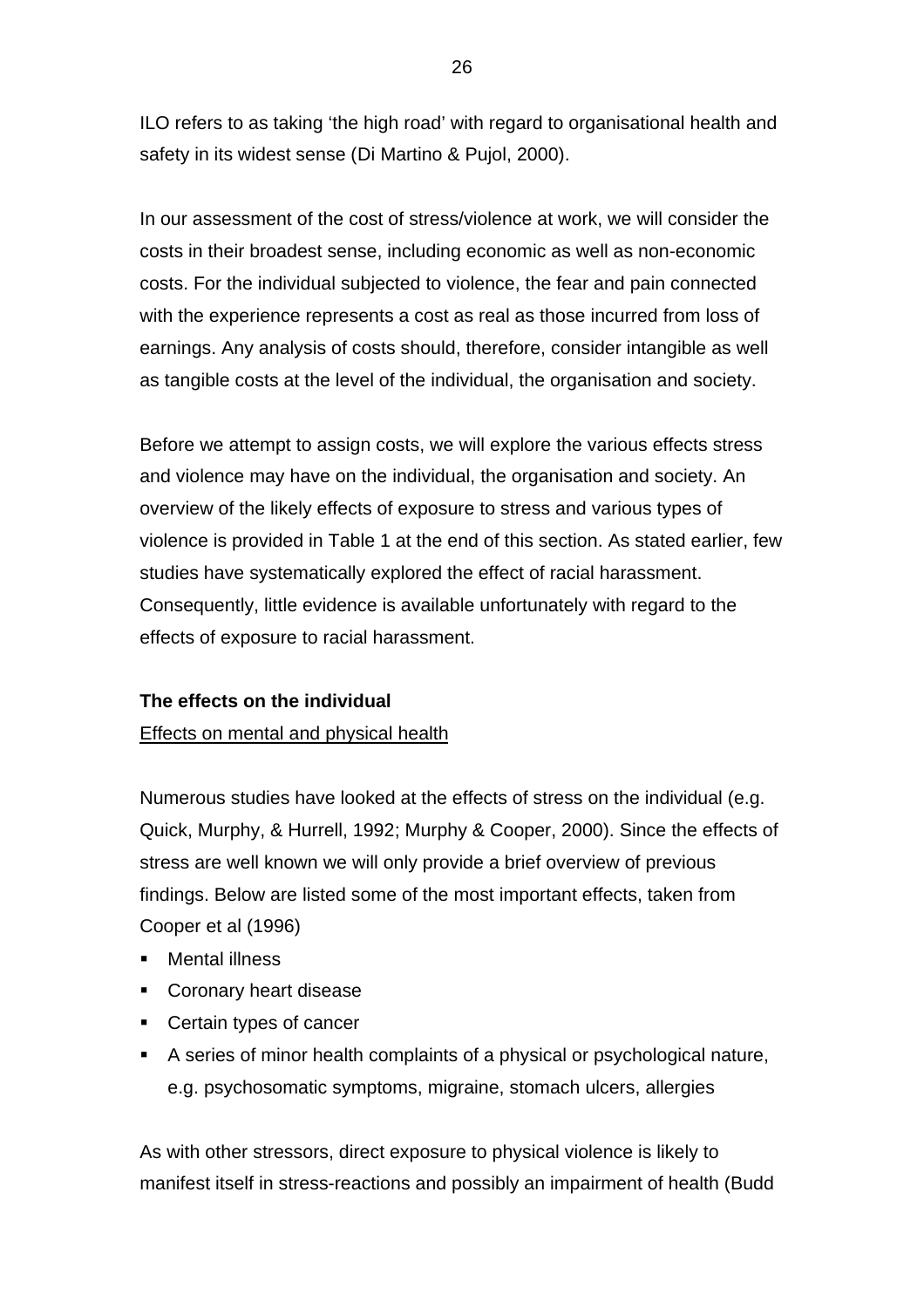ILO refers to as taking 'the high road' with regard to organisational health and safety in its widest sense (Di Martino & Pujol, 2000).

In our assessment of the cost of stress/violence at work, we will consider the costs in their broadest sense, including economic as well as non-economic costs. For the individual subjected to violence, the fear and pain connected with the experience represents a cost as real as those incurred from loss of earnings. Any analysis of costs should, therefore, consider intangible as well as tangible costs at the level of the individual, the organisation and society.

Before we attempt to assign costs, we will explore the various effects stress and violence may have on the individual, the organisation and society. An overview of the likely effects of exposure to stress and various types of violence is provided in Table 1 at the end of this section. As stated earlier, few studies have systematically explored the effect of racial harassment. Consequently, little evidence is available unfortunately with regard to the effects of exposure to racial harassment.

**The effects on the individual**

<u>Effects on mental and physical health</u>

Numerous studies have looked at the effects of stress on the individual (e.g. Quick, Murphy, & Hurrell, 1992; Murphy & Cooper, 2000). Since the effects of stress are well known we will only provide a brief overview of previous findings. Below are listed some of the most important effects, taken from Cooper et al (1996)

- Mental illness
- Coronary heart disease
- Certain types of cancer
- A series of minor health complaints of a physical or psychological nature, e.g. psychosomatic symptoms, migraine, stomach ulcers, allergies

As with other stressors, direct exposure to physical violence is likely to manifest itself in stress-reactions and possibly an impairment of health (Budd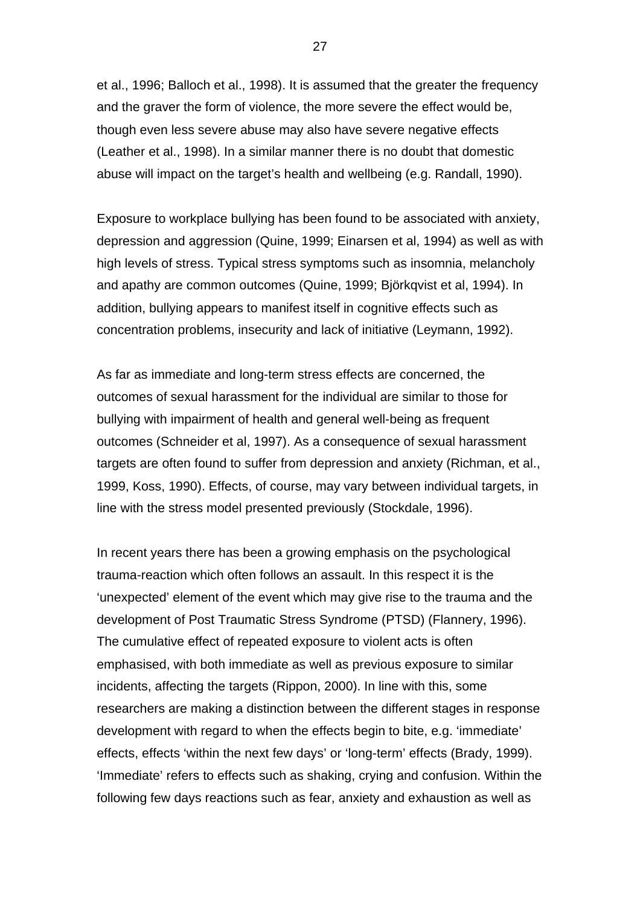et al., 1996; Balloch et al., 1998). It is assumed that the greater the frequency and the graver the form of violence, the more severe the effect would be, though even less severe abuse may also have severe negative effects (Leather et al., 1998). In a similar manner there is no doubt that domestic abuse will impact on the target's health and wellbeing (e.g. Randall, 1990).

Exposure to workplace bullying has been found to be associated with anxiety, depression and aggression (Quine, 1999; Einarsen et al, 1994) as well as with high levels of stress. Typical stress symptoms such as insomnia, melancholy and apathy are common outcomes (Quine, 1999; Björkqvist et al, 1994). In addition, bullying appears to manifest itself in cognitive effects such as concentration problems, insecurity and lack of initiative (Leymann, 1992).

As far as immediate and long-term stress effects are concerned, the outcomes of sexual harassment for the individual are similar to those for bullying with impairment of health and general well-being as frequent outcomes (Schneider et al, 1997). As a consequence of sexual harassment targets are often found to suffer from depression and anxiety (Richman, et al., 1999, Koss, 1990). Effects, of course, may vary between individual targets, in line with the stress model presented previously (Stockdale, 1996).

In recent years there has been a growing emphasis on the psychological trauma-reaction which often follows an assault. In this respect it is the 'unexpected' element of the event which may give rise to the trauma and the development of Post Traumatic Stress Syndrome (PTSD) (Flannery, 1996). The cumulative effect of repeated exposure to violent acts is often emphasised, with both immediate as well as previous exposure to similar incidents, affecting the targets (Rippon, 2000). In line with this, some researchers are making a distinction between the different stages in response development with regard to when the effects begin to bite, e.g. 'immediate' effects, effects 'within the next few days' or 'long-term' effects (Brady, 1999). 'Immediate' refers to effects such as shaking, crying and confusion. Within the following few days reactions such as fear, anxiety and exhaustion as well as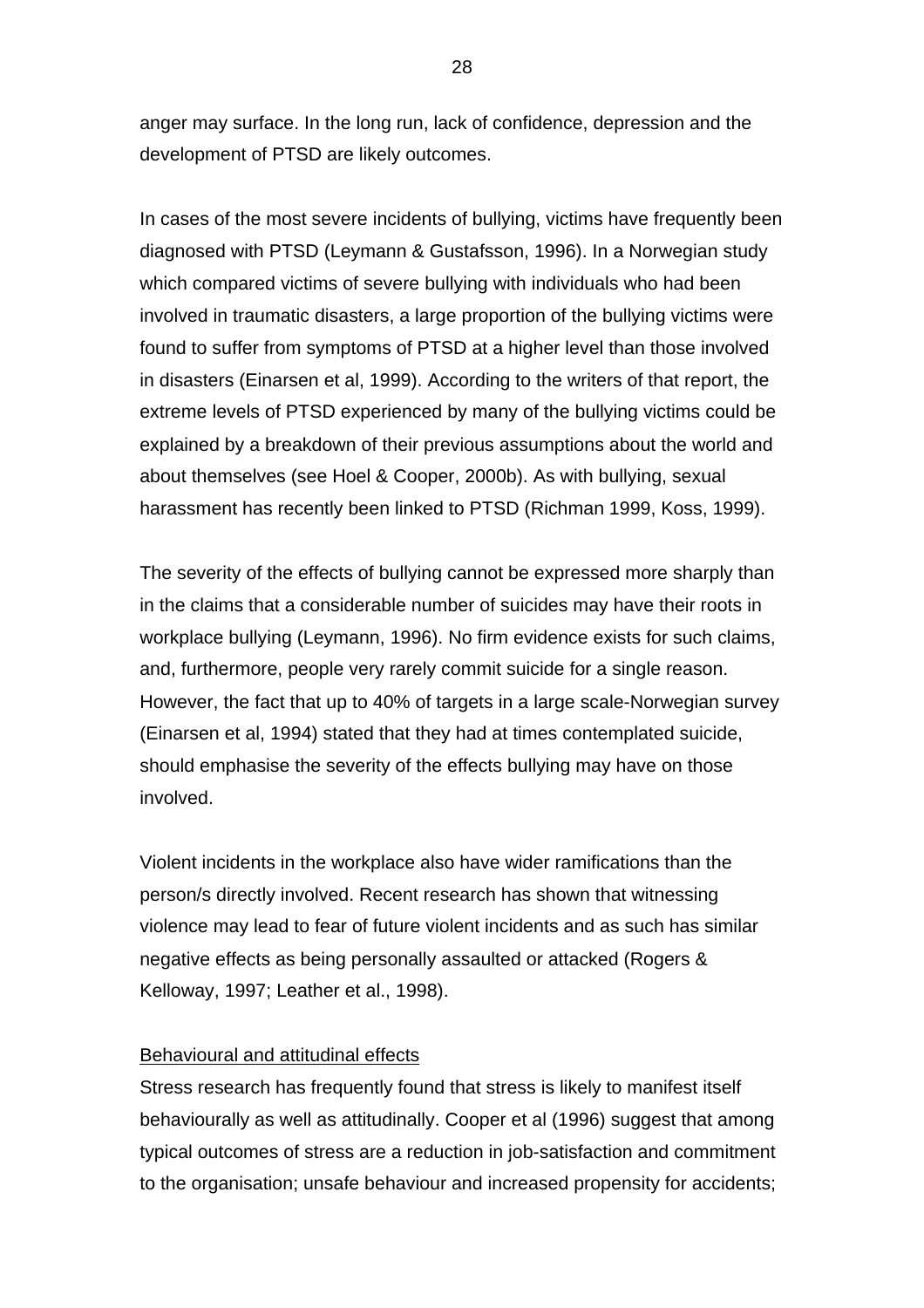anger may surface. In the long run, lack of confidence, depression and the development of PTSD are likely outcomes.

In cases of the most severe incidents of bullying, victims have frequently been diagnosed with PTSD (Leymann & Gustafsson, 1996). In a Norwegian study which compared victims of severe bullying with individuals who had been involved in traumatic disasters, a large proportion of the bullying victims were found to suffer from symptoms of PTSD at a higher level than those involved in disasters (Einarsen et al, 1999). According to the writers of that report, the extreme levels of PTSD experienced by many of the bullying victims could be explained by a breakdown of their previous assumptions about the world and about themselves (see Hoel & Cooper, 2000b). As with bullying, sexual harassment has recently been linked to PTSD (Richman 1999, Koss, 1999).

The severity of the effects of bullying cannot be expressed more sharply than in the claims that a considerable number of suicides may have their roots in workplace bullying (Leymann, 1996). No firm evidence exists for such claims, and, furthermore, people very rarely commit suicide for a single reason. However, the fact that up to 40% of targets in a large scale-Norwegian survey (Einarsen et al, 1994) stated that they had at times contemplated suicide, should emphasise the severity of the effects bullying may have on those involved.

Violent incidents in the workplace also have wider ramifications than the person/s directly involved. Recent research has shown that witnessing violence may lead to fear of future violent incidents and as such has similar negative effects as being personally assaulted or attacked (Rogers & Kelloway, 1997; Leather et al., 1998).

<u>Behavioural and attitudinal effects</u>

Stress research has frequently found that stress is likely to manifest itself behaviourally as well as attitudinally. Cooper et al (1996) suggest that among typical outcomes of stress are a reduction in job-satisfaction and commitment to the organisation; unsafe behaviour and increased propensity for accidents;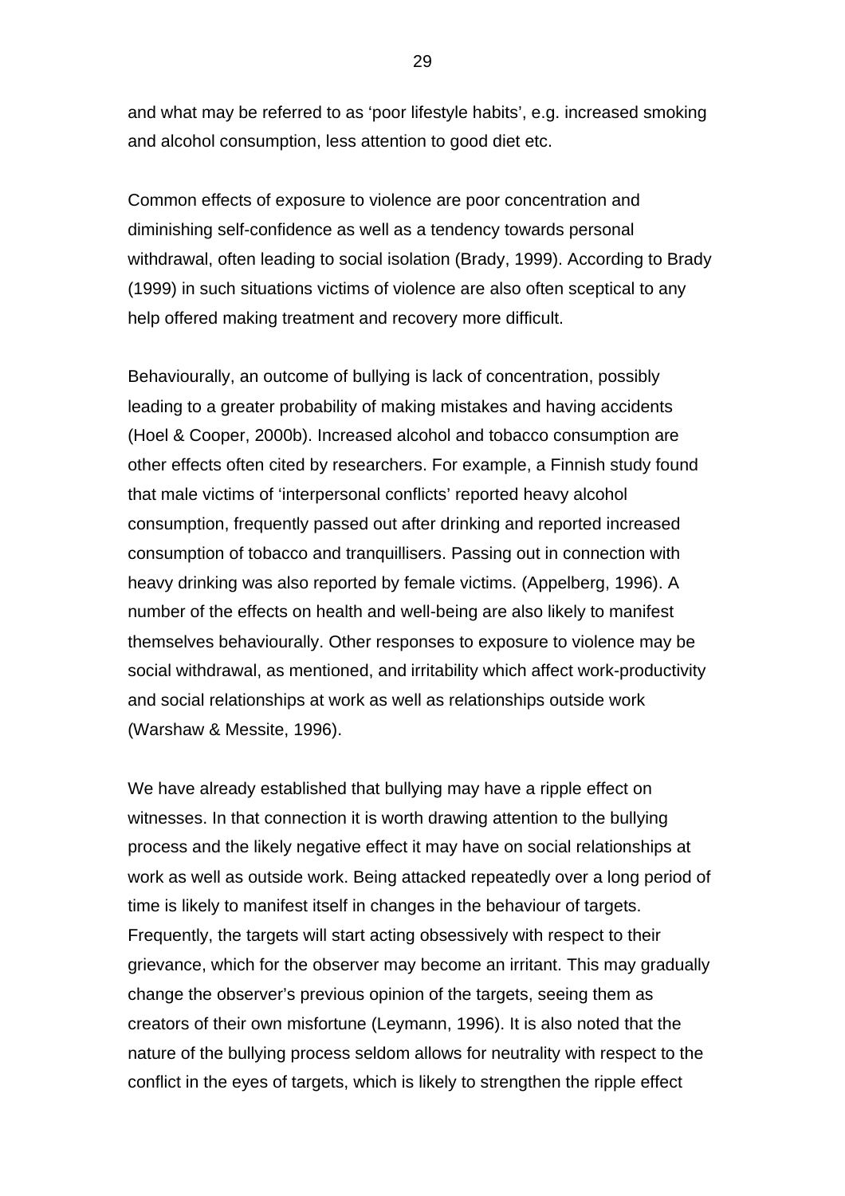and what may be referred to as 'poor lifestyle habits', e.g. increased smoking and alcohol consumption, less attention to good diet etc.

Common effects of exposure to violence are poor concentration and diminishing self-confidence as well as a tendency towards personal withdrawal, often leading to social isolation (Brady, 1999). According to Brady (1999) in such situations victims of violence are also often sceptical to any help offered making treatment and recovery more difficult.

Behaviourally, an outcome of bullying is lack of concentration, possibly leading to a greater probability of making mistakes and having accidents (Hoel & Cooper, 2000b). Increased alcohol and tobacco consumption are other effects often cited by researchers. For example, a Finnish study found that male victims of 'interpersonal conflicts' reported heavy alcohol consumption, frequently passed out after drinking and reported increased consumption of tobacco and tranquillisers. Passing out in connection with heavy drinking was also reported by female victims. (Appelberg, 1996). A number of the effects on health and well-being are also likely to manifest themselves behaviourally. Other responses to exposure to violence may be social withdrawal, as mentioned, and irritability which affect work-productivity and social relationships at work as well as relationships outside work (Warshaw & Messite, 1996).

We have already established that bullying may have a ripple effect on witnesses. In that connection it is worth drawing attention to the bullying process and the likely negative effect it may have on social relationships at work as well as outside work. Being attacked repeatedly over a long period of time is likely to manifest itself in changes in the behaviour of targets. Frequently, the targets will start acting obsessively with respect to their grievance, which for the observer may become an irritant. This may gradually change the observer's previous opinion of the targets, seeing them as creators of their own misfortune (Leymann, 1996). It is also noted that the nature of the bullying process seldom allows for neutrality with respect to the conflict in the eyes of targets, which is likely to strengthen the ripple effect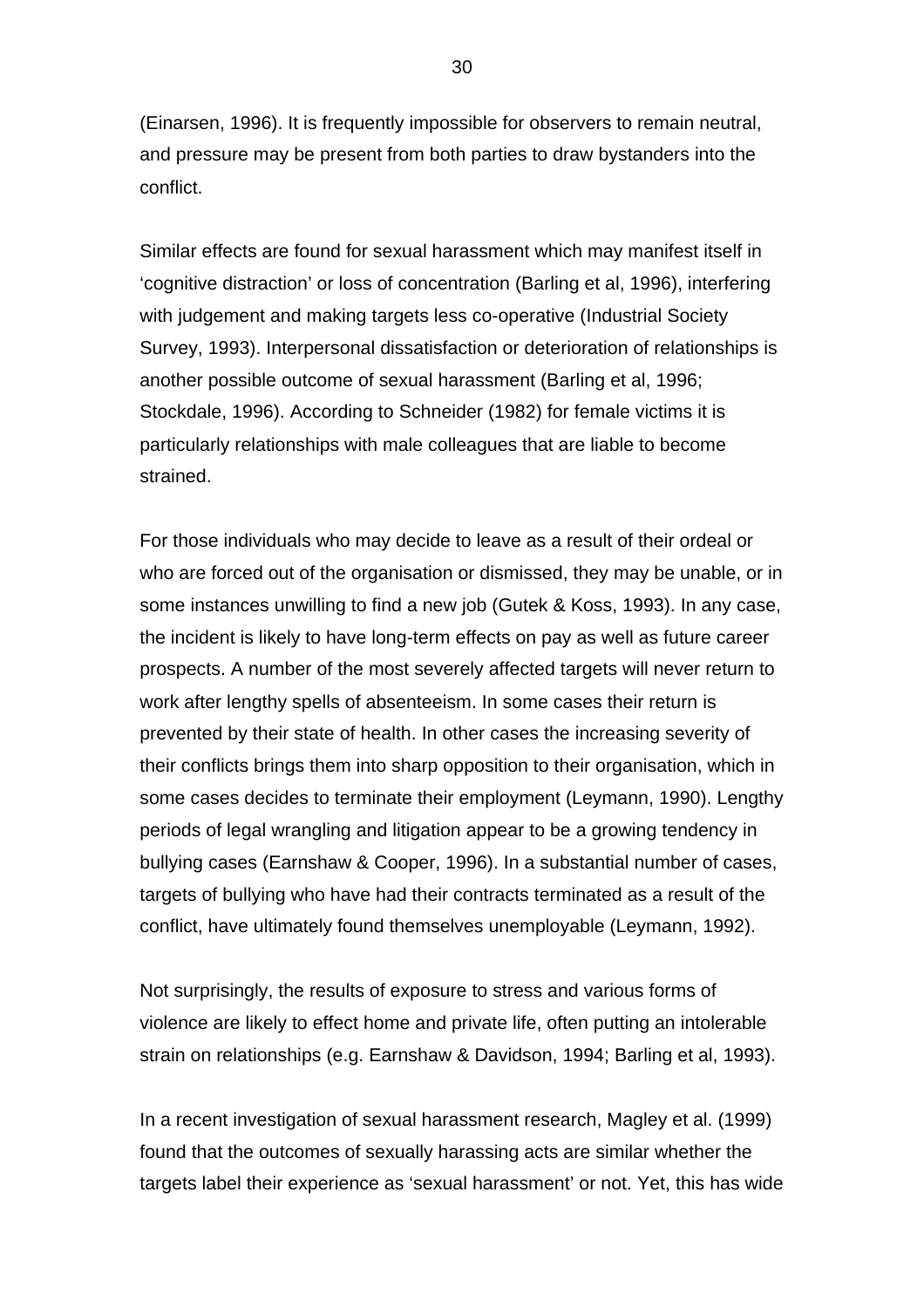(Einarsen, 1996). It is frequently impossible for observers to remain neutral, and pressure may be present from both parties to draw bystanders into the conflict.

Similar effects are found for sexual harassment which may manifest itself in 'cognitive distraction' or loss of concentration (Barling et al, 1996), interfering with judgement and making targets less co-operative (Industrial Society Survey, 1993). Interpersonal dissatisfaction or deterioration of relationships is another possible outcome of sexual harassment (Barling et al, 1996; Stockdale, 1996). According to Schneider (1982) for female victims it is particularly relationships with male colleagues that are liable to become strained.

For those individuals who may decide to leave as a result of their ordeal or who are forced out of the organisation or dismissed, they may be unable, or in some instances unwilling to find a new job (Gutek & Koss, 1993). In any case, the incident is likely to have long-term effects on pay as well as future career prospects. A number of the most severely affected targets will never return to work after lengthy spells of absenteeism. In some cases their return is prevented by their state of health. In other cases the increasing severity of their conflicts brings them into sharp opposition to their organisation, which in some cases decides to terminate their employment (Leymann, 1990). Lengthy periods of legal wrangling and litigation appear to be a growing tendency in bullying cases (Earnshaw & Cooper, 1996). In a substantial number of cases, targets of bullying who have had their contracts terminated as a result of the conflict, have ultimately found themselves unemployable (Leymann, 1992).

Not surprisingly, the results of exposure to stress and various forms of violence are likely to effect home and private life, often putting an intolerable strain on relationships (e.g. Earnshaw & Davidson, 1994; Barling et al, 1993).

In a recent investigation of sexual harassment research, Magley et al. (1999) found that the outcomes of sexually harassing acts are similar whether the targets label their experience as 'sexual harassment' or not. Yet, this has wide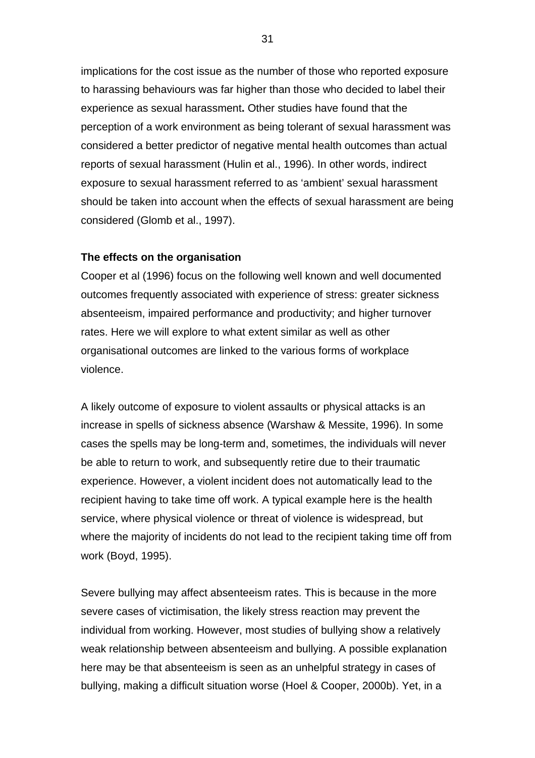implications for the cost issue as the number of those who reported exposure to harassing behaviours was far higher than those who decided to label their experience as sexual harassment**.** Other studies have found that the perception of a work environment as being tolerant of sexual harassment was considered a better predictor of negative mental health outcomes than actual reports of sexual harassment (Hulin et al., 1996). In other words, indirect exposure to sexual harassment referred to as 'ambient' sexual harassment should be taken into account when the effects of sexual harassment are being considered (Glomb et al., 1997).

**The effects on the organisation**

Cooper et al (1996) focus on the following well known and well documented outcomes frequently associated with experience of stress: greater sickness absenteeism, impaired performance and productivity; and higher turnover rates. Here we will explore to what extent similar as well as other organisational outcomes are linked to the various forms of workplace violence.

A likely outcome of exposure to violent assaults or physical attacks is an increase in spells of sickness absence (Warshaw & Messite, 1996). In some cases the spells may be long-term and, sometimes, the individuals will never be able to return to work, and subsequently retire due to their traumatic experience. However, a violent incident does not automatically lead to the recipient having to take time off work. A typical example here is the health service, where physical violence or threat of violence is widespread, but where the majority of incidents do not lead to the recipient taking time off from work (Boyd, 1995).

Severe bullying may affect absenteeism rates. This is because in the more severe cases of victimisation, the likely stress reaction may prevent the individual from working. However, most studies of bullying show a relatively weak relationship between absenteeism and bullying. A possible explanation here may be that absenteeism is seen as an unhelpful strategy in cases of bullying, making a difficult situation worse (Hoel & Cooper, 2000b). Yet, in a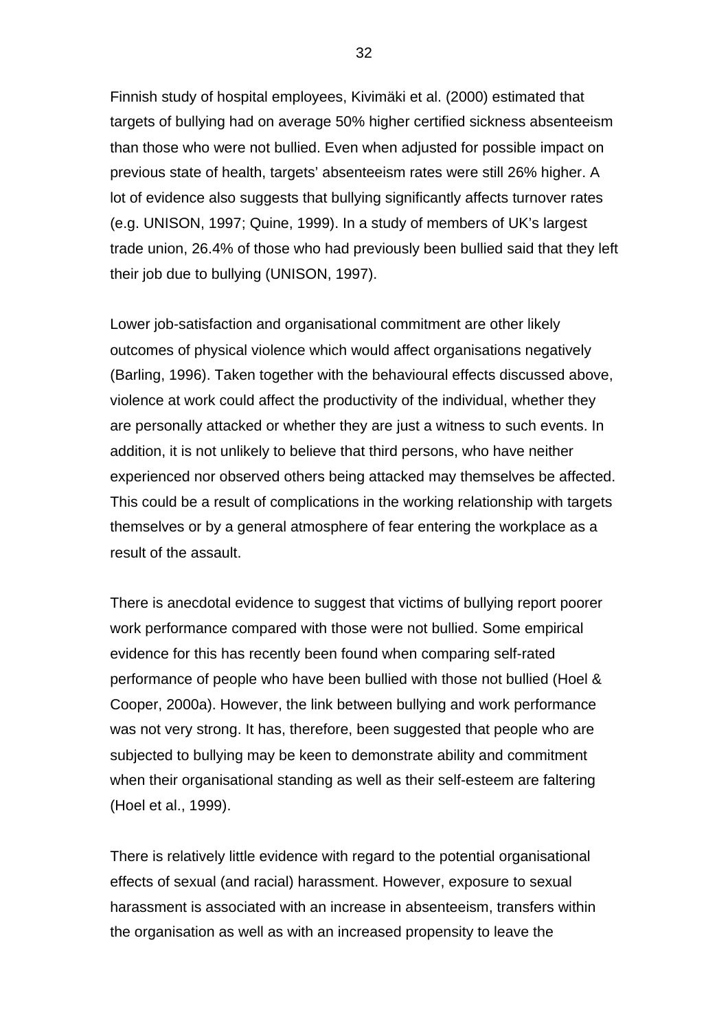Finnish study of hospital employees, Kivimäki et al. (2000) estimated that targets of bullying had on average 50% higher certified sickness absenteeism than those who were not bullied. Even when adjusted for possible impact on previous state of health, targets' absenteeism rates were still 26% higher. A lot of evidence also suggests that bullying significantly affects turnover rates (e.g. UNISON, 1997; Quine, 1999). In a study of members of UK's largest trade union, 26.4% of those who had previously been bullied said that they left their job due to bullying (UNISON, 1997).

Lower job-satisfaction and organisational commitment are other likely outcomes of physical violence which would affect organisations negatively (Barling, 1996). Taken together with the behavioural effects discussed above, violence at work could affect the productivity of the individual, whether they are personally attacked or whether they are just a witness to such events. In addition, it is not unlikely to believe that third persons, who have neither experienced nor observed others being attacked may themselves be affected. This could be a result of complications in the working relationship with targets themselves or by a general atmosphere of fear entering the workplace as a result of the assault.

There is anecdotal evidence to suggest that victims of bullying report poorer work performance compared with those were not bullied. Some empirical evidence for this has recently been found when comparing self-rated performance of people who have been bullied with those not bullied (Hoel & Cooper, 2000a). However, the link between bullying and work performance was not very strong. It has, therefore, been suggested that people who are subjected to bullying may be keen to demonstrate ability and commitment when their organisational standing as well as their self-esteem are faltering (Hoel et al., 1999).

There is relatively little evidence with regard to the potential organisational effects of sexual (and racial) harassment. However, exposure to sexual harassment is associated with an increase in absenteeism, transfers within the organisation as well as with an increased propensity to leave the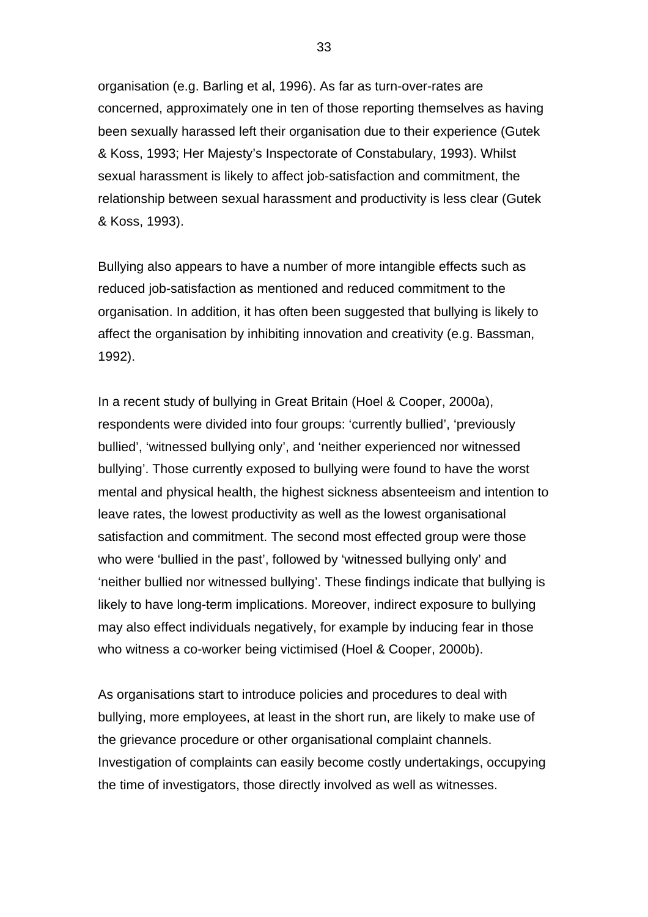organisation (e.g. Barling et al, 1996). As far as turn-over-rates are concerned, approximately one in ten of those reporting themselves as having been sexually harassed left their organisation due to their experience (Gutek & Koss, 1993; Her Majesty's Inspectorate of Constabulary, 1993). Whilst sexual harassment is likely to affect job-satisfaction and commitment, the relationship between sexual harassment and productivity is less clear (Gutek & Koss, 1993).

Bullying also appears to have a number of more intangible effects such as reduced job-satisfaction as mentioned and reduced commitment to the organisation. In addition, it has often been suggested that bullying is likely to affect the organisation by inhibiting innovation and creativity (e.g. Bassman, 1992).

In a recent study of bullying in Great Britain (Hoel & Cooper, 2000a), respondents were divided into four groups: 'currently bullied', 'previously bullied', 'witnessed bullying only', and 'neither experienced nor witnessed bullying'. Those currently exposed to bullying were found to have the worst mental and physical health, the highest sickness absenteeism and intention to leave rates, the lowest productivity as well as the lowest organisational satisfaction and commitment. The second most effected group were those who were 'bullied in the past', followed by 'witnessed bullying only' and 'neither bullied nor witnessed bullying'. These findings indicate that bullying is likely to have long-term implications. Moreover, indirect exposure to bullying may also effect individuals negatively, for example by inducing fear in those who witness a co-worker being victimised (Hoel & Cooper, 2000b).

As organisations start to introduce policies and procedures to deal with bullying, more employees, at least in the short run, are likely to make use of the grievance procedure or other organisational complaint channels. Investigation of complaints can easily become costly undertakings, occupying the time of investigators, those directly involved as well as witnesses.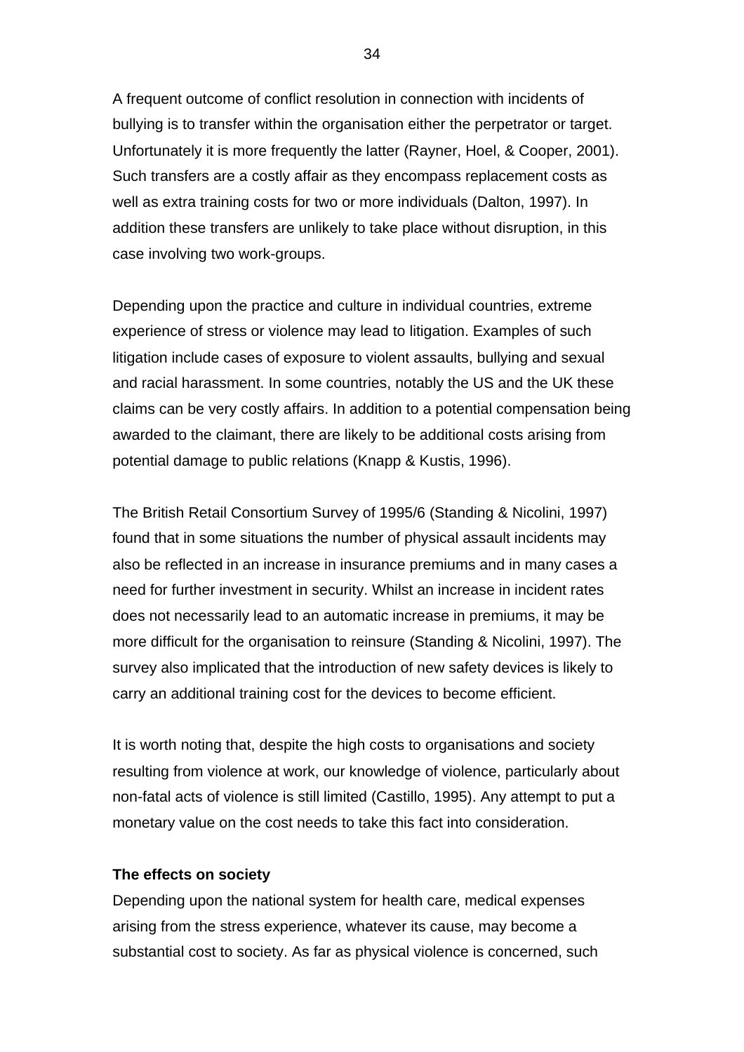A frequent outcome of conflict resolution in connection with incidents of bullying is to transfer within the organisation either the perpetrator or target. Unfortunately it is more frequently the latter (Rayner, Hoel, & Cooper, 2001). Such transfers are a costly affair as they encompass replacement costs as well as extra training costs for two or more individuals (Dalton, 1997). In addition these transfers are unlikely to take place without disruption, in this case involving two work-groups.

Depending upon the practice and culture in individual countries, extreme experience of stress or violence may lead to litigation. Examples of such litigation include cases of exposure to violent assaults, bullying and sexual and racial harassment. In some countries, notably the US and the UK these claims can be very costly affairs. In addition to a potential compensation being awarded to the claimant, there are likely to be additional costs arising from potential damage to public relations (Knapp & Kustis, 1996).

The British Retail Consortium Survey of 1995/6 (Standing & Nicolini, 1997) found that in some situations the number of physical assault incidents may also be reflected in an increase in insurance premiums and in many cases a need for further investment in security. Whilst an increase in incident rates does not necessarily lead to an automatic increase in premiums, it may be more difficult for the organisation to reinsure (Standing & Nicolini, 1997). The survey also implicated that the introduction of new safety devices is likely to carry an additional training cost for the devices to become efficient.

It is worth noting that, despite the high costs to organisations and society resulting from violence at work, our knowledge of violence, particularly about non-fatal acts of violence is still limited (Castillo, 1995). Any attempt to put a monetary value on the cost needs to take this fact into consideration.

**The effects on society**

Depending upon the national system for health care, medical expenses arising from the stress experience, whatever its cause, may become a substantial cost to society. As far as physical violence is concerned, such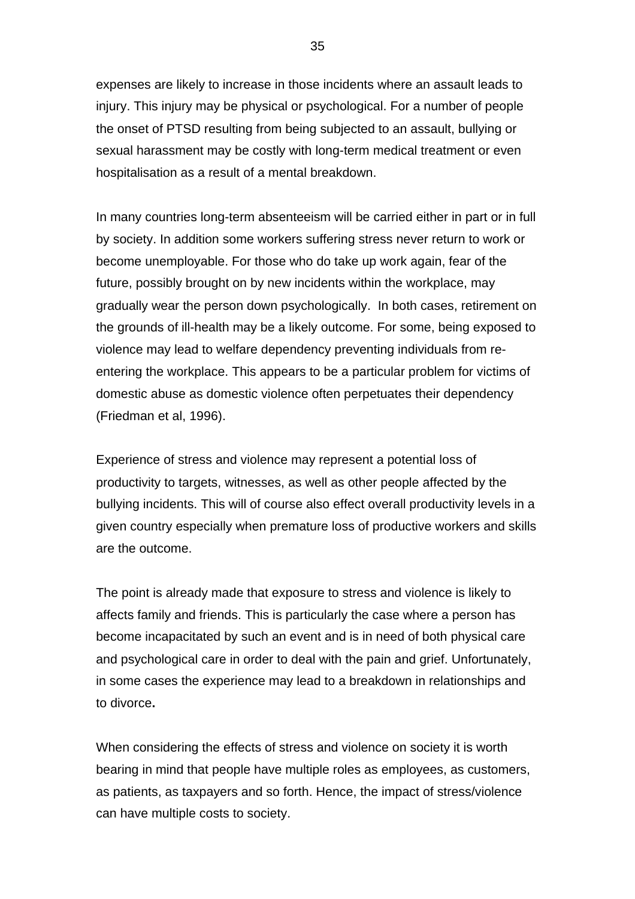expenses are likely to increase in those incidents where an assault leads to injury. This injury may be physical or psychological. For a number of people the onset of PTSD resulting from being subjected to an assault, bullying or sexual harassment may be costly with long-term medical treatment or even hospitalisation as a result of a mental breakdown.

In many countries long-term absenteeism will be carried either in part or in full by society. In addition some workers suffering stress never return to work or become unemployable. For those who do take up work again, fear of the future, possibly brought on by new incidents within the workplace, may gradually wear the person down psychologically. In both cases, retirement on the grounds of ill-health may be a likely outcome. For some, being exposed to violence may lead to welfare dependency preventing individuals from re-entering the workplace. This appears to be a particular problem for victims of domestic abuse as domestic violence often perpetuates their dependency (Friedman et al, 1996).

Experience of stress and violence may represent a potential loss of productivity to targets, witnesses, as well as other people affected by the bullying incidents. This will of course also effect overall productivity levels in a given country especially when premature loss of productive workers and skills are the outcome.

The point is already made that exposure to stress and violence is likely to affects family and friends. This is particularly the case where a person has become incapacitated by such an event and is in need of both physical care and psychological care in order to deal with the pain and grief. Unfortunately, in some cases the experience may lead to a breakdown in relationships and to divorce**.**

When considering the effects of stress and violence on society it is worth bearing in mind that people have multiple roles as employees, as customers, as patients, as taxpayers and so forth. Hence, the impact of stress/violence can have multiple costs to society.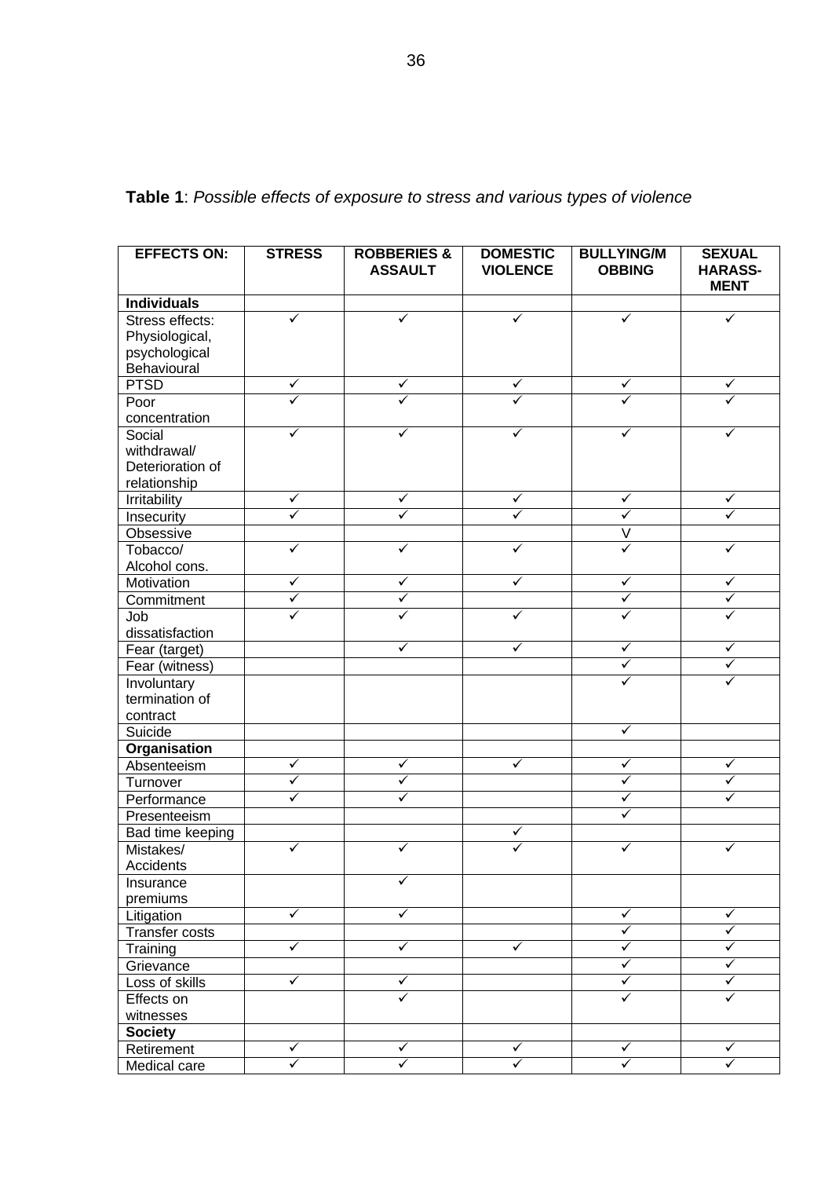**Table 1**: *Possible effects of exposure to stress and various types of violence*

| EFFECTS ON: | STRESS | ROBBERIES & ASSAULT | DOMESTIC VIOLENCE | BULLYING/MOBBING | SEXUAL HARASS-MENT |
|---|---|---|---|---|---|
| **Individuals** | | | | | |
| Stress effects: Physiological, psychological Behavioural | ✓ | ✓ | ✓ | ✓ | ✓ |
| PTSD | ✓ | ✓ | ✓ | ✓ | ✓ |
| Poor concentration | ✓ | ✓ | ✓ | ✓ | ✓ |
| Social withdrawal/ Deterioration of relationship | ✓ | ✓ | ✓ | ✓ | ✓ |
| Irritability | ✓ | ✓ | ✓ | ✓ | ✓ |
| Insecurity | ✓ | ✓ | ✓ | ✓ | ✓ |
| Obsessive | | | | V | |
| Tobacco/ Alcohol cons. | ✓ | ✓ | ✓ | ✓ | ✓ |
| Motivation | ✓ | ✓ | ✓ | ✓ | ✓ |
| Commitment | ✓ | ✓ | | ✓ | ✓ |
| Job dissatisfaction | ✓ | ✓ | ✓ | ✓ | ✓ |
| Fear (target) | | ✓ | ✓ | ✓ | ✓ |
| Fear (witness) | | | | ✓ | ✓ |
| Involuntary termination of contract | | | | ✓ | ✓ |
| Suicide | | | | ✓ | |
| **Organisation** | | | | | |
| Absenteeism | ✓ | ✓ | ✓ | ✓ | ✓ |
| Turnover | ✓ | ✓ | | ✓ | ✓ |
| Performance | ✓ | ✓ | | ✓ | ✓ |
| Presenteeism | | | | ✓ | |
| Bad time keeping | | | ✓ | | |
| Mistakes/ Accidents | ✓ | ✓ | ✓ | ✓ | ✓ |
| Insurance premiums | | ✓ | | | |
| Litigation | ✓ | ✓ | | ✓ | ✓ |
| Transfer costs | | | | ✓ | ✓ |
| Training | ✓ | ✓ | ✓ | ✓ | ✓ |
| Grievance | | | | ✓ | ✓ |
| Loss of skills | ✓ | ✓ | | ✓ | ✓ |
| Effects on witnesses | | ✓ | | ✓ | ✓ |
| **Society** | | | | | |
| Retirement | ✓ | ✓ | ✓ | ✓ | ✓ |
| Medical care | ✓ | ✓ | ✓ | ✓ | ✓ |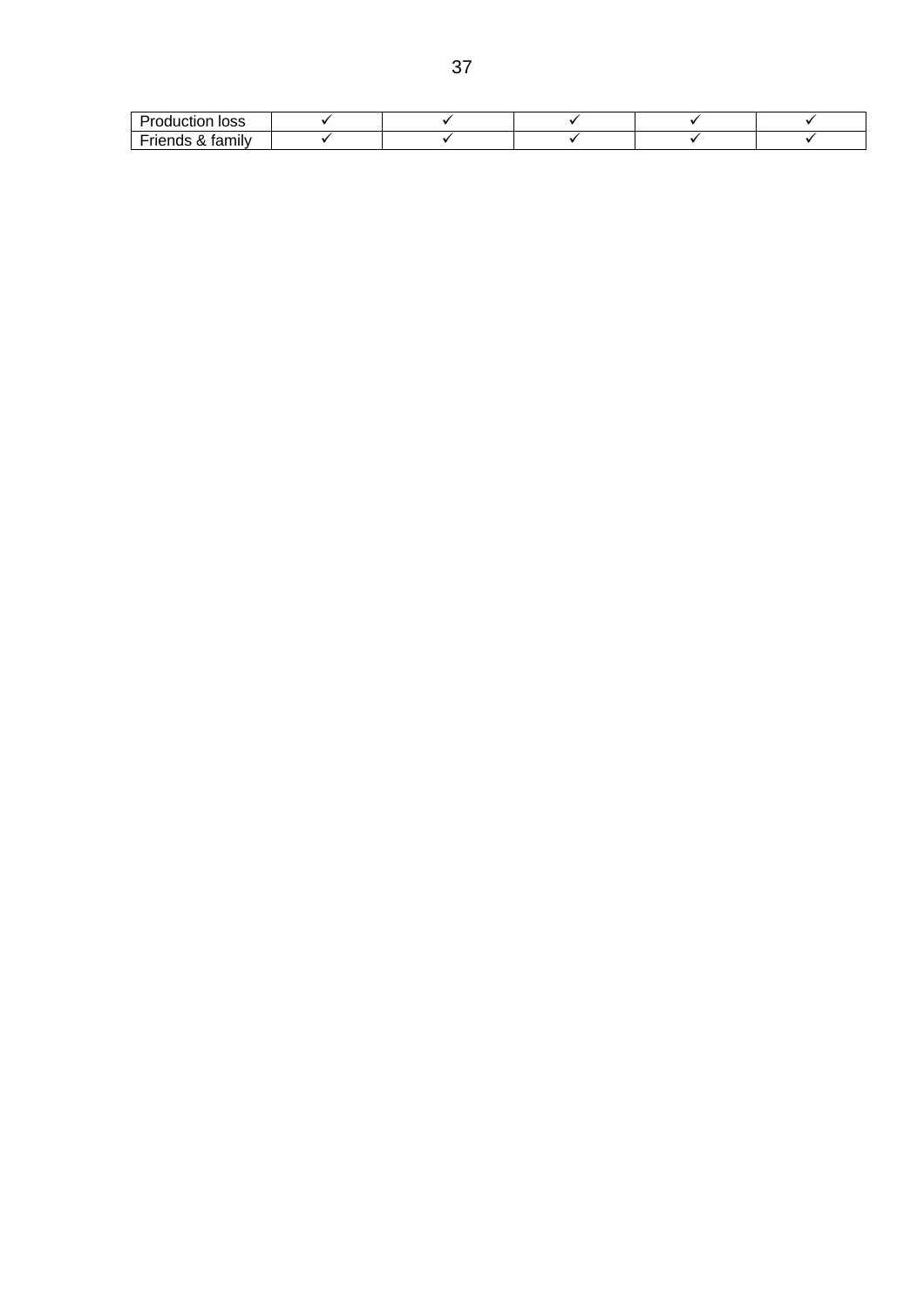| | | | | | |
|---|---|---|---|---|---|
| Production loss | ✓ | ✓ | ✓ | ✓ | ✓ |
| Friends & family | ✓ | ✓ | ✓ | ✓ | ✓ |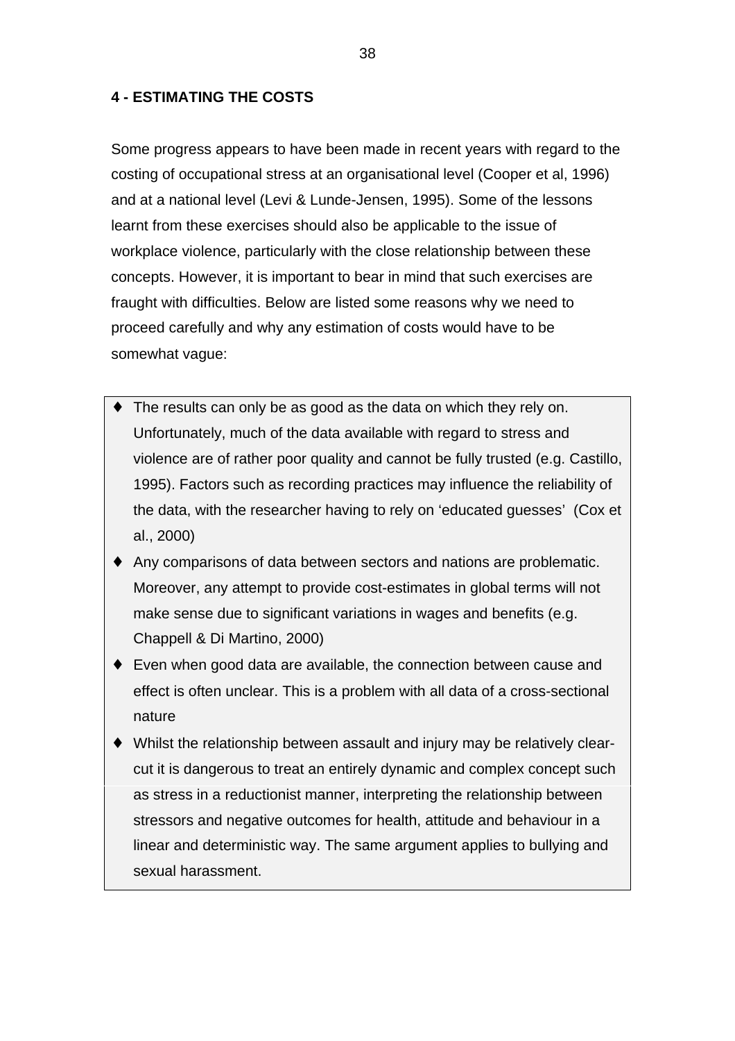## 4 - ESTIMATING THE COSTS

Some progress appears to have been made in recent years with regard to the costing of occupational stress at an organisational level (Cooper et al, 1996) and at a national level (Levi & Lunde-Jensen, 1995). Some of the lessons learnt from these exercises should also be applicable to the issue of workplace violence, particularly with the close relationship between these concepts. However, it is important to bear in mind that such exercises are fraught with difficulties. Below are listed some reasons why we need to proceed carefully and why any estimation of costs would have to be somewhat vague:

- The results can only be as good as the data on which they rely on. Unfortunately, much of the data available with regard to stress and violence are of rather poor quality and cannot be fully trusted (e.g. Castillo, 1995). Factors such as recording practices may influence the reliability of the data, with the researcher having to rely on 'educated guesses' (Cox et al., 2000)
- Any comparisons of data between sectors and nations are problematic. Moreover, any attempt to provide cost-estimates in global terms will not make sense due to significant variations in wages and benefits (e.g. Chappell & Di Martino, 2000)
- Even when good data are available, the connection between cause and effect is often unclear. This is a problem with all data of a cross-sectional nature
- Whilst the relationship between assault and injury may be relatively clear-cut it is dangerous to treat an entirely dynamic and complex concept such as stress in a reductionist manner, interpreting the relationship between stressors and negative outcomes for health, attitude and behaviour in a linear and deterministic way. The same argument applies to bullying and sexual harassment.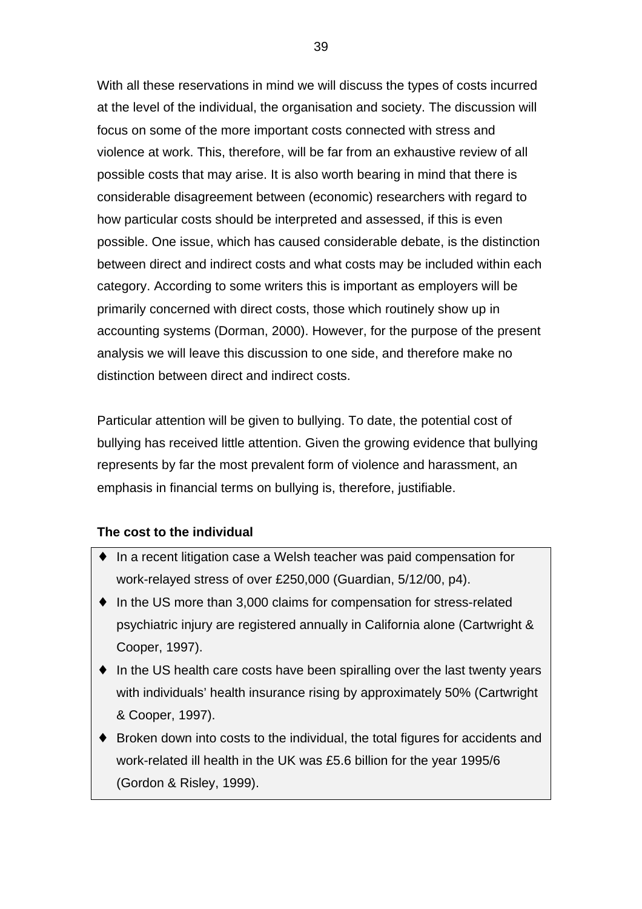With all these reservations in mind we will discuss the types of costs incurred at the level of the individual, the organisation and society. The discussion will focus on some of the more important costs connected with stress and violence at work. This, therefore, will be far from an exhaustive review of all possible costs that may arise. It is also worth bearing in mind that there is considerable disagreement between (economic) researchers with regard to how particular costs should be interpreted and assessed, if this is even possible. One issue, which has caused considerable debate, is the distinction between direct and indirect costs and what costs may be included within each category. According to some writers this is important as employers will be primarily concerned with direct costs, those which routinely show up in accounting systems (Dorman, 2000). However, for the purpose of the present analysis we will leave this discussion to one side, and therefore make no distinction between direct and indirect costs.

Particular attention will be given to bullying. To date, the potential cost of bullying has received little attention. Given the growing evidence that bullying represents by far the most prevalent form of violence and harassment, an emphasis in financial terms on bullying is, therefore, justifiable.

**The cost to the individual**

- In a recent litigation case a Welsh teacher was paid compensation for work-relayed stress of over £250,000 (Guardian, 5/12/00, p4).
- In the US more than 3,000 claims for compensation for stress-related psychiatric injury are registered annually in California alone (Cartwright & Cooper, 1997).
- In the US health care costs have been spiralling over the last twenty years with individuals' health insurance rising by approximately 50% (Cartwright & Cooper, 1997).
- Broken down into costs to the individual, the total figures for accidents and work-related ill health in the UK was £5.6 billion for the year 1995/6 (Gordon & Risley, 1999).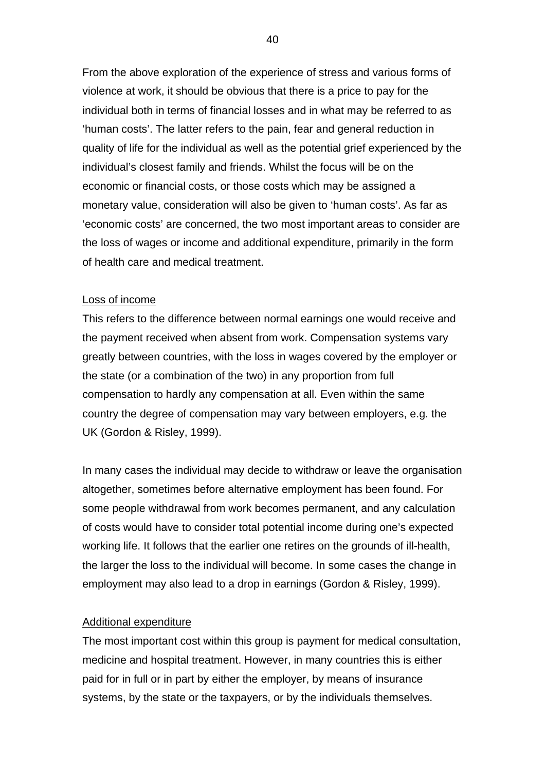From the above exploration of the experience of stress and various forms of violence at work, it should be obvious that there is a price to pay for the individual both in terms of financial losses and in what may be referred to as 'human costs'. The latter refers to the pain, fear and general reduction in quality of life for the individual as well as the potential grief experienced by the individual's closest family and friends. Whilst the focus will be on the economic or financial costs, or those costs which may be assigned a monetary value, consideration will also be given to 'human costs'. As far as 'economic costs' are concerned, the two most important areas to consider are the loss of wages or income and additional expenditure, primarily in the form of health care and medical treatment.

<u>Loss of income</u>

This refers to the difference between normal earnings one would receive and the payment received when absent from work. Compensation systems vary greatly between countries, with the loss in wages covered by the employer or the state (or a combination of the two) in any proportion from full compensation to hardly any compensation at all. Even within the same country the degree of compensation may vary between employers, e.g. the UK (Gordon & Risley, 1999).

In many cases the individual may decide to withdraw or leave the organisation altogether, sometimes before alternative employment has been found. For some people withdrawal from work becomes permanent, and any calculation of costs would have to consider total potential income during one's expected working life. It follows that the earlier one retires on the grounds of ill-health, the larger the loss to the individual will become. In some cases the change in employment may also lead to a drop in earnings (Gordon & Risley, 1999).

<u>Additional expenditure</u>

The most important cost within this group is payment for medical consultation, medicine and hospital treatment. However, in many countries this is either paid for in full or in part by either the employer, by means of insurance systems, by the state or the taxpayers, or by the individuals themselves.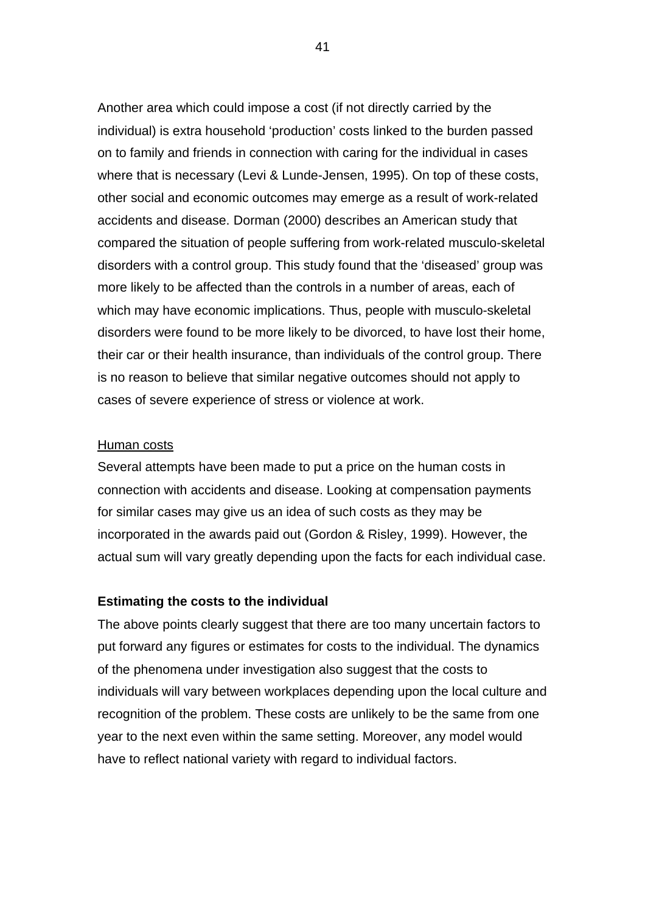Another area which could impose a cost (if not directly carried by the individual) is extra household 'production' costs linked to the burden passed on to family and friends in connection with caring for the individual in cases where that is necessary (Levi & Lunde-Jensen, 1995). On top of these costs, other social and economic outcomes may emerge as a result of work-related accidents and disease. Dorman (2000) describes an American study that compared the situation of people suffering from work-related musculo-skeletal disorders with a control group. This study found that the 'diseased' group was more likely to be affected than the controls in a number of areas, each of which may have economic implications. Thus, people with musculo-skeletal disorders were found to be more likely to be divorced, to have lost their home, their car or their health insurance, than individuals of the control group. There is no reason to believe that similar negative outcomes should not apply to cases of severe experience of stress or violence at work.

<u>Human costs</u>

Several attempts have been made to put a price on the human costs in connection with accidents and disease. Looking at compensation payments for similar cases may give us an idea of such costs as they may be incorporated in the awards paid out (Gordon & Risley, 1999). However, the actual sum will vary greatly depending upon the facts for each individual case.

**Estimating the costs to the individual**

The above points clearly suggest that there are too many uncertain factors to put forward any figures or estimates for costs to the individual. The dynamics of the phenomena under investigation also suggest that the costs to individuals will vary between workplaces depending upon the local culture and recognition of the problem. These costs are unlikely to be the same from one year to the next even within the same setting. Moreover, any model would have to reflect national variety with regard to individual factors.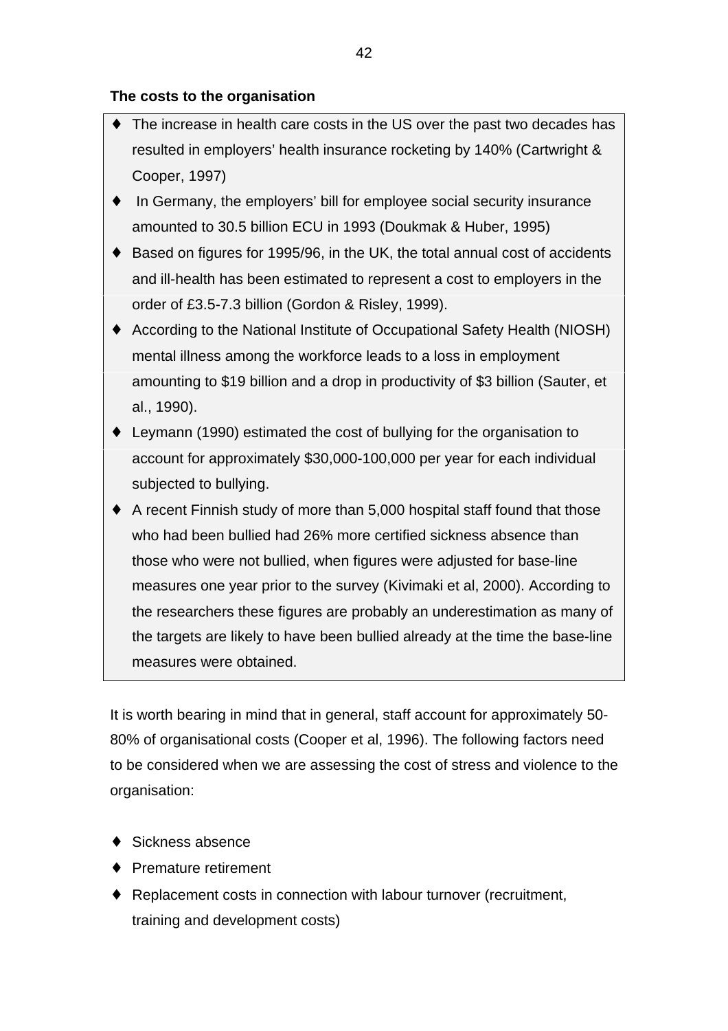**The costs to the organisation**

- The increase in health care costs in the US over the past two decades has resulted in employers' health insurance rocketing by 140% (Cartwright & Cooper, 1997)
- In Germany, the employers' bill for employee social security insurance amounted to 30.5 billion ECU in 1993 (Doukmak & Huber, 1995)
- Based on figures for 1995/96, in the UK, the total annual cost of accidents and ill-health has been estimated to represent a cost to employers in the order of £3.5-7.3 billion (Gordon & Risley, 1999).
- According to the National Institute of Occupational Safety Health (NIOSH) mental illness among the workforce leads to a loss in employment amounting to $19 billion and a drop in productivity of $3 billion (Sauter, et al., 1990).
- Leymann (1990) estimated the cost of bullying for the organisation to account for approximately $30,000-100,000 per year for each individual subjected to bullying.
- A recent Finnish study of more than 5,000 hospital staff found that those who had been bullied had 26% more certified sickness absence than those who were not bullied, when figures were adjusted for base-line measures one year prior to the survey (Kivimaki et al, 2000). According to the researchers these figures are probably an underestimation as many of the targets are likely to have been bullied already at the time the base-line measures were obtained.

It is worth bearing in mind that in general, staff account for approximately 50-80% of organisational costs (Cooper et al, 1996). The following factors need to be considered when we are assessing the cost of stress and violence to the organisation:

- Sickness absence
- Premature retirement
- Replacement costs in connection with labour turnover (recruitment, training and development costs)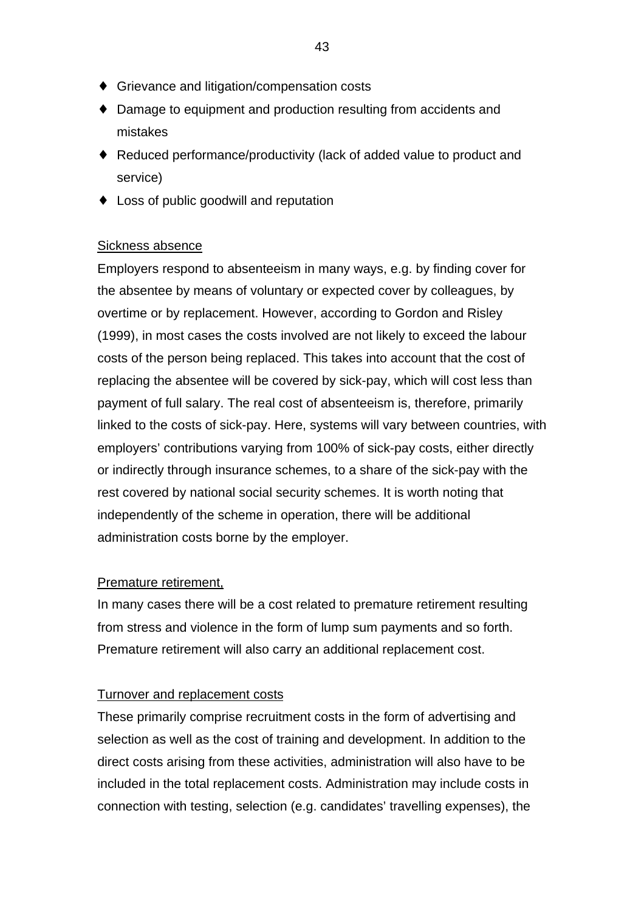- Grievance and litigation/compensation costs
- Damage to equipment and production resulting from accidents and mistakes
- Reduced performance/productivity (lack of added value to product and service)
- Loss of public goodwill and reputation

Sickness absence

Employers respond to absenteeism in many ways, e.g. by finding cover for the absentee by means of voluntary or expected cover by colleagues, by overtime or by replacement. However, according to Gordon and Risley (1999), in most cases the costs involved are not likely to exceed the labour costs of the person being replaced. This takes into account that the cost of replacing the absentee will be covered by sick-pay, which will cost less than payment of full salary. The real cost of absenteeism is, therefore, primarily linked to the costs of sick-pay. Here, systems will vary between countries, with employers' contributions varying from 100% of sick-pay costs, either directly or indirectly through insurance schemes, to a share of the sick-pay with the rest covered by national social security schemes. It is worth noting that independently of the scheme in operation, there will be additional administration costs borne by the employer.

Premature retirement,

In many cases there will be a cost related to premature retirement resulting from stress and violence in the form of lump sum payments and so forth. Premature retirement will also carry an additional replacement cost.

Turnover and replacement costs

These primarily comprise recruitment costs in the form of advertising and selection as well as the cost of training and development. In addition to the direct costs arising from these activities, administration will also have to be included in the total replacement costs. Administration may include costs in connection with testing, selection (e.g. candidates' travelling expenses), the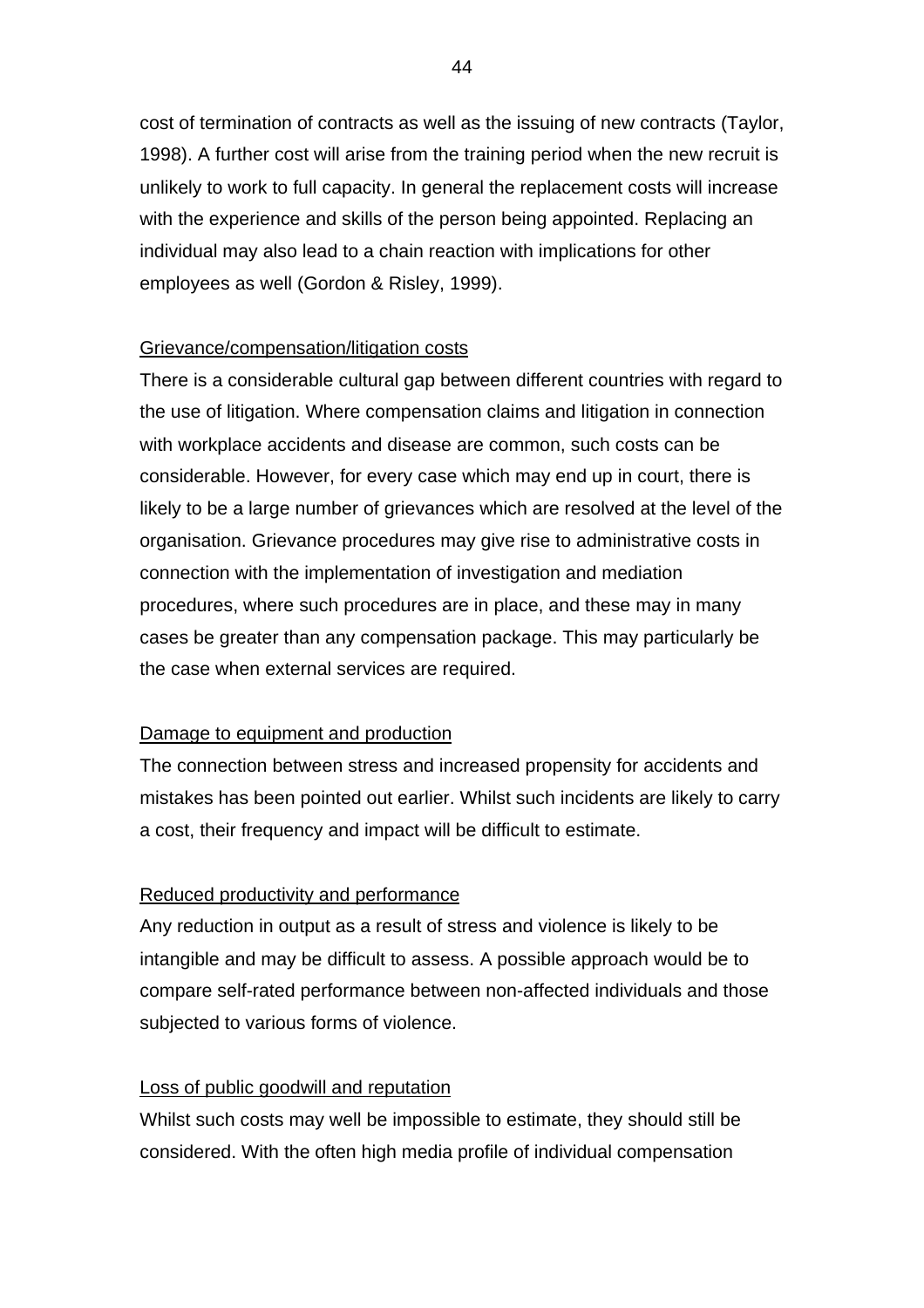cost of termination of contracts as well as the issuing of new contracts (Taylor, 1998). A further cost will arise from the training period when the new recruit is unlikely to work to full capacity. In general the replacement costs will increase with the experience and skills of the person being appointed. Replacing an individual may also lead to a chain reaction with implications for other employees as well (Gordon & Risley, 1999).

<u>Grievance/compensation/litigation costs</u>

There is a considerable cultural gap between different countries with regard to the use of litigation. Where compensation claims and litigation in connection with workplace accidents and disease are common, such costs can be considerable. However, for every case which may end up in court, there is likely to be a large number of grievances which are resolved at the level of the organisation. Grievance procedures may give rise to administrative costs in connection with the implementation of investigation and mediation procedures, where such procedures are in place, and these may in many cases be greater than any compensation package. This may particularly be the case when external services are required.

<u>Damage to equipment and production</u>

The connection between stress and increased propensity for accidents and mistakes has been pointed out earlier. Whilst such incidents are likely to carry a cost, their frequency and impact will be difficult to estimate.

<u>Reduced productivity and performance</u>

Any reduction in output as a result of stress and violence is likely to be intangible and may be difficult to assess. A possible approach would be to compare self-rated performance between non-affected individuals and those subjected to various forms of violence.

<u>Loss of public goodwill and reputation</u>

Whilst such costs may well be impossible to estimate, they should still be considered. With the often high media profile of individual compensation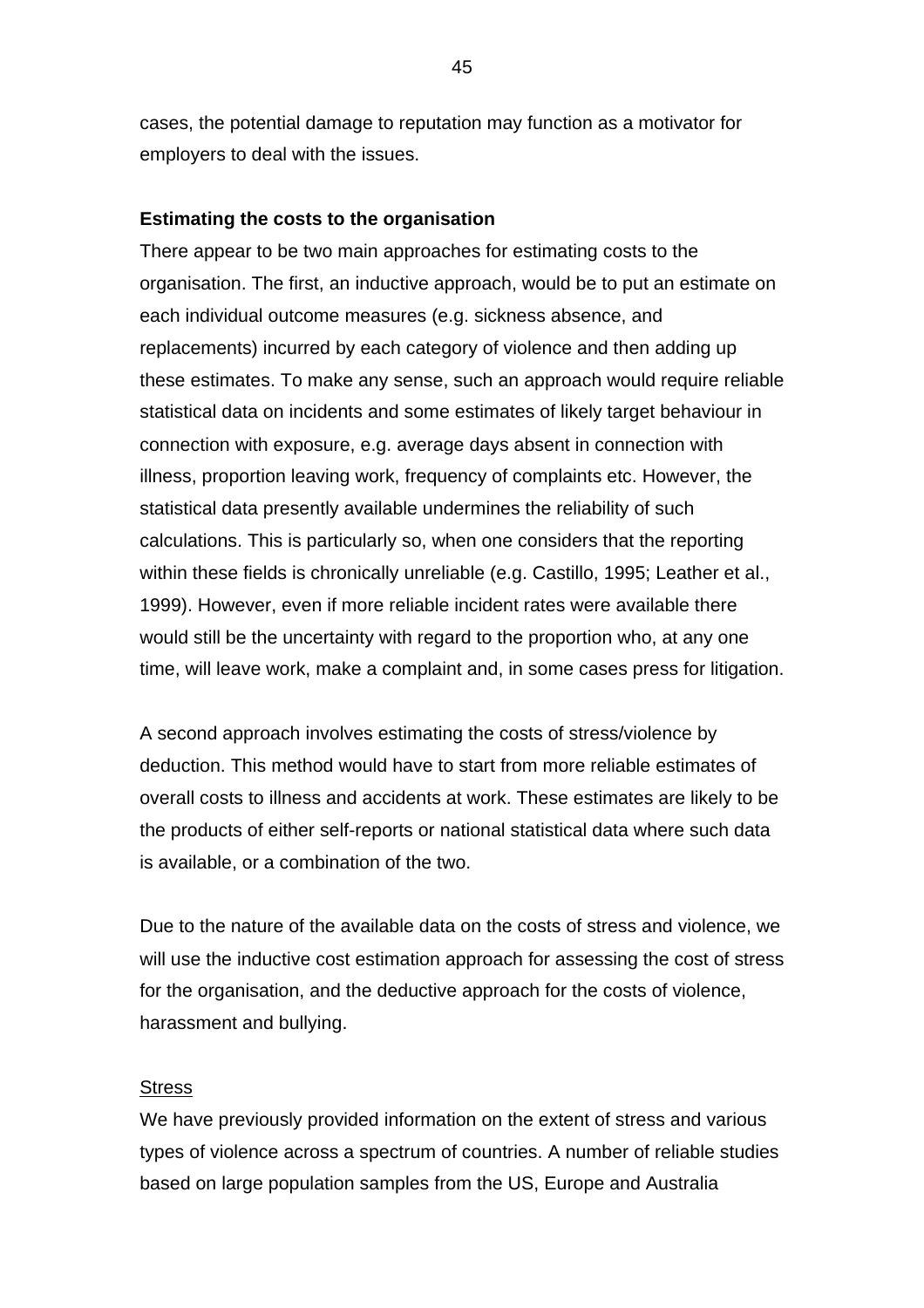cases, the potential damage to reputation may function as a motivator for employers to deal with the issues.

**Estimating the costs to the organisation**

There appear to be two main approaches for estimating costs to the organisation. The first, an inductive approach, would be to put an estimate on each individual outcome measures (e.g. sickness absence, and replacements) incurred by each category of violence and then adding up these estimates. To make any sense, such an approach would require reliable statistical data on incidents and some estimates of likely target behaviour in connection with exposure, e.g. average days absent in connection with illness, proportion leaving work, frequency of complaints etc. However, the statistical data presently available undermines the reliability of such calculations. This is particularly so, when one considers that the reporting within these fields is chronically unreliable (e.g. Castillo, 1995; Leather et al., 1999). However, even if more reliable incident rates were available there would still be the uncertainty with regard to the proportion who, at any one time, will leave work, make a complaint and, in some cases press for litigation.

A second approach involves estimating the costs of stress/violence by deduction. This method would have to start from more reliable estimates of overall costs to illness and accidents at work. These estimates are likely to be the products of either self-reports or national statistical data where such data is available, or a combination of the two.

Due to the nature of the available data on the costs of stress and violence, we will use the inductive cost estimation approach for assessing the cost of stress for the organisation, and the deductive approach for the costs of violence, harassment and bullying.

<u>Stress</u>

We have previously provided information on the extent of stress and various types of violence across a spectrum of countries. A number of reliable studies based on large population samples from the US, Europe and Australia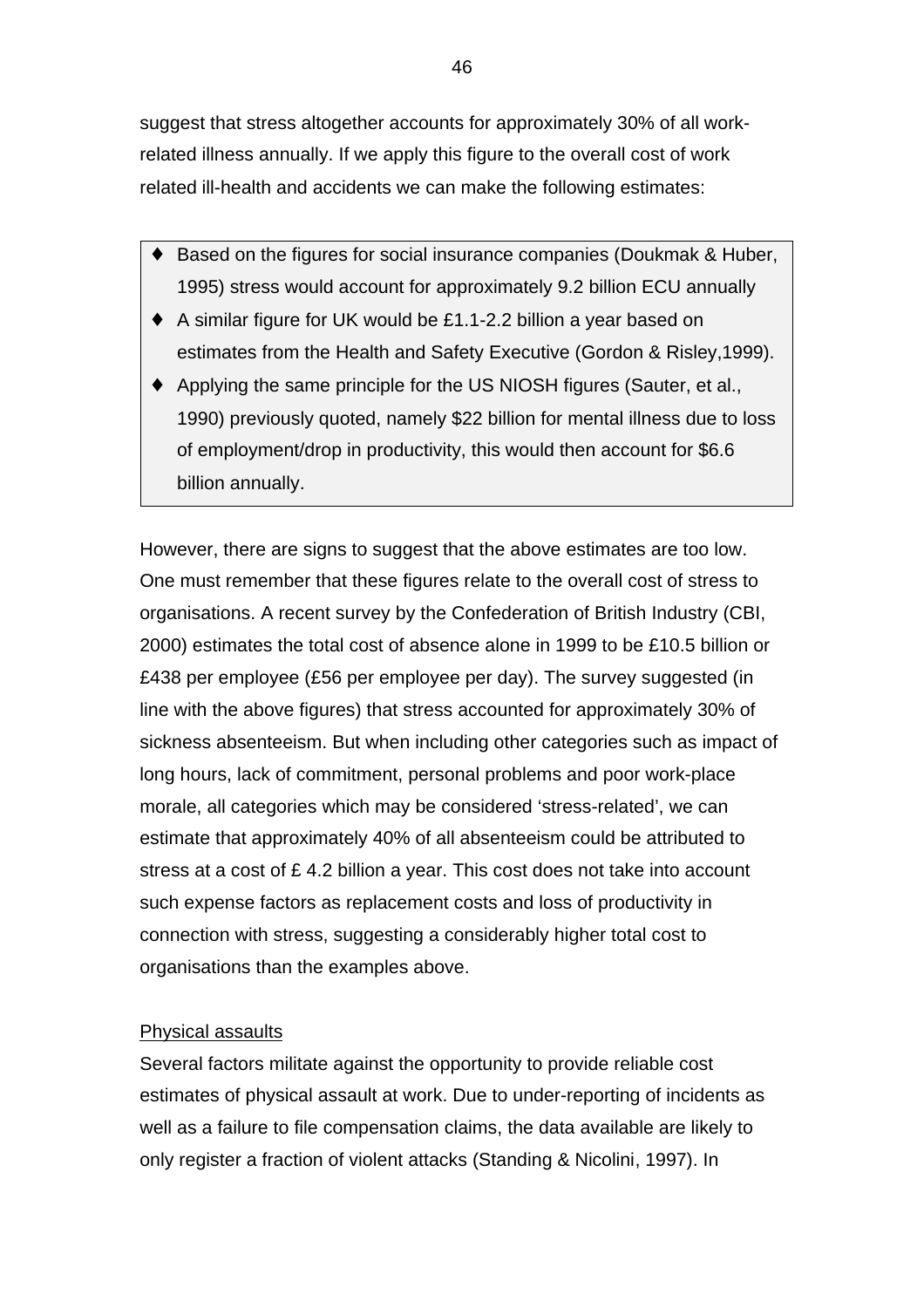suggest that stress altogether accounts for approximately 30% of all work-related illness annually. If we apply this figure to the overall cost of work related ill-health and accidents we can make the following estimates:

- Based on the figures for social insurance companies (Doukmak & Huber, 1995) stress would account for approximately 9.2 billion ECU annually
- A similar figure for UK would be £1.1-2.2 billion a year based on estimates from the Health and Safety Executive (Gordon & Risley,1999).
- Applying the same principle for the US NIOSH figures (Sauter, et al., 1990) previously quoted, namely $22 billion for mental illness due to loss of employment/drop in productivity, this would then account for $6.6 billion annually.

However, there are signs to suggest that the above estimates are too low. One must remember that these figures relate to the overall cost of stress to organisations. A recent survey by the Confederation of British Industry (CBI, 2000) estimates the total cost of absence alone in 1999 to be £10.5 billion or £438 per employee (£56 per employee per day). The survey suggested (in line with the above figures) that stress accounted for approximately 30% of sickness absenteeism. But when including other categories such as impact of long hours, lack of commitment, personal problems and poor work-place morale, all categories which may be considered 'stress-related', we can estimate that approximately 40% of all absenteeism could be attributed to stress at a cost of £ 4.2 billion a year. This cost does not take into account such expense factors as replacement costs and loss of productivity in connection with stress, suggesting a considerably higher total cost to organisations than the examples above.

<u>Physical assaults</u>

Several factors militate against the opportunity to provide reliable cost estimates of physical assault at work. Due to under-reporting of incidents as well as a failure to file compensation claims, the data available are likely to only register a fraction of violent attacks (Standing & Nicolini, 1997). In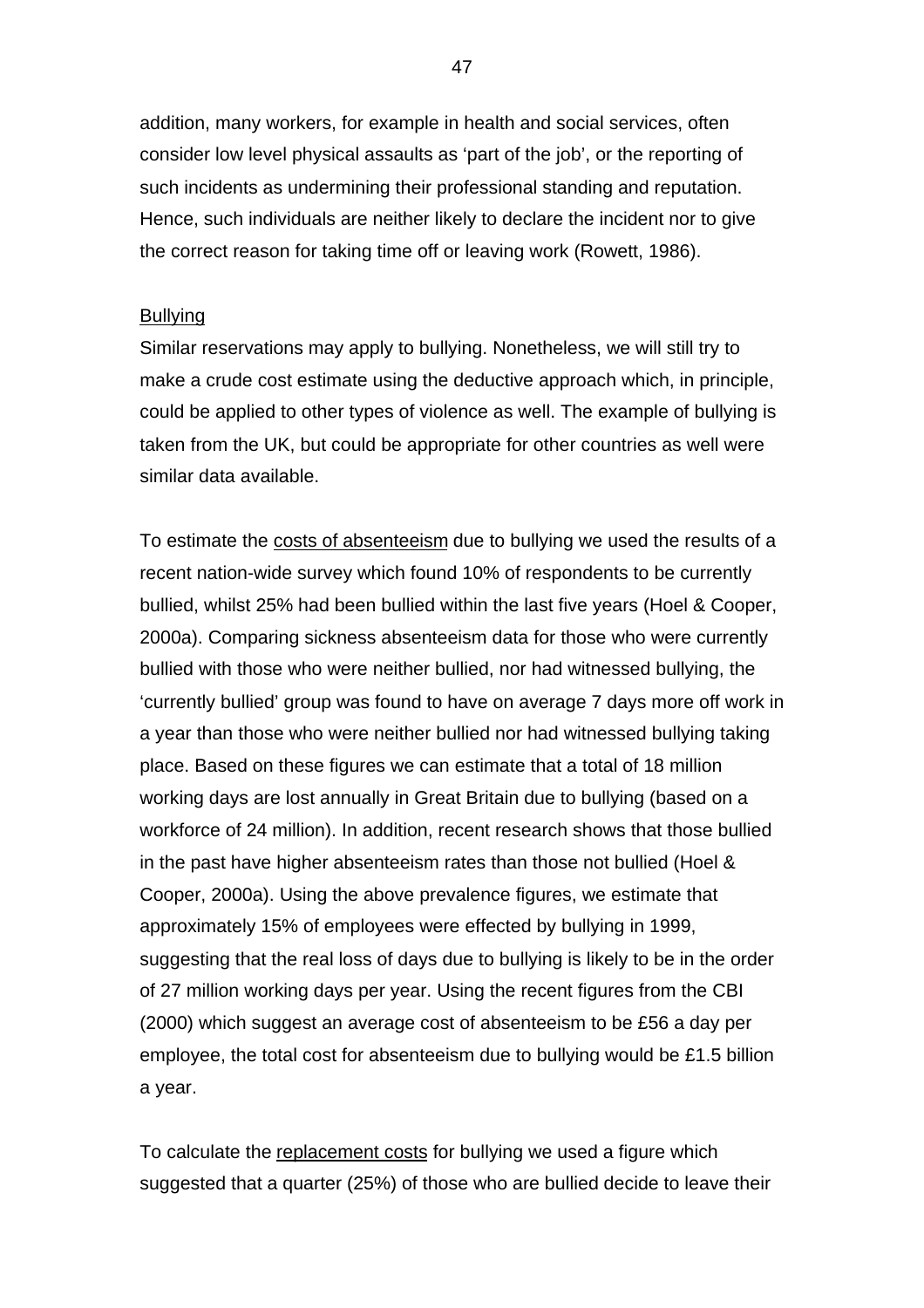addition, many workers, for example in health and social services, often consider low level physical assaults as 'part of the job', or the reporting of such incidents as undermining their professional standing and reputation. Hence, such individuals are neither likely to declare the incident nor to give the correct reason for taking time off or leaving work (Rowett, 1986).

Bullying

Similar reservations may apply to bullying. Nonetheless, we will still try to make a crude cost estimate using the deductive approach which, in principle, could be applied to other types of violence as well. The example of bullying is taken from the UK, but could be appropriate for other countries as well were similar data available.

To estimate the costs of absenteeism due to bullying we used the results of a recent nation-wide survey which found 10% of respondents to be currently bullied, whilst 25% had been bullied within the last five years (Hoel & Cooper, 2000a). Comparing sickness absenteeism data for those who were currently bullied with those who were neither bullied, nor had witnessed bullying, the 'currently bullied' group was found to have on average 7 days more off work in a year than those who were neither bullied nor had witnessed bullying taking place. Based on these figures we can estimate that a total of 18 million working days are lost annually in Great Britain due to bullying (based on a workforce of 24 million). In addition, recent research shows that those bullied in the past have higher absenteeism rates than those not bullied (Hoel & Cooper, 2000a). Using the above prevalence figures, we estimate that approximately 15% of employees were effected by bullying in 1999, suggesting that the real loss of days due to bullying is likely to be in the order of 27 million working days per year. Using the recent figures from the CBI (2000) which suggest an average cost of absenteeism to be £56 a day per employee, the total cost for absenteeism due to bullying would be £1.5 billion a year.

To calculate the replacement costs for bullying we used a figure which suggested that a quarter (25%) of those who are bullied decide to leave their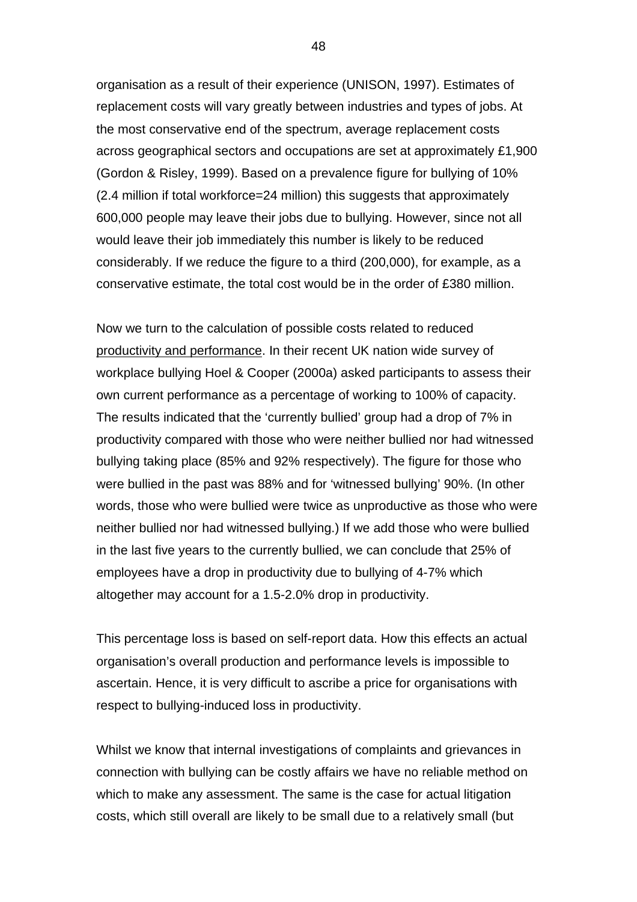organisation as a result of their experience (UNISON, 1997). Estimates of replacement costs will vary greatly between industries and types of jobs. At the most conservative end of the spectrum, average replacement costs across geographical sectors and occupations are set at approximately £1,900 (Gordon & Risley, 1999). Based on a prevalence figure for bullying of 10% (2.4 million if total workforce=24 million) this suggests that approximately 600,000 people may leave their jobs due to bullying. However, since not all would leave their job immediately this number is likely to be reduced considerably. If we reduce the figure to a third (200,000), for example, as a conservative estimate, the total cost would be in the order of £380 million.

Now we turn to the calculation of possible costs related to reduced <u>productivity and performance</u>. In their recent UK nation wide survey of workplace bullying Hoel & Cooper (2000a) asked participants to assess their own current performance as a percentage of working to 100% of capacity. The results indicated that the 'currently bullied' group had a drop of 7% in productivity compared with those who were neither bullied nor had witnessed bullying taking place (85% and 92% respectively). The figure for those who were bullied in the past was 88% and for 'witnessed bullying' 90%. (In other words, those who were bullied were twice as unproductive as those who were neither bullied nor had witnessed bullying.) If we add those who were bullied in the last five years to the currently bullied, we can conclude that 25% of employees have a drop in productivity due to bullying of 4-7% which altogether may account for a 1.5-2.0% drop in productivity.

This percentage loss is based on self-report data. How this effects an actual organisation's overall production and performance levels is impossible to ascertain. Hence, it is very difficult to ascribe a price for organisations with respect to bullying-induced loss in productivity.

Whilst we know that internal investigations of complaints and grievances in connection with bullying can be costly affairs we have no reliable method on which to make any assessment. The same is the case for actual litigation costs, which still overall are likely to be small due to a relatively small (but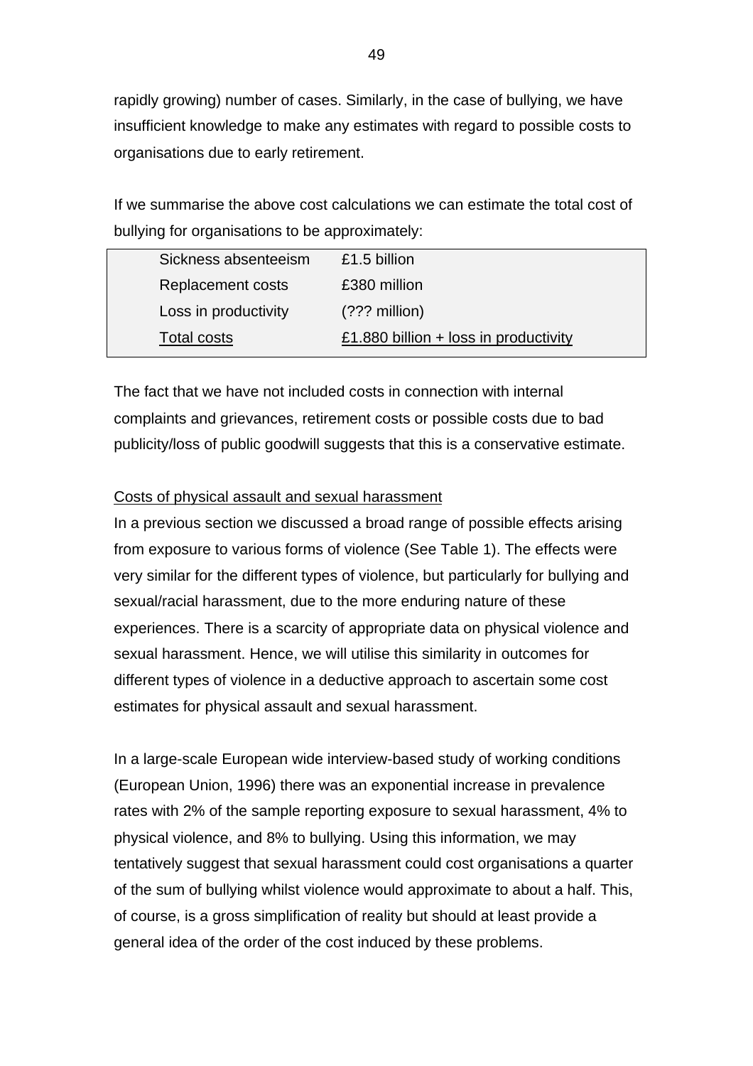rapidly growing) number of cases. Similarly, in the case of bullying, we have insufficient knowledge to make any estimates with regard to possible costs to organisations due to early retirement.

If we summarise the above cost calculations we can estimate the total cost of bullying for organisations to be approximately:

| | |
|---|---|
| Sickness absenteeism | £1.5 billion |
| Replacement costs | £380 million |
| Loss in productivity | (??? million) |
| Total costs | £1.880 billion + loss in productivity |

The fact that we have not included costs in connection with internal complaints and grievances, retirement costs or possible costs due to bad publicity/loss of public goodwill suggests that this is a conservative estimate.

Costs of physical assault and sexual harassment

In a previous section we discussed a broad range of possible effects arising from exposure to various forms of violence (See Table 1). The effects were very similar for the different types of violence, but particularly for bullying and sexual/racial harassment, due to the more enduring nature of these experiences. There is a scarcity of appropriate data on physical violence and sexual harassment. Hence, we will utilise this similarity in outcomes for different types of violence in a deductive approach to ascertain some cost estimates for physical assault and sexual harassment.

In a large-scale European wide interview-based study of working conditions (European Union, 1996) there was an exponential increase in prevalence rates with 2% of the sample reporting exposure to sexual harassment, 4% to physical violence, and 8% to bullying. Using this information, we may tentatively suggest that sexual harassment could cost organisations a quarter of the sum of bullying whilst violence would approximate to about a half. This, of course, is a gross simplification of reality but should at least provide a general idea of the order of the cost induced by these problems.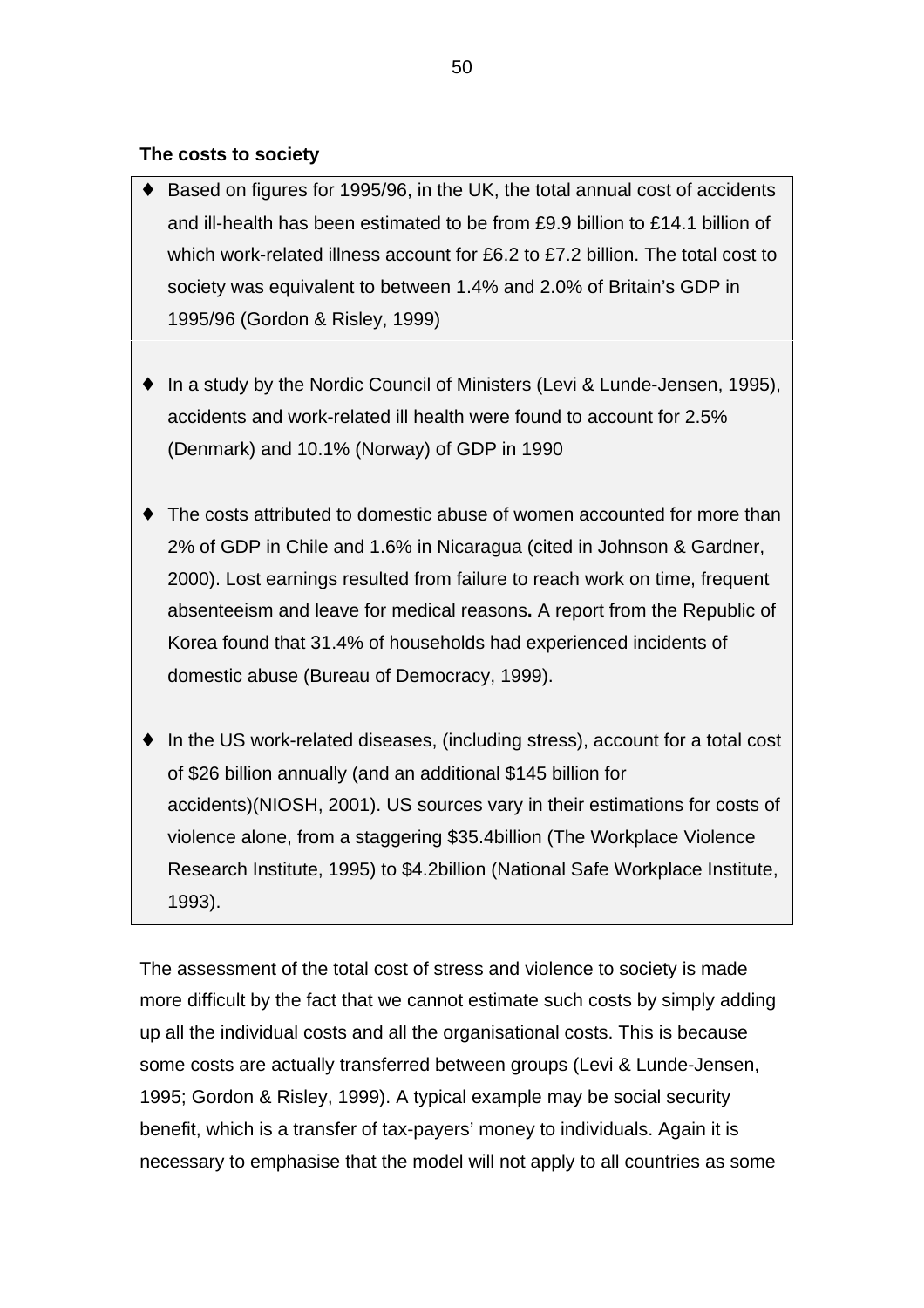**The costs to society**

- Based on figures for 1995/96, in the UK, the total annual cost of accidents and ill-health has been estimated to be from £9.9 billion to £14.1 billion of which work-related illness account for £6.2 to £7.2 billion. The total cost to society was equivalent to between 1.4% and 2.0% of Britain's GDP in 1995/96 (Gordon & Risley, 1999)

- In a study by the Nordic Council of Ministers (Levi & Lunde-Jensen, 1995), accidents and work-related ill health were found to account for 2.5% (Denmark) and 10.1% (Norway) of GDP in 1990

- The costs attributed to domestic abuse of women accounted for more than 2% of GDP in Chile and 1.6% in Nicaragua (cited in Johnson & Gardner, 2000). Lost earnings resulted from failure to reach work on time, frequent absenteeism and leave for medical reasons**.** A report from the Republic of Korea found that 31.4% of households had experienced incidents of domestic abuse (Bureau of Democracy, 1999).

- In the US work-related diseases, (including stress), account for a total cost of $26 billion annually (and an additional $145 billion for accidents)(NIOSH, 2001). US sources vary in their estimations for costs of violence alone, from a staggering $35.4billion (The Workplace Violence Research Institute, 1995) to $4.2billion (National Safe Workplace Institute, 1993).

The assessment of the total cost of stress and violence to society is made more difficult by the fact that we cannot estimate such costs by simply adding up all the individual costs and all the organisational costs. This is because some costs are actually transferred between groups (Levi & Lunde-Jensen, 1995; Gordon & Risley, 1999). A typical example may be social security benefit, which is a transfer of tax-payers' money to individuals. Again it is necessary to emphasise that the model will not apply to all countries as some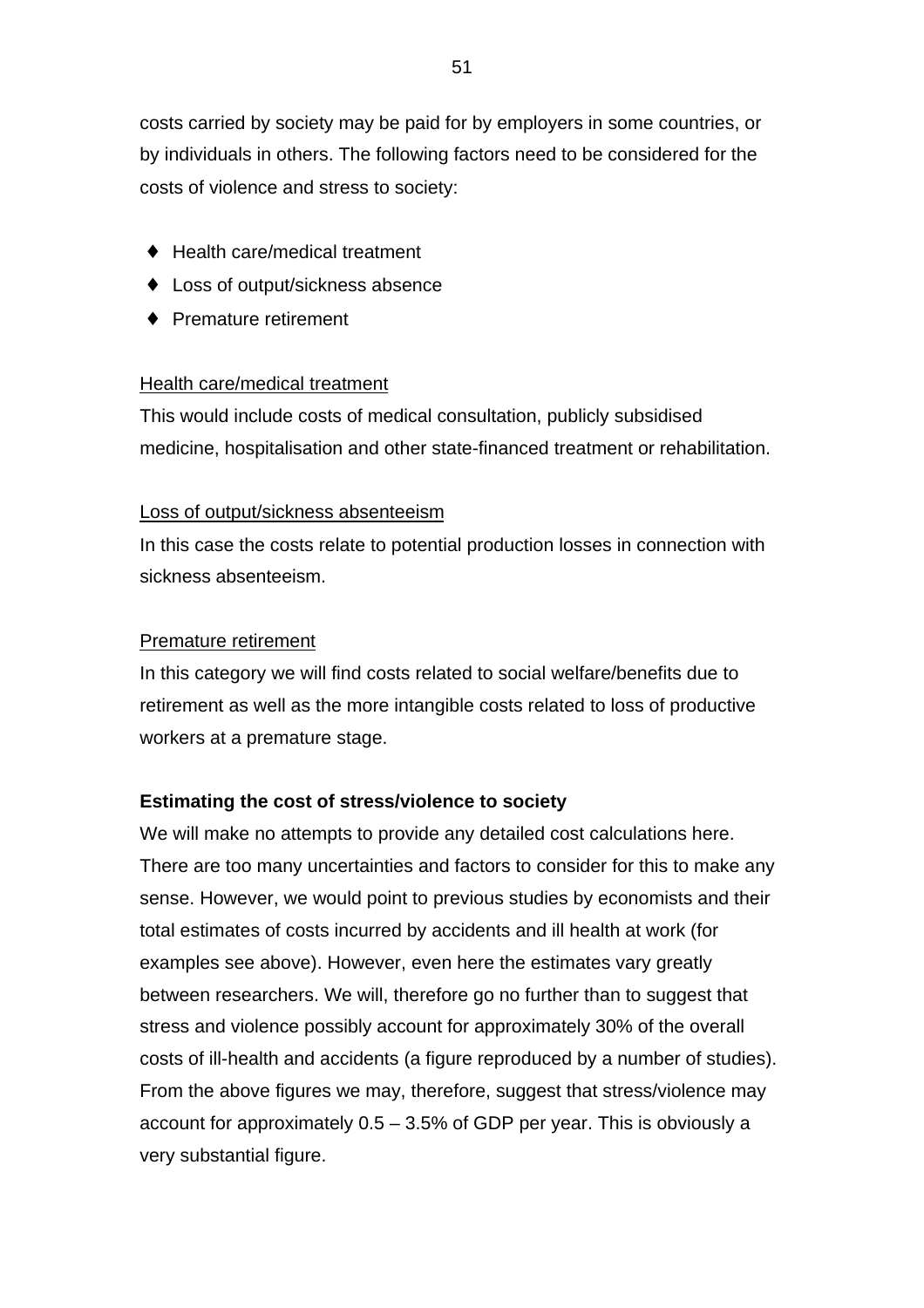costs carried by society may be paid for by employers in some countries, or by individuals in others. The following factors need to be considered for the costs of violence and stress to society:

- Health care/medical treatment
- Loss of output/sickness absence
- Premature retirement

<u>Health care/medical treatment</u>
This would include costs of medical consultation, publicly subsidised medicine, hospitalisation and other state-financed treatment or rehabilitation.

<u>Loss of output/sickness absenteeism</u>
In this case the costs relate to potential production losses in connection with sickness absenteeism.

<u>Premature retirement</u>
In this category we will find costs related to social welfare/benefits due to retirement as well as the more intangible costs related to loss of productive workers at a premature stage.

**Estimating the cost of stress/violence to society**

We will make no attempts to provide any detailed cost calculations here. There are too many uncertainties and factors to consider for this to make any sense. However, we would point to previous studies by economists and their total estimates of costs incurred by accidents and ill health at work (for examples see above). However, even here the estimates vary greatly between researchers. We will, therefore go no further than to suggest that stress and violence possibly account for approximately 30% of the overall costs of ill-health and accidents (a figure reproduced by a number of studies). From the above figures we may, therefore, suggest that stress/violence may account for approximately 0.5 – 3.5% of GDP per year. This is obviously a very substantial figure.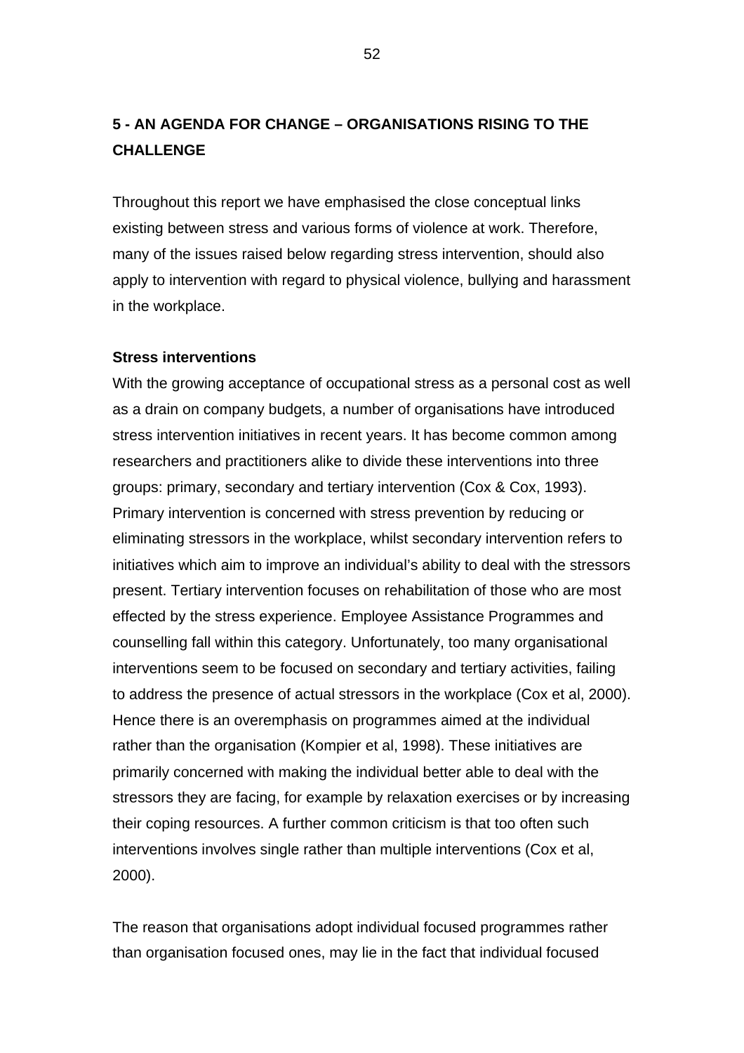## 5 - AN AGENDA FOR CHANGE – ORGANISATIONS RISING TO THE CHALLENGE

Throughout this report we have emphasised the close conceptual links existing between stress and various forms of violence at work. Therefore, many of the issues raised below regarding stress intervention, should also apply to intervention with regard to physical violence, bullying and harassment in the workplace.

**Stress interventions**

With the growing acceptance of occupational stress as a personal cost as well as a drain on company budgets, a number of organisations have introduced stress intervention initiatives in recent years. It has become common among researchers and practitioners alike to divide these interventions into three groups: primary, secondary and tertiary intervention (Cox & Cox, 1993). Primary intervention is concerned with stress prevention by reducing or eliminating stressors in the workplace, whilst secondary intervention refers to initiatives which aim to improve an individual's ability to deal with the stressors present. Tertiary intervention focuses on rehabilitation of those who are most effected by the stress experience. Employee Assistance Programmes and counselling fall within this category. Unfortunately, too many organisational interventions seem to be focused on secondary and tertiary activities, failing to address the presence of actual stressors in the workplace (Cox et al, 2000). Hence there is an overemphasis on programmes aimed at the individual rather than the organisation (Kompier et al, 1998). These initiatives are primarily concerned with making the individual better able to deal with the stressors they are facing, for example by relaxation exercises or by increasing their coping resources. A further common criticism is that too often such interventions involves single rather than multiple interventions (Cox et al, 2000).

The reason that organisations adopt individual focused programmes rather than organisation focused ones, may lie in the fact that individual focused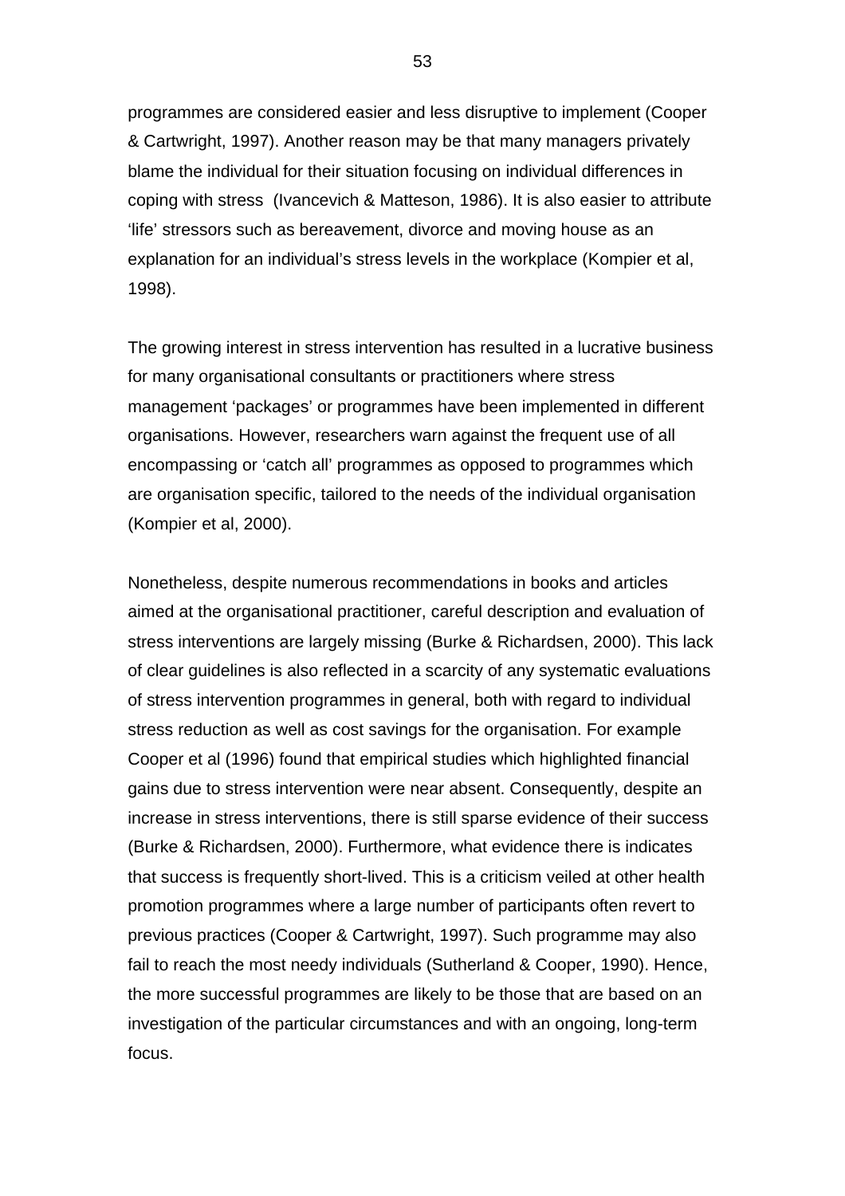programmes are considered easier and less disruptive to implement (Cooper & Cartwright, 1997). Another reason may be that many managers privately blame the individual for their situation focusing on individual differences in coping with stress  (Ivancevich & Matteson, 1986). It is also easier to attribute 'life' stressors such as bereavement, divorce and moving house as an explanation for an individual's stress levels in the workplace (Kompier et al, 1998).

The growing interest in stress intervention has resulted in a lucrative business for many organisational consultants or practitioners where stress management 'packages' or programmes have been implemented in different organisations. However, researchers warn against the frequent use of all encompassing or 'catch all' programmes as opposed to programmes which are organisation specific, tailored to the needs of the individual organisation (Kompier et al, 2000).

Nonetheless, despite numerous recommendations in books and articles aimed at the organisational practitioner, careful description and evaluation of stress interventions are largely missing (Burke & Richardsen, 2000). This lack of clear guidelines is also reflected in a scarcity of any systematic evaluations of stress intervention programmes in general, both with regard to individual stress reduction as well as cost savings for the organisation. For example Cooper et al (1996) found that empirical studies which highlighted financial gains due to stress intervention were near absent. Consequently, despite an increase in stress interventions, there is still sparse evidence of their success (Burke & Richardsen, 2000). Furthermore, what evidence there is indicates that success is frequently short-lived. This is a criticism veiled at other health promotion programmes where a large number of participants often revert to previous practices (Cooper & Cartwright, 1997). Such programme may also fail to reach the most needy individuals (Sutherland & Cooper, 1990). Hence, the more successful programmes are likely to be those that are based on an investigation of the particular circumstances and with an ongoing, long-term focus.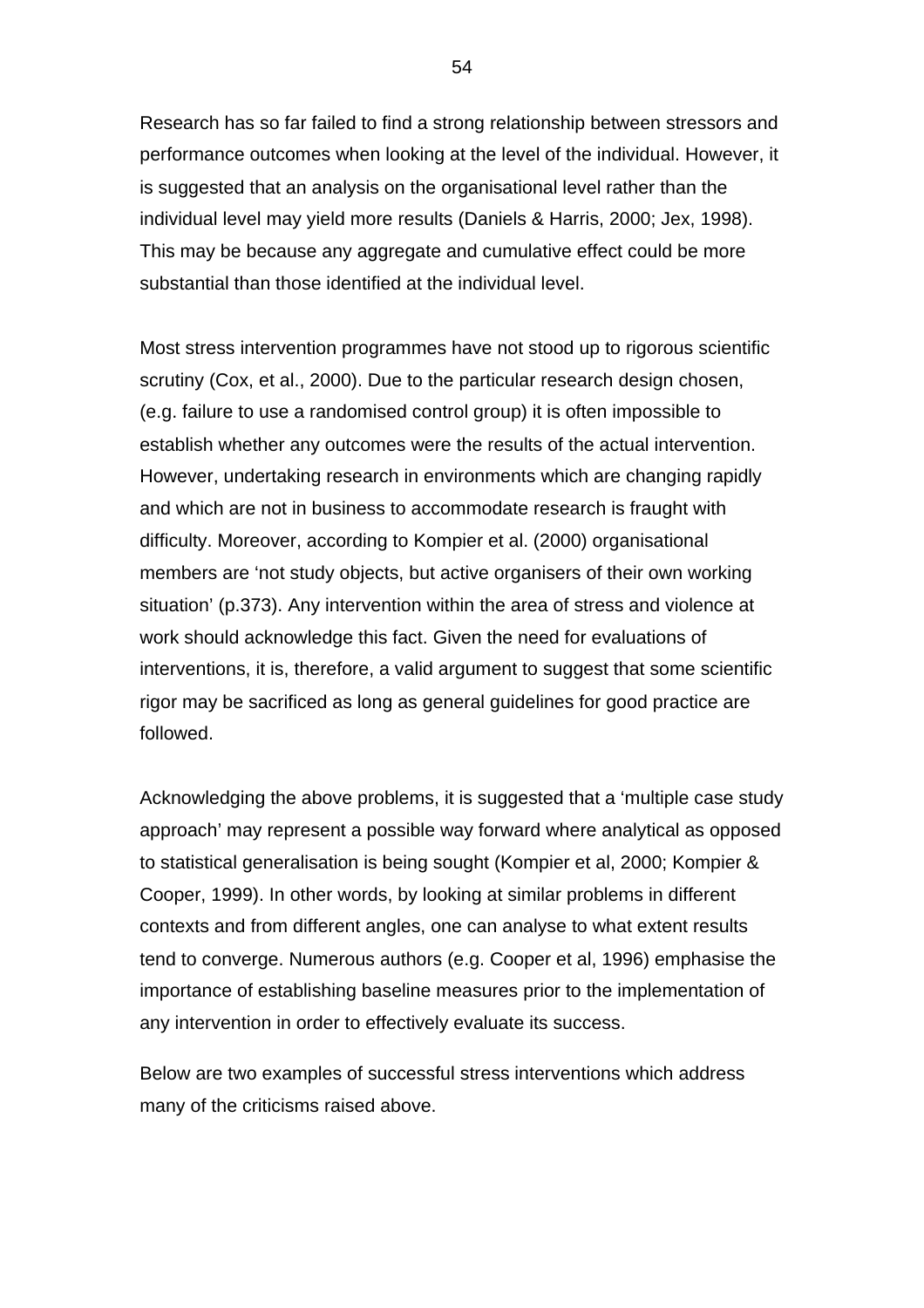Research has so far failed to find a strong relationship between stressors and performance outcomes when looking at the level of the individual. However, it is suggested that an analysis on the organisational level rather than the individual level may yield more results (Daniels & Harris, 2000; Jex, 1998). This may be because any aggregate and cumulative effect could be more substantial than those identified at the individual level.

Most stress intervention programmes have not stood up to rigorous scientific scrutiny (Cox, et al., 2000). Due to the particular research design chosen, (e.g. failure to use a randomised control group) it is often impossible to establish whether any outcomes were the results of the actual intervention. However, undertaking research in environments which are changing rapidly and which are not in business to accommodate research is fraught with difficulty. Moreover, according to Kompier et al. (2000) organisational members are 'not study objects, but active organisers of their own working situation' (p.373). Any intervention within the area of stress and violence at work should acknowledge this fact. Given the need for evaluations of interventions, it is, therefore, a valid argument to suggest that some scientific rigor may be sacrificed as long as general guidelines for good practice are followed.

Acknowledging the above problems, it is suggested that a 'multiple case study approach' may represent a possible way forward where analytical as opposed to statistical generalisation is being sought (Kompier et al, 2000; Kompier & Cooper, 1999). In other words, by looking at similar problems in different contexts and from different angles, one can analyse to what extent results tend to converge. Numerous authors (e.g. Cooper et al, 1996) emphasise the importance of establishing baseline measures prior to the implementation of any intervention in order to effectively evaluate its success.

Below are two examples of successful stress interventions which address many of the criticisms raised above.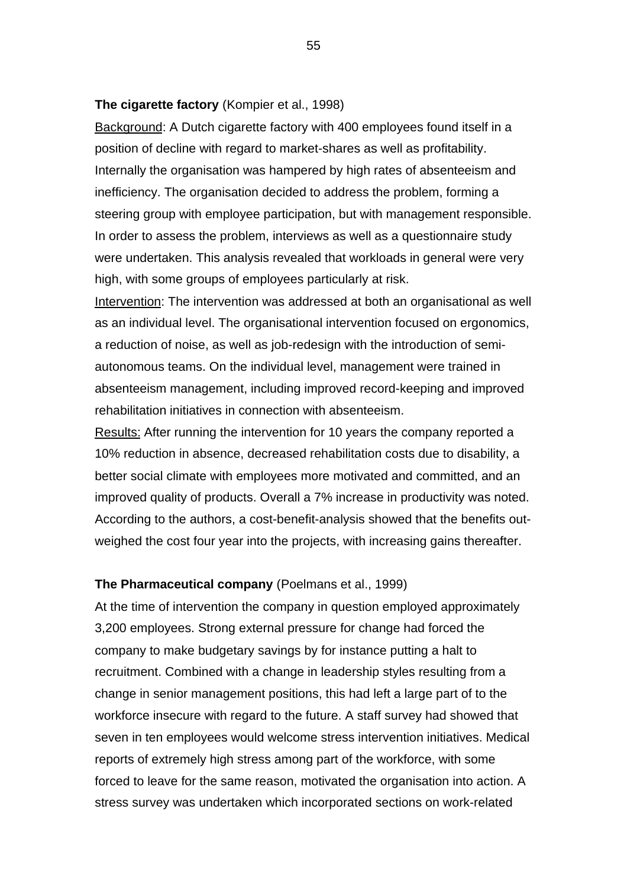**The cigarette factory** (Kompier et al., 1998)

<u>Background</u>: A Dutch cigarette factory with 400 employees found itself in a position of decline with regard to market-shares as well as profitability. Internally the organisation was hampered by high rates of absenteeism and inefficiency. The organisation decided to address the problem, forming a steering group with employee participation, but with management responsible. In order to assess the problem, interviews as well as a questionnaire study were undertaken. This analysis revealed that workloads in general were very high, with some groups of employees particularly at risk.

<u>Intervention</u>: The intervention was addressed at both an organisational as well as an individual level. The organisational intervention focused on ergonomics, a reduction of noise, as well as job-redesign with the introduction of semi-autonomous teams. On the individual level, management were trained in absenteeism management, including improved record-keeping and improved rehabilitation initiatives in connection with absenteeism.

<u>Results:</u> After running the intervention for 10 years the company reported a 10% reduction in absence, decreased rehabilitation costs due to disability, a better social climate with employees more motivated and committed, and an improved quality of products. Overall a 7% increase in productivity was noted. According to the authors, a cost-benefit-analysis showed that the benefits out-weighed the cost four year into the projects, with increasing gains thereafter.

**The Pharmaceutical company** (Poelmans et al., 1999)

At the time of intervention the company in question employed approximately 3,200 employees. Strong external pressure for change had forced the company to make budgetary savings by for instance putting a halt to recruitment. Combined with a change in leadership styles resulting from a change in senior management positions, this had left a large part of to the workforce insecure with regard to the future. A staff survey had showed that seven in ten employees would welcome stress intervention initiatives. Medical reports of extremely high stress among part of the workforce, with some forced to leave for the same reason, motivated the organisation into action. A stress survey was undertaken which incorporated sections on work-related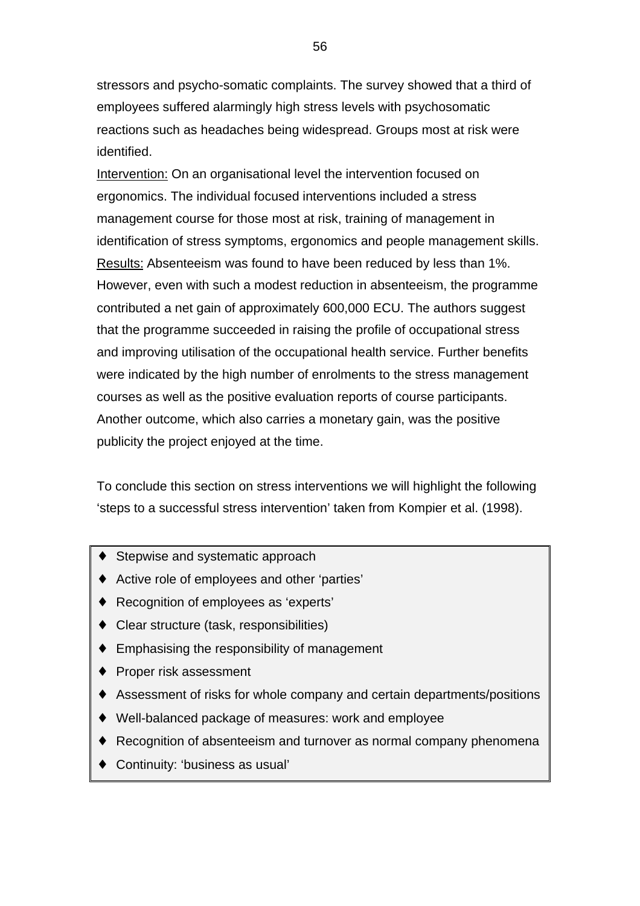stressors and psycho-somatic complaints. The survey showed that a third of employees suffered alarmingly high stress levels with psychosomatic reactions such as headaches being widespread. Groups most at risk were identified.

<u>Intervention:</u> On an organisational level the intervention focused on ergonomics. The individual focused interventions included a stress management course for those most at risk, training of management in identification of stress symptoms, ergonomics and people management skills.

<u>Results:</u> Absenteeism was found to have been reduced by less than 1%. However, even with such a modest reduction in absenteeism, the programme contributed a net gain of approximately 600,000 ECU. The authors suggest that the programme succeeded in raising the profile of occupational stress and improving utilisation of the occupational health service. Further benefits were indicated by the high number of enrolments to the stress management courses as well as the positive evaluation reports of course participants. Another outcome, which also carries a monetary gain, was the positive publicity the project enjoyed at the time.

To conclude this section on stress interventions we will highlight the following 'steps to a successful stress intervention' taken from Kompier et al. (1998).

- Stepwise and systematic approach
- Active role of employees and other 'parties'
- Recognition of employees as 'experts'
- Clear structure (task, responsibilities)
- Emphasising the responsibility of management
- Proper risk assessment
- Assessment of risks for whole company and certain departments/positions
- Well-balanced package of measures: work and employee
- Recognition of absenteeism and turnover as normal company phenomena
- Continuity: 'business as usual'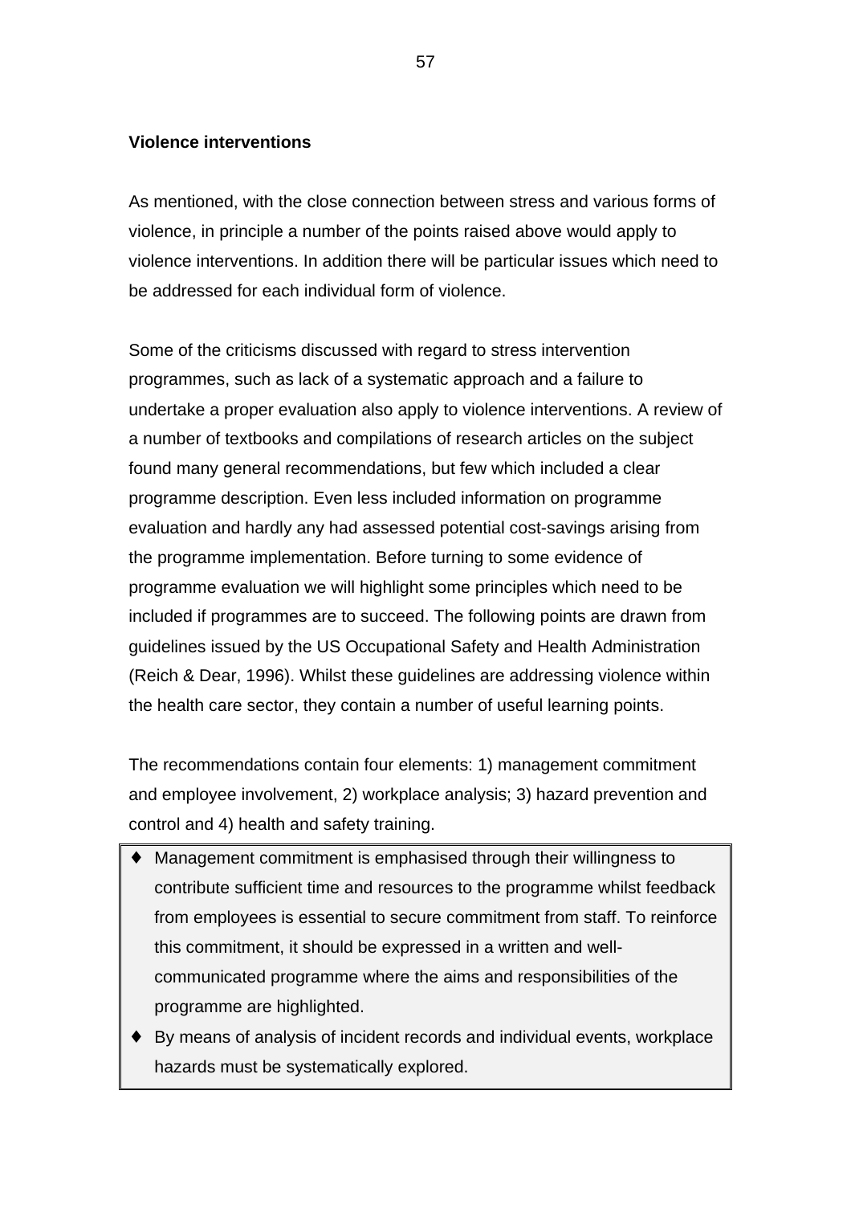**Violence interventions**

As mentioned, with the close connection between stress and various forms of violence, in principle a number of the points raised above would apply to violence interventions. In addition there will be particular issues which need to be addressed for each individual form of violence.

Some of the criticisms discussed with regard to stress intervention programmes, such as lack of a systematic approach and a failure to undertake a proper evaluation also apply to violence interventions. A review of a number of textbooks and compilations of research articles on the subject found many general recommendations, but few which included a clear programme description. Even less included information on programme evaluation and hardly any had assessed potential cost-savings arising from the programme implementation. Before turning to some evidence of programme evaluation we will highlight some principles which need to be included if programmes are to succeed. The following points are drawn from guidelines issued by the US Occupational Safety and Health Administration (Reich & Dear, 1996). Whilst these guidelines are addressing violence within the health care sector, they contain a number of useful learning points.

The recommendations contain four elements: 1) management commitment and employee involvement, 2) workplace analysis; 3) hazard prevention and control and 4) health and safety training.

- Management commitment is emphasised through their willingness to contribute sufficient time and resources to the programme whilst feedback from employees is essential to secure commitment from staff. To reinforce this commitment, it should be expressed in a written and well-communicated programme where the aims and responsibilities of the programme are highlighted.
- By means of analysis of incident records and individual events, workplace hazards must be systematically explored.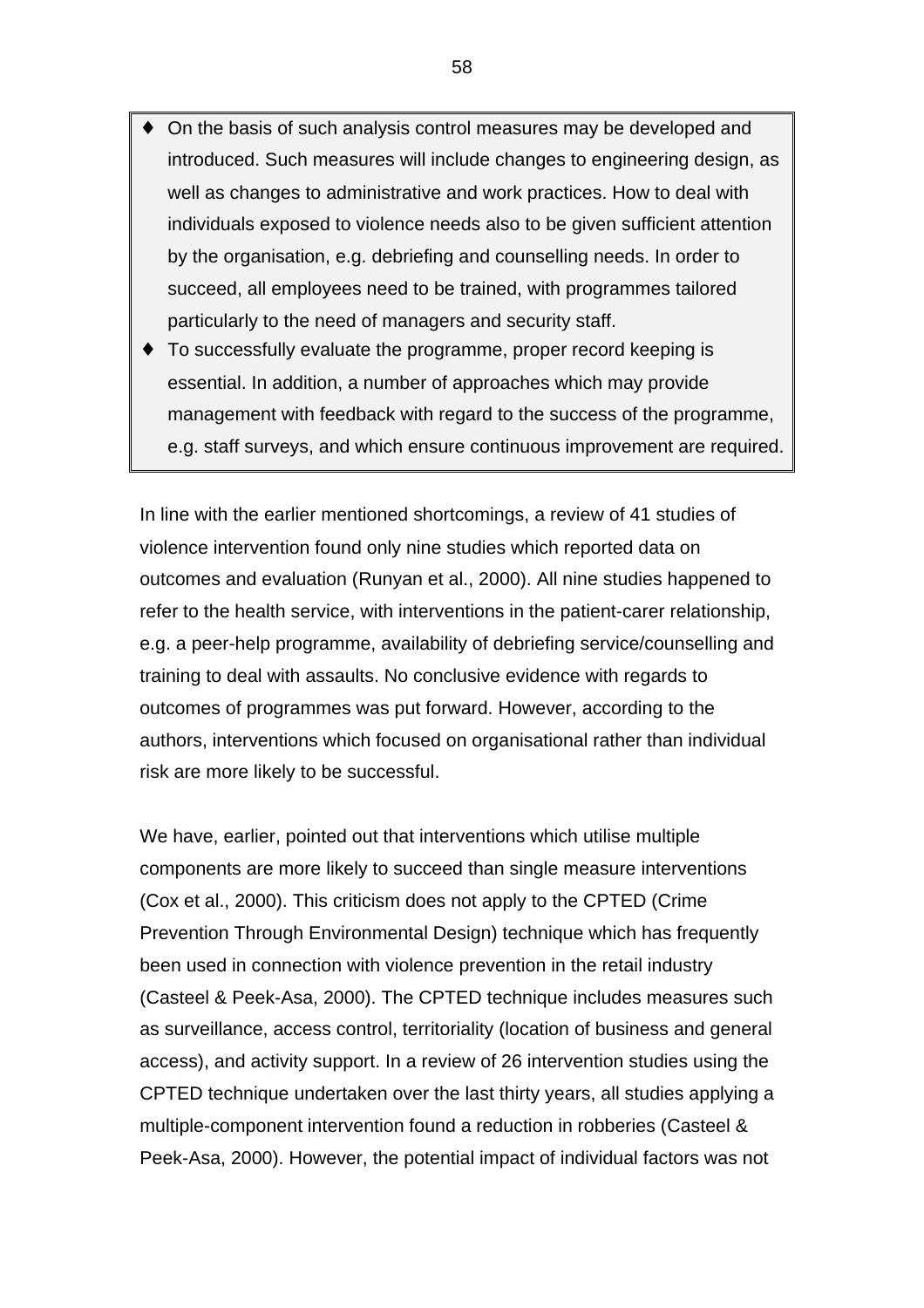- On the basis of such analysis control measures may be developed and introduced. Such measures will include changes to engineering design, as well as changes to administrative and work practices. How to deal with individuals exposed to violence needs also to be given sufficient attention by the organisation, e.g. debriefing and counselling needs. In order to succeed, all employees need to be trained, with programmes tailored particularly to the need of managers and security staff.
- To successfully evaluate the programme, proper record keeping is essential. In addition, a number of approaches which may provide management with feedback with regard to the success of the programme, e.g. staff surveys, and which ensure continuous improvement are required.

In line with the earlier mentioned shortcomings, a review of 41 studies of violence intervention found only nine studies which reported data on outcomes and evaluation (Runyan et al., 2000). All nine studies happened to refer to the health service, with interventions in the patient-carer relationship, e.g. a peer-help programme, availability of debriefing service/counselling and training to deal with assaults. No conclusive evidence with regards to outcomes of programmes was put forward. However, according to the authors, interventions which focused on organisational rather than individual risk are more likely to be successful.

We have, earlier, pointed out that interventions which utilise multiple components are more likely to succeed than single measure interventions (Cox et al., 2000). This criticism does not apply to the CPTED (Crime Prevention Through Environmental Design) technique which has frequently been used in connection with violence prevention in the retail industry (Casteel & Peek-Asa, 2000). The CPTED technique includes measures such as surveillance, access control, territoriality (location of business and general access), and activity support. In a review of 26 intervention studies using the CPTED technique undertaken over the last thirty years, all studies applying a multiple-component intervention found a reduction in robberies (Casteel & Peek-Asa, 2000). However, the potential impact of individual factors was not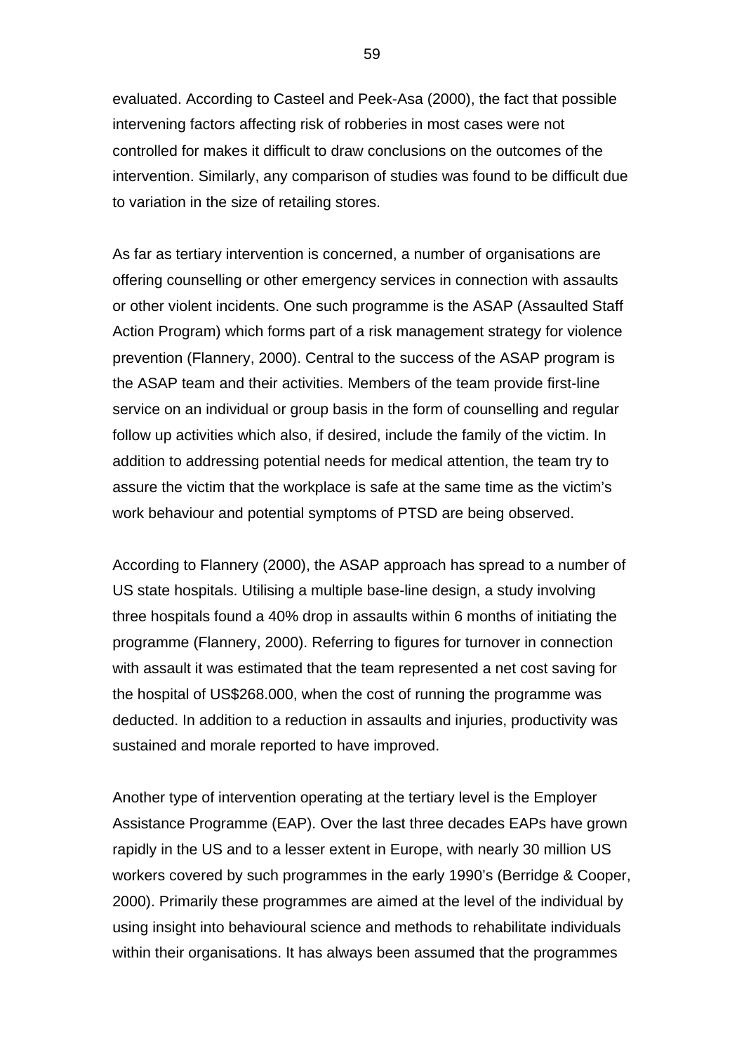evaluated. According to Casteel and Peek-Asa (2000), the fact that possible intervening factors affecting risk of robberies in most cases were not controlled for makes it difficult to draw conclusions on the outcomes of the intervention. Similarly, any comparison of studies was found to be difficult due to variation in the size of retailing stores.

As far as tertiary intervention is concerned, a number of organisations are offering counselling or other emergency services in connection with assaults or other violent incidents. One such programme is the ASAP (Assaulted Staff Action Program) which forms part of a risk management strategy for violence prevention (Flannery, 2000). Central to the success of the ASAP program is the ASAP team and their activities. Members of the team provide first-line service on an individual or group basis in the form of counselling and regular follow up activities which also, if desired, include the family of the victim. In addition to addressing potential needs for medical attention, the team try to assure the victim that the workplace is safe at the same time as the victim's work behaviour and potential symptoms of PTSD are being observed.

According to Flannery (2000), the ASAP approach has spread to a number of US state hospitals. Utilising a multiple base-line design, a study involving three hospitals found a 40% drop in assaults within 6 months of initiating the programme (Flannery, 2000). Referring to figures for turnover in connection with assault it was estimated that the team represented a net cost saving for the hospital of US$268.000, when the cost of running the programme was deducted. In addition to a reduction in assaults and injuries, productivity was sustained and morale reported to have improved.

Another type of intervention operating at the tertiary level is the Employer Assistance Programme (EAP). Over the last three decades EAPs have grown rapidly in the US and to a lesser extent in Europe, with nearly 30 million US workers covered by such programmes in the early 1990's (Berridge & Cooper, 2000). Primarily these programmes are aimed at the level of the individual by using insight into behavioural science and methods to rehabilitate individuals within their organisations. It has always been assumed that the programmes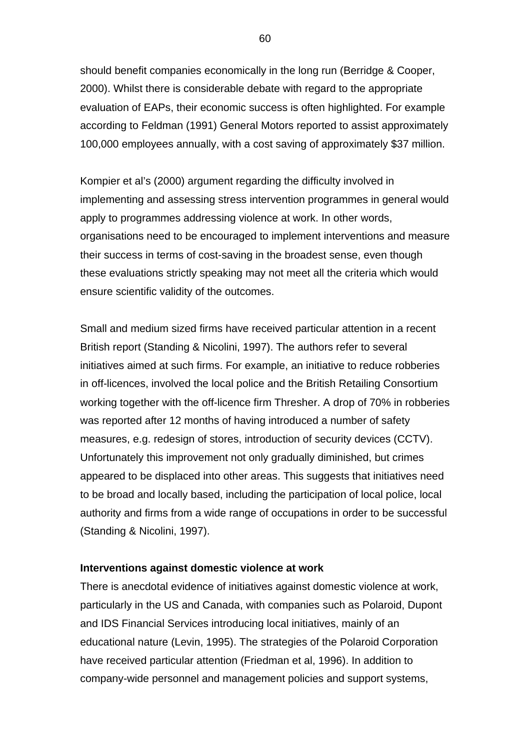should benefit companies economically in the long run (Berridge & Cooper, 2000). Whilst there is considerable debate with regard to the appropriate evaluation of EAPs, their economic success is often highlighted. For example according to Feldman (1991) General Motors reported to assist approximately 100,000 employees annually, with a cost saving of approximately $37 million.

Kompier et al's (2000) argument regarding the difficulty involved in implementing and assessing stress intervention programmes in general would apply to programmes addressing violence at work. In other words, organisations need to be encouraged to implement interventions and measure their success in terms of cost-saving in the broadest sense, even though these evaluations strictly speaking may not meet all the criteria which would ensure scientific validity of the outcomes.

Small and medium sized firms have received particular attention in a recent British report (Standing & Nicolini, 1997). The authors refer to several initiatives aimed at such firms. For example, an initiative to reduce robberies in off-licences, involved the local police and the British Retailing Consortium working together with the off-licence firm Thresher. A drop of 70% in robberies was reported after 12 months of having introduced a number of safety measures, e.g. redesign of stores, introduction of security devices (CCTV). Unfortunately this improvement not only gradually diminished, but crimes appeared to be displaced into other areas. This suggests that initiatives need to be broad and locally based, including the participation of local police, local authority and firms from a wide range of occupations in order to be successful (Standing & Nicolini, 1997).

**Interventions against domestic violence at work**

There is anecdotal evidence of initiatives against domestic violence at work, particularly in the US and Canada, with companies such as Polaroid, Dupont and IDS Financial Services introducing local initiatives, mainly of an educational nature (Levin, 1995). The strategies of the Polaroid Corporation have received particular attention (Friedman et al, 1996). In addition to company-wide personnel and management policies and support systems,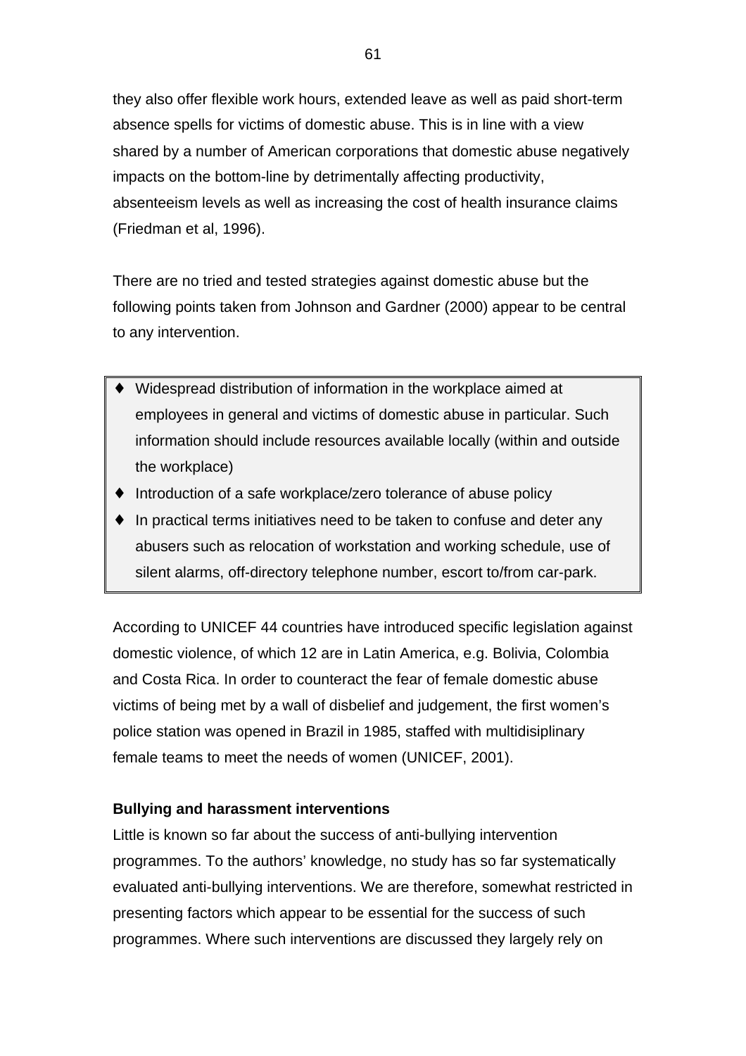they also offer flexible work hours, extended leave as well as paid short-term absence spells for victims of domestic abuse. This is in line with a view shared by a number of American corporations that domestic abuse negatively impacts on the bottom-line by detrimentally affecting productivity, absenteeism levels as well as increasing the cost of health insurance claims (Friedman et al, 1996).

There are no tried and tested strategies against domestic abuse but the following points taken from Johnson and Gardner (2000) appear to be central to any intervention.

- Widespread distribution of information in the workplace aimed at employees in general and victims of domestic abuse in particular. Such information should include resources available locally (within and outside the workplace)
- Introduction of a safe workplace/zero tolerance of abuse policy
- In practical terms initiatives need to be taken to confuse and deter any abusers such as relocation of workstation and working schedule, use of silent alarms, off-directory telephone number, escort to/from car-park.

According to UNICEF 44 countries have introduced specific legislation against domestic violence, of which 12 are in Latin America, e.g. Bolivia, Colombia and Costa Rica. In order to counteract the fear of female domestic abuse victims of being met by a wall of disbelief and judgement, the first women's police station was opened in Brazil in 1985, staffed with multidisiplinary female teams to meet the needs of women (UNICEF, 2001).

**Bullying and harassment interventions**

Little is known so far about the success of anti-bullying intervention programmes. To the authors' knowledge, no study has so far systematically evaluated anti-bullying interventions. We are therefore, somewhat restricted in presenting factors which appear to be essential for the success of such programmes. Where such interventions are discussed they largely rely on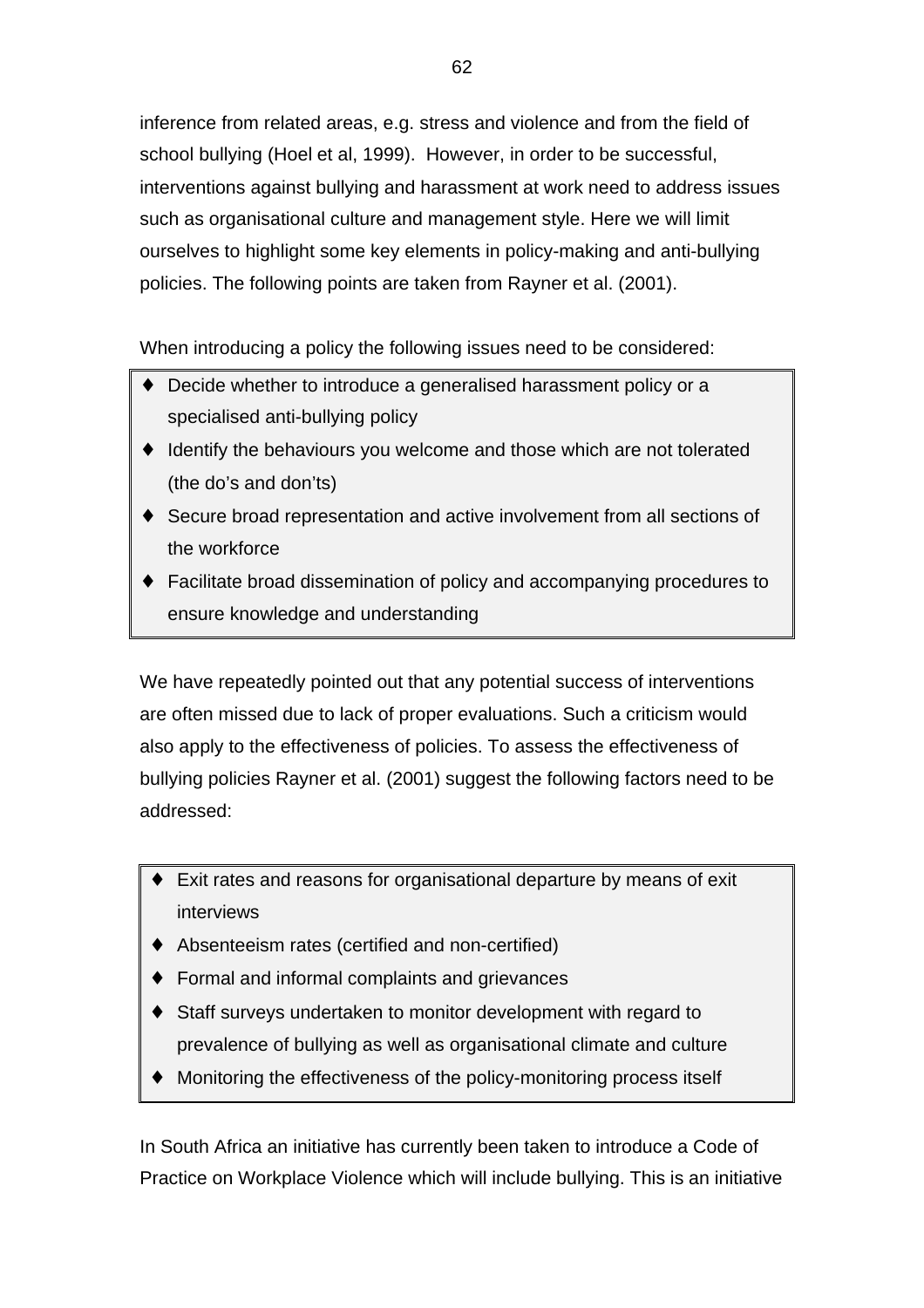inference from related areas, e.g. stress and violence and from the field of school bullying (Hoel et al, 1999). However, in order to be successful, interventions against bullying and harassment at work need to address issues such as organisational culture and management style. Here we will limit ourselves to highlight some key elements in policy-making and anti-bullying policies. The following points are taken from Rayner et al. (2001).

When introducing a policy the following issues need to be considered:

- Decide whether to introduce a generalised harassment policy or a specialised anti-bullying policy
- Identify the behaviours you welcome and those which are not tolerated (the do's and don'ts)
- Secure broad representation and active involvement from all sections of the workforce
- Facilitate broad dissemination of policy and accompanying procedures to ensure knowledge and understanding

We have repeatedly pointed out that any potential success of interventions are often missed due to lack of proper evaluations. Such a criticism would also apply to the effectiveness of policies. To assess the effectiveness of bullying policies Rayner et al. (2001) suggest the following factors need to be addressed:

- Exit rates and reasons for organisational departure by means of exit interviews
- Absenteeism rates (certified and non-certified)
- Formal and informal complaints and grievances
- Staff surveys undertaken to monitor development with regard to prevalence of bullying as well as organisational climate and culture
- Monitoring the effectiveness of the policy-monitoring process itself

In South Africa an initiative has currently been taken to introduce a Code of Practice on Workplace Violence which will include bullying. This is an initiative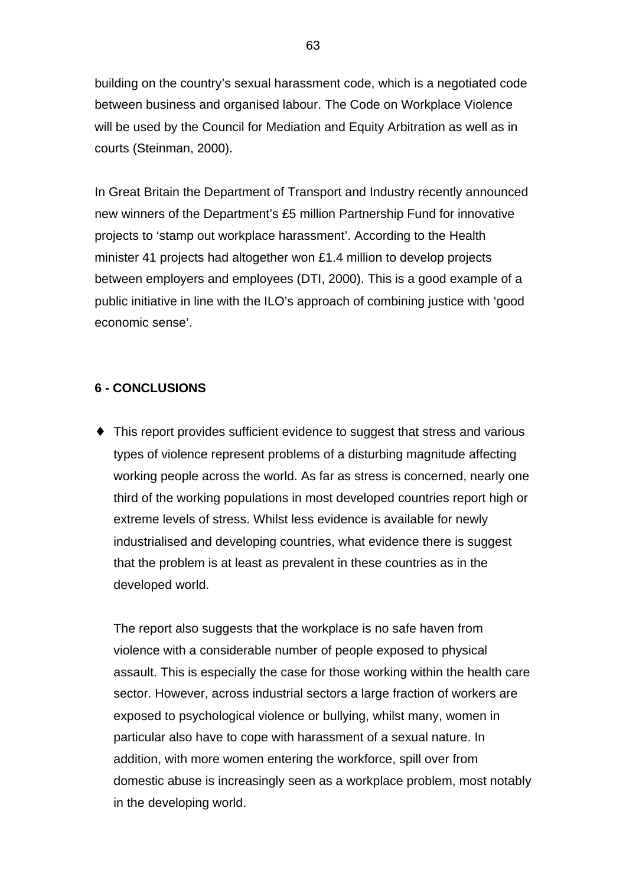building on the country’s sexual harassment code, which is a negotiated code between business and organised labour. The Code on Workplace Violence will be used by the Council for Mediation and Equity Arbitration as well as in courts (Steinman, 2000).

In Great Britain the Department of Transport and Industry recently announced new winners of the Department’s £5 million Partnership Fund for innovative projects to ‘stamp out workplace harassment’. According to the Health minister 41 projects had altogether won £1.4 million to develop projects between employers and employees (DTI, 2000). This is a good example of a public initiative in line with the ILO’s approach of combining justice with ‘good economic sense’.

## 6 - CONCLUSIONS

- This report provides sufficient evidence to suggest that stress and various types of violence represent problems of a disturbing magnitude affecting working people across the world. As far as stress is concerned, nearly one third of the working populations in most developed countries report high or extreme levels of stress. Whilst less evidence is available for newly industrialised and developing countries, what evidence there is suggest that the problem is at least as prevalent in these countries as in the developed world.

  The report also suggests that the workplace is no safe haven from violence with a considerable number of people exposed to physical assault. This is especially the case for those working within the health care sector. However, across industrial sectors a large fraction of workers are exposed to psychological violence or bullying, whilst many, women in particular also have to cope with harassment of a sexual nature. In addition, with more women entering the workforce, spill over from domestic abuse is increasingly seen as a workplace problem, most notably in the developing world.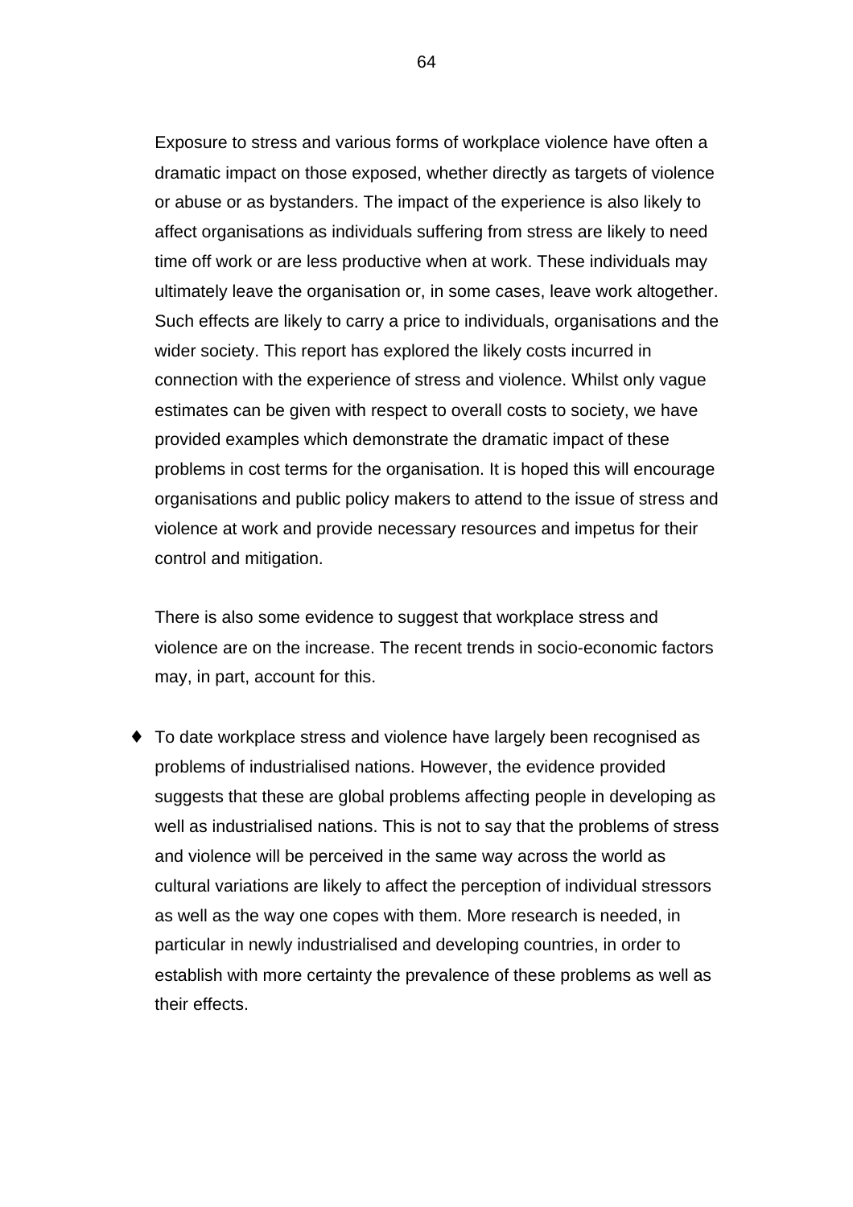Exposure to stress and various forms of workplace violence have often a dramatic impact on those exposed, whether directly as targets of violence or abuse or as bystanders. The impact of the experience is also likely to affect organisations as individuals suffering from stress are likely to need time off work or are less productive when at work. These individuals may ultimately leave the organisation or, in some cases, leave work altogether. Such effects are likely to carry a price to individuals, organisations and the wider society. This report has explored the likely costs incurred in connection with the experience of stress and violence. Whilst only vague estimates can be given with respect to overall costs to society, we have provided examples which demonstrate the dramatic impact of these problems in cost terms for the organisation. It is hoped this will encourage organisations and public policy makers to attend to the issue of stress and violence at work and provide necessary resources and impetus for their control and mitigation.

There is also some evidence to suggest that workplace stress and violence are on the increase. The recent trends in socio-economic factors may, in part, account for this.

- To date workplace stress and violence have largely been recognised as problems of industrialised nations. However, the evidence provided suggests that these are global problems affecting people in developing as well as industrialised nations. This is not to say that the problems of stress and violence will be perceived in the same way across the world as cultural variations are likely to affect the perception of individual stressors as well as the way one copes with them. More research is needed, in particular in newly industrialised and developing countries, in order to establish with more certainty the prevalence of these problems as well as their effects.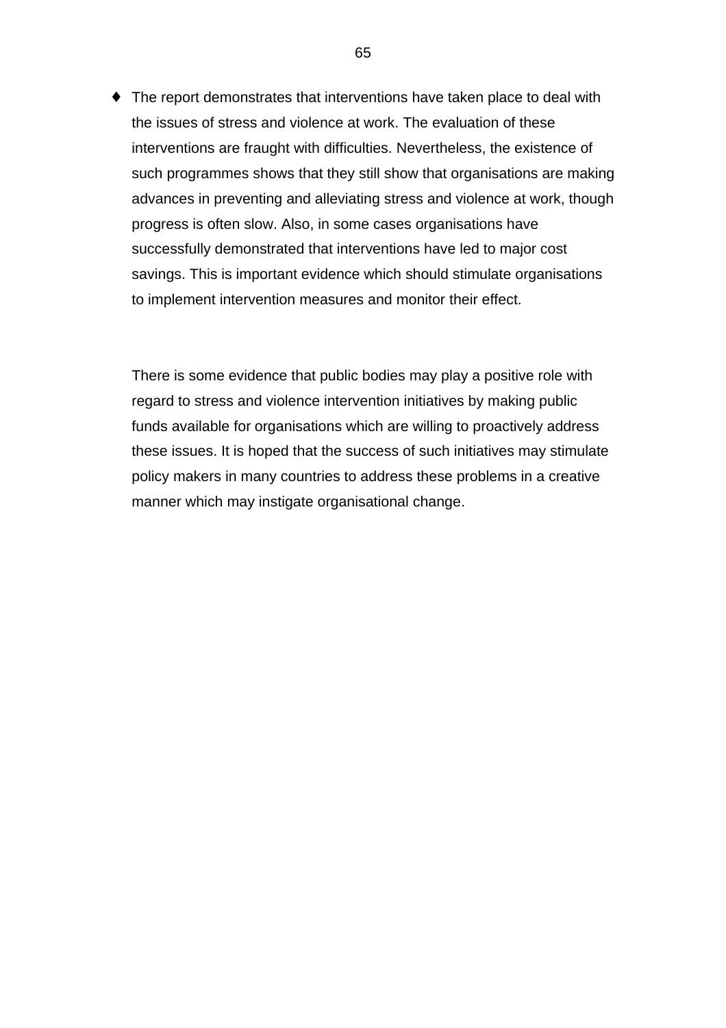- The report demonstrates that interventions have taken place to deal with the issues of stress and violence at work. The evaluation of these interventions are fraught with difficulties. Nevertheless, the existence of such programmes shows that they still show that organisations are making advances in preventing and alleviating stress and violence at work, though progress is often slow. Also, in some cases organisations have successfully demonstrated that interventions have led to major cost savings. This is important evidence which should stimulate organisations to implement intervention measures and monitor their effect.

  There is some evidence that public bodies may play a positive role with regard to stress and violence intervention initiatives by making public funds available for organisations which are willing to proactively address these issues. It is hoped that the success of such initiatives may stimulate policy makers in many countries to address these problems in a creative manner which may instigate organisational change.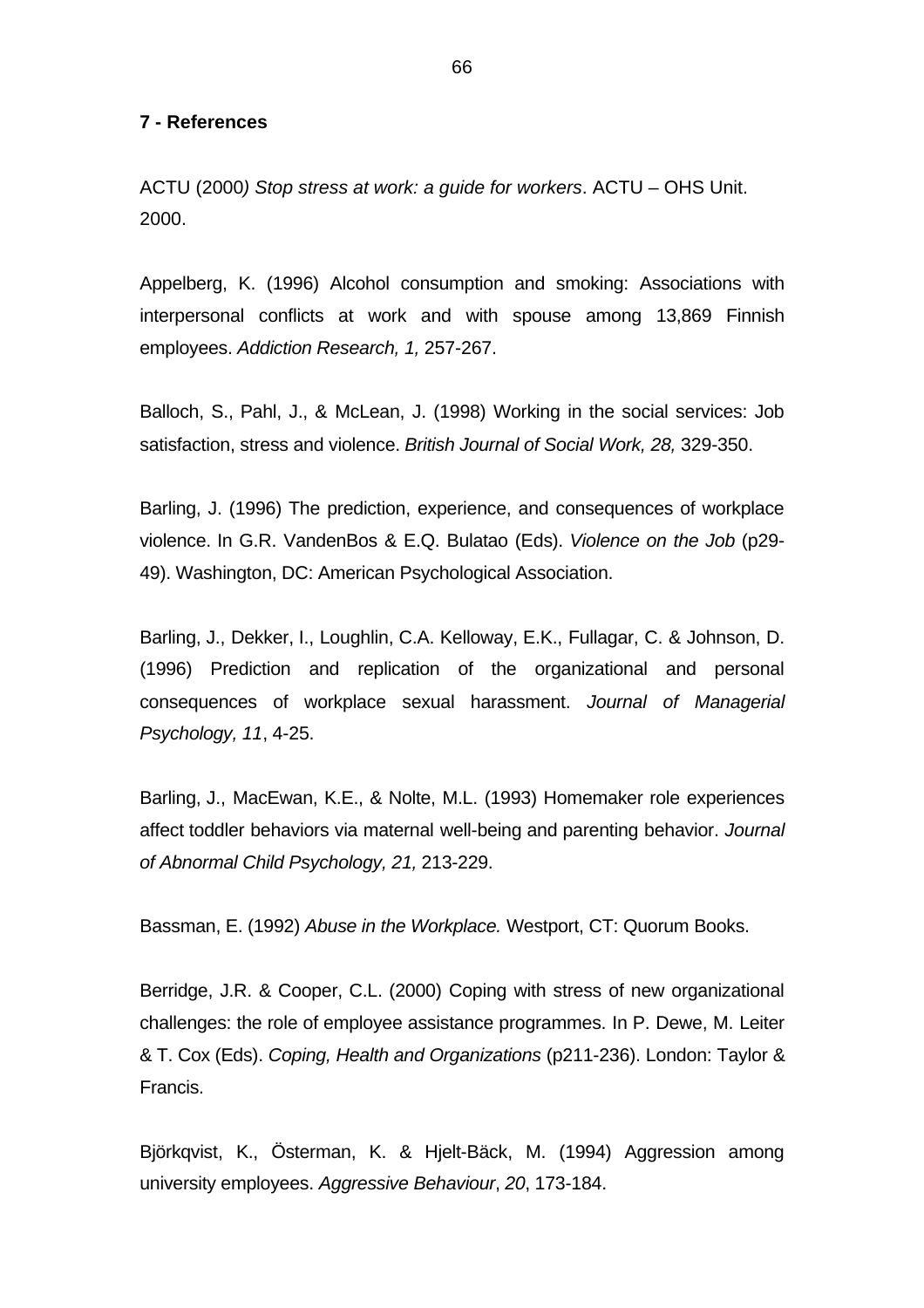**7 - References**

ACTU (2000*) Stop stress at work: a guide for workers*. ACTU – OHS Unit. 2000.

Appelberg, K. (1996) Alcohol consumption and smoking: Associations with interpersonal conflicts at work and with spouse among 13,869 Finnish employees. *Addiction Research, 1,* 257-267.

Balloch, S., Pahl, J., & McLean, J. (1998) Working in the social services: Job satisfaction, stress and violence. *British Journal of Social Work, 28,* 329-350.

Barling, J. (1996) The prediction, experience, and consequences of workplace violence. In G.R. VandenBos & E.Q. Bulatao (Eds). *Violence on the Job* (p29-49). Washington, DC: American Psychological Association.

Barling, J., Dekker, I., Loughlin, C.A. Kelloway, E.K., Fullagar, C. & Johnson, D. (1996) Prediction and replication of the organizational and personal consequences of workplace sexual harassment. *Journal of Managerial Psychology, 11*, 4-25.

Barling, J., MacEwan, K.E., & Nolte, M.L. (1993) Homemaker role experiences affect toddler behaviors via maternal well-being and parenting behavior. *Journal of Abnormal Child Psychology, 21,* 213-229.

Bassman, E. (1992) *Abuse in the Workplace.* Westport, CT: Quorum Books.

Berridge, J.R. & Cooper, C.L. (2000) Coping with stress of new organizational challenges: the role of employee assistance programmes. In P. Dewe, M. Leiter & T. Cox (Eds). *Coping, Health and Organizations* (p211-236). London: Taylor & Francis.

Björkqvist, K., Österman, K. & Hjelt-Bäck, M. (1994) Aggression among university employees. *Aggressive Behaviour*, *20*, 173-184.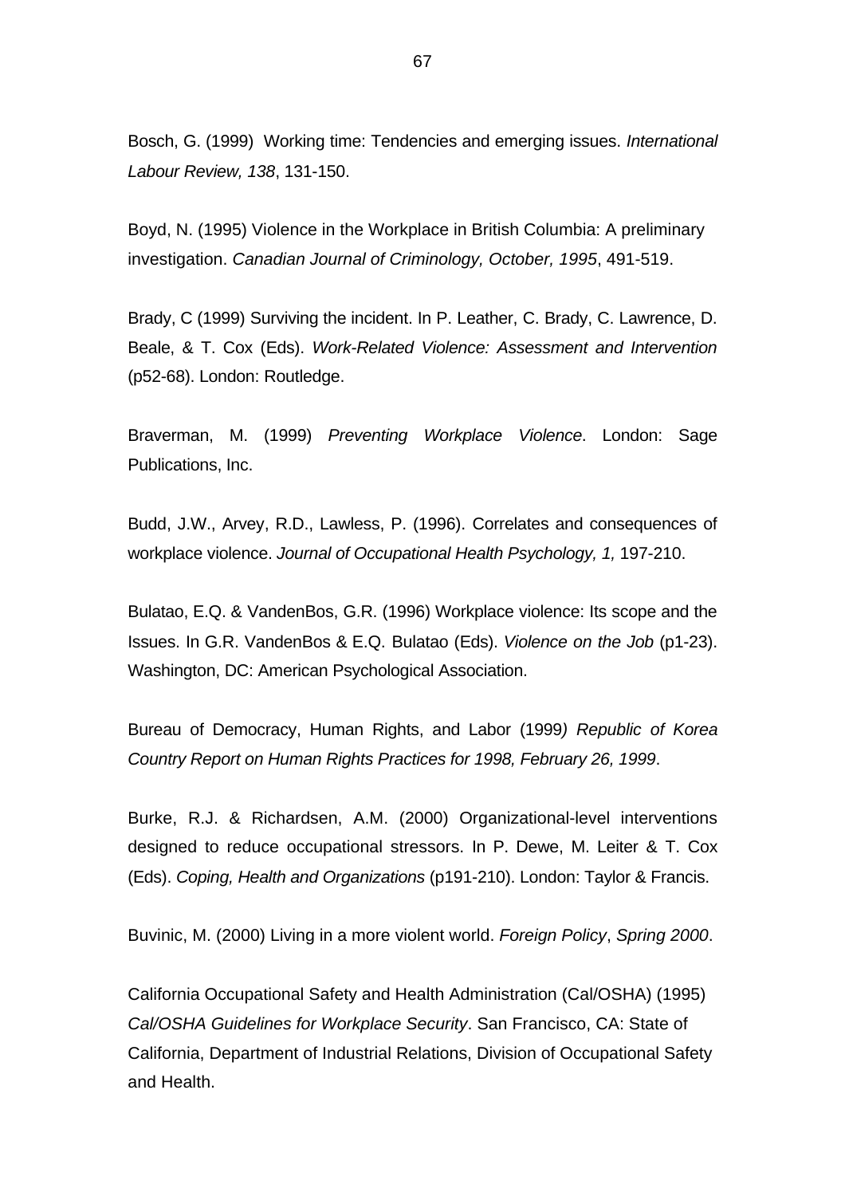Bosch, G. (1999)  Working time: Tendencies and emerging issues. *International Labour Review, 138*, 131-150.

Boyd, N. (1995) Violence in the Workplace in British Columbia: A preliminary investigation. *Canadian Journal of Criminology, October, 1995*, 491-519.

Brady, C (1999) Surviving the incident. In P. Leather, C. Brady, C. Lawrence, D. Beale, & T. Cox (Eds). *Work-Related Violence: Assessment and Intervention* (p52-68). London: Routledge.

Braverman, M. (1999) *Preventing Workplace Violence*. London: Sage Publications, Inc.

Budd, J.W., Arvey, R.D., Lawless, P. (1996). Correlates and consequences of workplace violence. *Journal of Occupational Health Psychology, 1,* 197-210.

Bulatao, E.Q. & VandenBos, G.R. (1996) Workplace violence: Its scope and the Issues. In G.R. VandenBos & E.Q. Bulatao (Eds). *Violence on the Job* (p1-23). Washington, DC: American Psychological Association.

Bureau of Democracy, Human Rights, and Labor (1999*) Republic of Korea Country Report on Human Rights Practices for 1998, February 26, 1999*.

Burke, R.J. & Richardsen, A.M. (2000) Organizational-level interventions designed to reduce occupational stressors. In P. Dewe, M. Leiter & T. Cox (Eds). *Coping, Health and Organizations* (p191-210). London: Taylor & Francis.

Buvinic, M. (2000) Living in a more violent world. *Foreign Policy*, *Spring 2000*.

California Occupational Safety and Health Administration (Cal/OSHA) (1995) *Cal/OSHA Guidelines for Workplace Security*. San Francisco, CA: State of California, Department of Industrial Relations, Division of Occupational Safety and Health.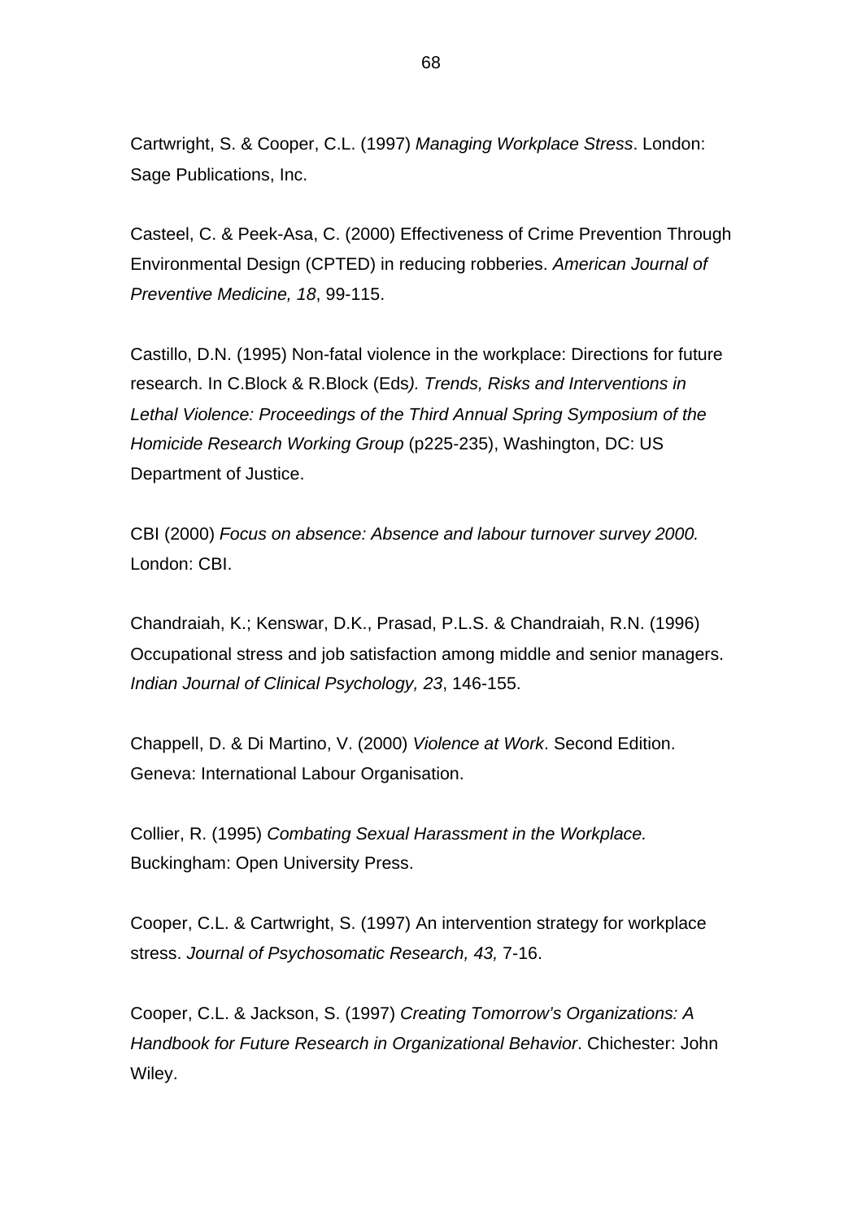Cartwright, S. & Cooper, C.L. (1997) *Managing Workplace Stress*. London: Sage Publications, Inc.

Casteel, C. & Peek-Asa, C. (2000) Effectiveness of Crime Prevention Through Environmental Design (CPTED) in reducing robberies. *American Journal of Preventive Medicine, 18*, 99-115.

Castillo, D.N. (1995) Non-fatal violence in the workplace: Directions for future research. In C.Block & R.Block (Eds*). Trends, Risks and Interventions in Lethal Violence: Proceedings of the Third Annual Spring Symposium of the Homicide Research Working Group* (p225-235), Washington, DC: US Department of Justice.

CBI (2000) *Focus on absence: Absence and labour turnover survey 2000.* London: CBI.

Chandraiah, K.; Kenswar, D.K., Prasad, P.L.S. & Chandraiah, R.N. (1996) Occupational stress and job satisfaction among middle and senior managers. *Indian Journal of Clinical Psychology, 23*, 146-155.

Chappell, D. & Di Martino, V. (2000) *Violence at Work*. Second Edition. Geneva: International Labour Organisation.

Collier, R. (1995) *Combating Sexual Harassment in the Workplace.* Buckingham: Open University Press.

Cooper, C.L. & Cartwright, S. (1997) An intervention strategy for workplace stress. *Journal of Psychosomatic Research, 43,* 7-16.

Cooper, C.L. & Jackson, S. (1997) *Creating Tomorrow's Organizations: A Handbook for Future Research in Organizational Behavior*. Chichester: John Wiley.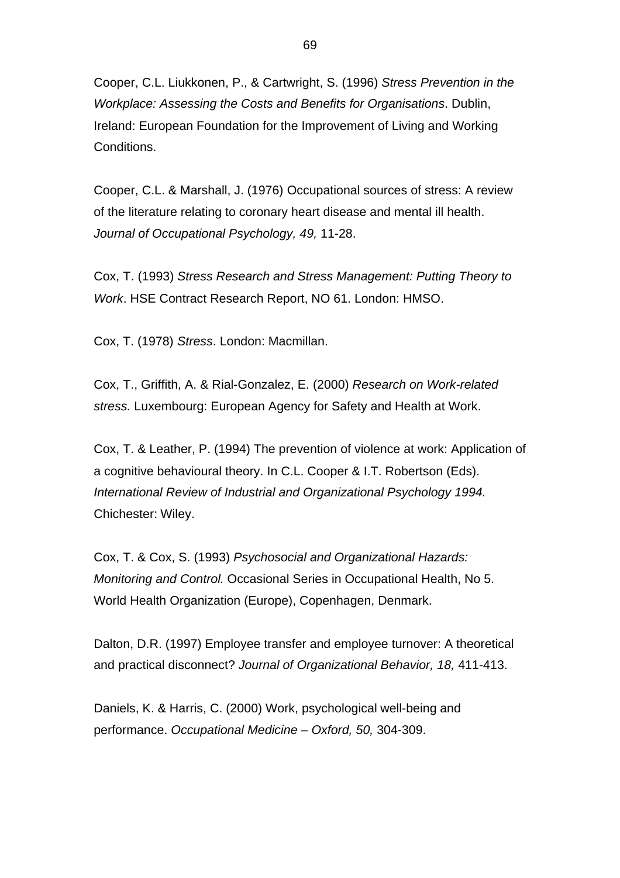Cooper, C.L. Liukkonen, P., & Cartwright, S. (1996) *Stress Prevention in the Workplace: Assessing the Costs and Benefits for Organisations*. Dublin, Ireland: European Foundation for the Improvement of Living and Working Conditions.

Cooper, C.L. & Marshall, J. (1976) Occupational sources of stress: A review of the literature relating to coronary heart disease and mental ill health. *Journal of Occupational Psychology, 49,* 11-28.

Cox, T. (1993) *Stress Research and Stress Management: Putting Theory to Work*. HSE Contract Research Report, NO 61. London: HMSO.

Cox, T. (1978) *Stress*. London: Macmillan.

Cox, T., Griffith, A. & Rial-Gonzalez, E. (2000) *Research on Work-related stress.* Luxembourg: European Agency for Safety and Health at Work.

Cox, T. & Leather, P. (1994) The prevention of violence at work: Application of a cognitive behavioural theory. In C.L. Cooper & I.T. Robertson (Eds). *International Review of Industrial and Organizational Psychology 1994.* Chichester: Wiley.

Cox, T. & Cox, S. (1993) *Psychosocial and Organizational Hazards: Monitoring and Control.* Occasional Series in Occupational Health, No 5. World Health Organization (Europe), Copenhagen, Denmark.

Dalton, D.R. (1997) Employee transfer and employee turnover: A theoretical and practical disconnect? *Journal of Organizational Behavior, 18,* 411-413.

Daniels, K. & Harris, C. (2000) Work, psychological well-being and performance. *Occupational Medicine – Oxford, 50,* 304-309.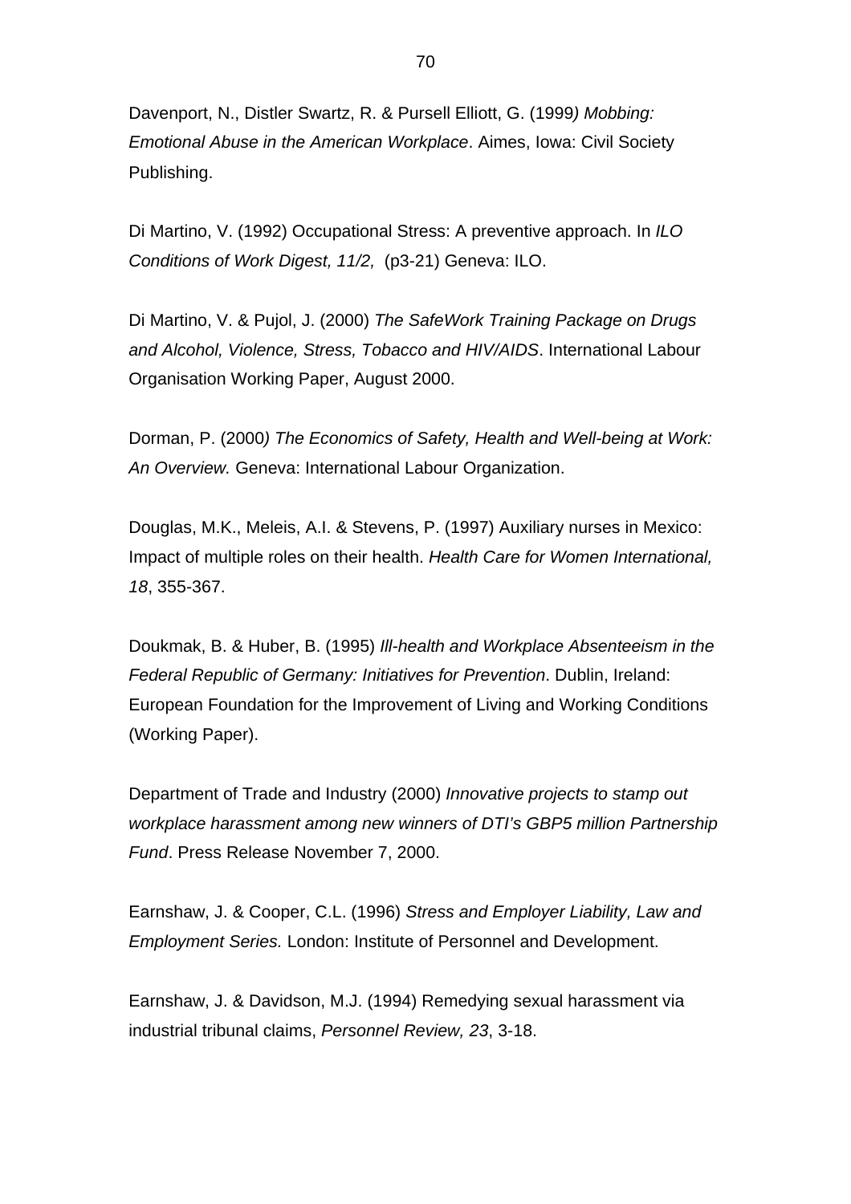Davenport, N., Distler Swartz, R. & Pursell Elliott, G. (1999*) Mobbing: Emotional Abuse in the American Workplace*. Aimes, Iowa: Civil Society Publishing.

Di Martino, V. (1992) Occupational Stress: A preventive approach. In *ILO Conditions of Work Digest, 11/2,* (p3-21) Geneva: ILO.

Di Martino, V. & Pujol, J. (2000) *The SafeWork Training Package on Drugs and Alcohol, Violence, Stress, Tobacco and HIV/AIDS*. International Labour Organisation Working Paper, August 2000.

Dorman, P. (2000*) The Economics of Safety, Health and Well-being at Work: An Overview.* Geneva: International Labour Organization.

Douglas, M.K., Meleis, A.I. & Stevens, P. (1997) Auxiliary nurses in Mexico: Impact of multiple roles on their health. *Health Care for Women International, 18*, 355-367.

Doukmak, B. & Huber, B. (1995) *Ill-health and Workplace Absenteeism in the Federal Republic of Germany: Initiatives for Prevention*. Dublin, Ireland: European Foundation for the Improvement of Living and Working Conditions (Working Paper).

Department of Trade and Industry (2000) *Innovative projects to stamp out workplace harassment among new winners of DTI's GBP5 million Partnership Fund*. Press Release November 7, 2000.

Earnshaw, J. & Cooper, C.L. (1996) *Stress and Employer Liability, Law and Employment Series.* London: Institute of Personnel and Development.

Earnshaw, J. & Davidson, M.J. (1994) Remedying sexual harassment via industrial tribunal claims, *Personnel Review, 23*, 3-18.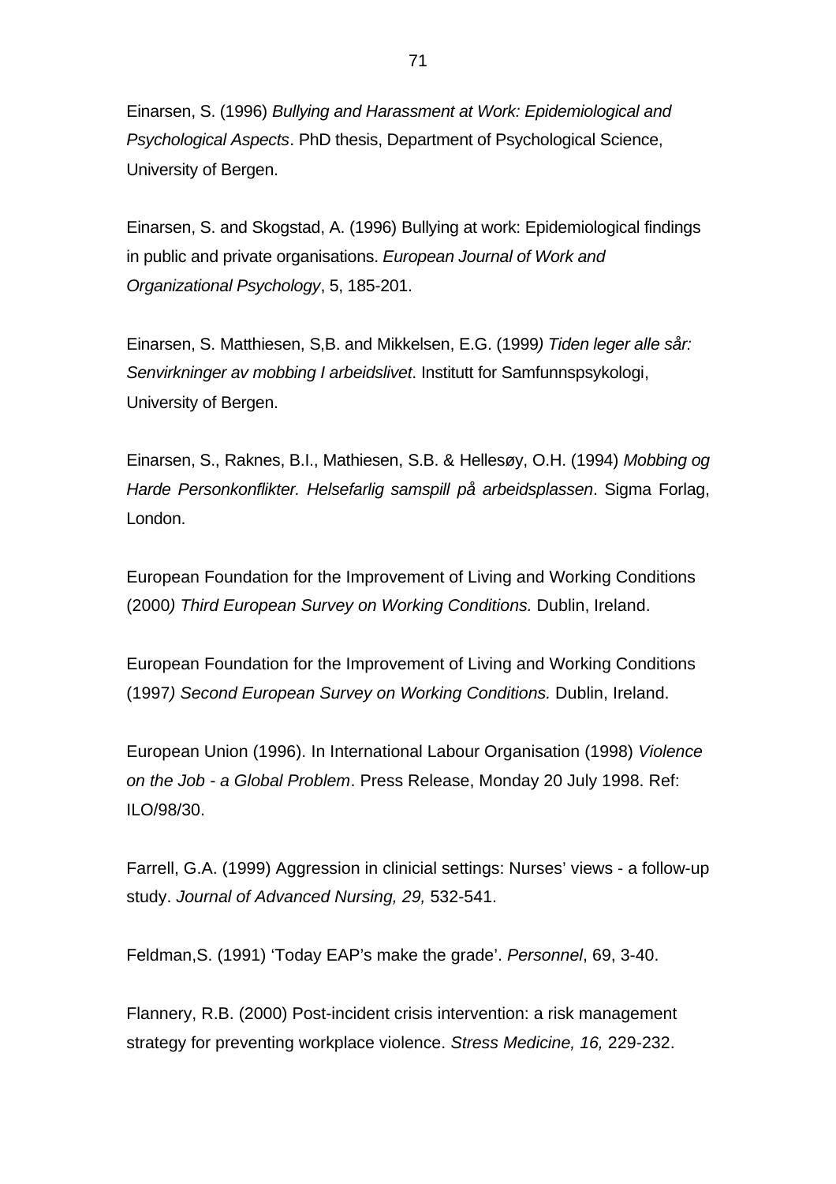Einarsen, S. (1996) *Bullying and Harassment at Work: Epidemiological and Psychological Aspects*. PhD thesis, Department of Psychological Science, University of Bergen.

Einarsen, S. and Skogstad, A. (1996) Bullying at work: Epidemiological findings in public and private organisations. *European Journal of Work and Organizational Psychology*, 5, 185-201.

Einarsen, S. Matthiesen, S,B. and Mikkelsen, E.G. (1999*) Tiden leger alle sår: Senvirkninger av mobbing I arbeidslivet*. Institutt for Samfunnspsykologi, University of Bergen.

Einarsen, S., Raknes, B.I., Mathiesen, S.B. & Hellesøy, O.H. (1994) *Mobbing og Harde Personkonflikter. Helsefarlig samspill på arbeidsplassen*. Sigma Forlag, London.

European Foundation for the Improvement of Living and Working Conditions (2000*) Third European Survey on Working Conditions.* Dublin, Ireland.

European Foundation for the Improvement of Living and Working Conditions (1997*) Second European Survey on Working Conditions.* Dublin, Ireland.

European Union (1996). In International Labour Organisation (1998) *Violence on the Job - a Global Problem*. Press Release, Monday 20 July 1998. Ref: ILO/98/30.

Farrell, G.A. (1999) Aggression in clinicial settings: Nurses' views - a follow-up study. *Journal of Advanced Nursing, 29,* 532-541.

Feldman,S. (1991) 'Today EAP's make the grade'. *Personnel*, 69, 3-40.

Flannery, R.B. (2000) Post-incident crisis intervention: a risk management strategy for preventing workplace violence. *Stress Medicine, 16,* 229-232.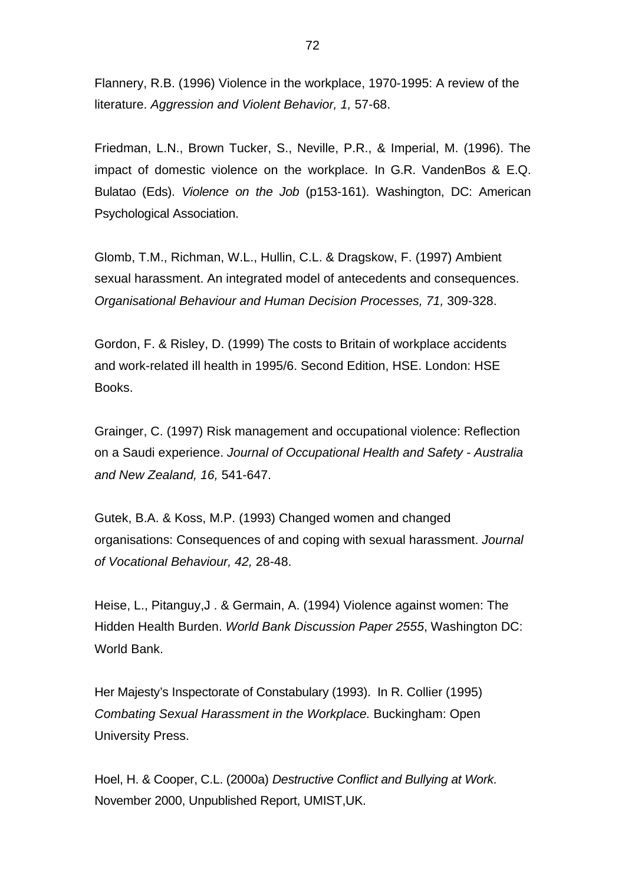Flannery, R.B. (1996) Violence in the workplace, 1970-1995: A review of the literature. *Aggression and Violent Behavior, 1,* 57-68.

Friedman, L.N., Brown Tucker, S., Neville, P.R., & Imperial, M. (1996). The impact of domestic violence on the workplace. In G.R. VandenBos & E.Q. Bulatao (Eds). *Violence on the Job* (p153-161). Washington, DC: American Psychological Association.

Glomb, T.M., Richman, W.L., Hullin, C.L. & Dragskow, F. (1997) Ambient sexual harassment. An integrated model of antecedents and consequences. *Organisational Behaviour and Human Decision Processes, 71,* 309-328.

Gordon, F. & Risley, D. (1999) The costs to Britain of workplace accidents and work-related ill health in 1995/6. Second Edition, HSE. London: HSE Books.

Grainger, C. (1997) Risk management and occupational violence: Reflection on a Saudi experience. *Journal of Occupational Health and Safety - Australia and New Zealand, 16,* 541-647.

Gutek, B.A. & Koss, M.P. (1993) Changed women and changed organisations: Consequences of and coping with sexual harassment. *Journal of Vocational Behaviour, 42,* 28-48.

Heise, L., Pitanguy,J . & Germain, A. (1994) Violence against women: The Hidden Health Burden. *World Bank Discussion Paper 2555*, Washington DC: World Bank.

Her Majesty's Inspectorate of Constabulary (1993). In R. Collier (1995) *Combating Sexual Harassment in the Workplace.* Buckingham: Open University Press.

Hoel, H. & Cooper, C.L. (2000a) *Destructive Conflict and Bullying at Work*. November 2000, Unpublished Report, UMIST,UK.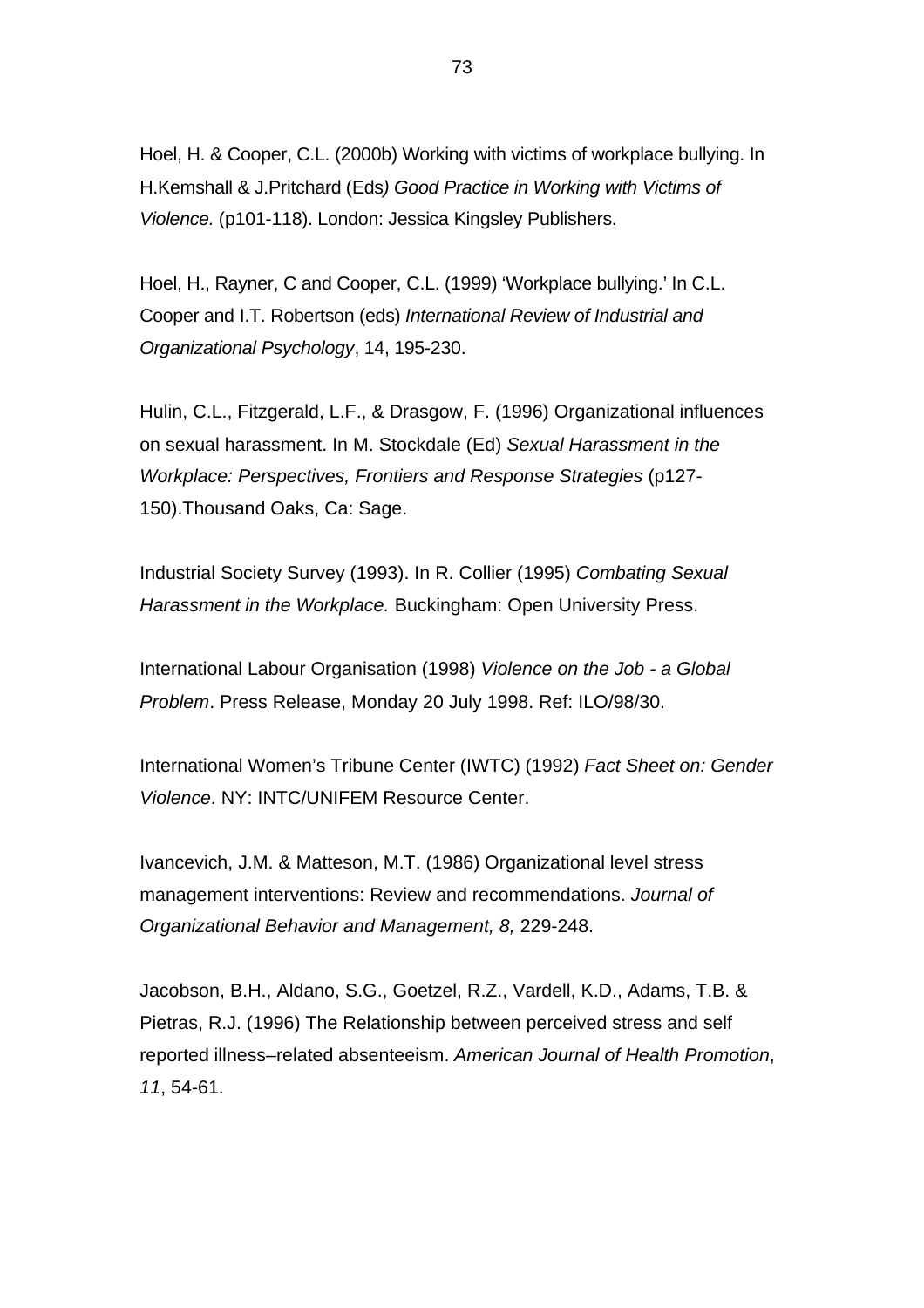Hoel, H. & Cooper, C.L. (2000b) Working with victims of workplace bullying. In H.Kemshall & J.Pritchard (Eds*) Good Practice in Working with Victims of Violence.* (p101-118). London: Jessica Kingsley Publishers.

Hoel, H., Rayner, C and Cooper, C.L. (1999) 'Workplace bullying.' In C.L. Cooper and I.T. Robertson (eds) *International Review of Industrial and Organizational Psychology*, 14, 195-230.

Hulin, C.L., Fitzgerald, L.F., & Drasgow, F. (1996) Organizational influences on sexual harassment. In M. Stockdale (Ed) *Sexual Harassment in the Workplace: Perspectives, Frontiers and Response Strategies* (p127-150).Thousand Oaks, Ca: Sage.

Industrial Society Survey (1993). In R. Collier (1995) *Combating Sexual Harassment in the Workplace.* Buckingham: Open University Press.

International Labour Organisation (1998) *Violence on the Job - a Global Problem*. Press Release, Monday 20 July 1998. Ref: ILO/98/30.

International Women's Tribune Center (IWTC) (1992) *Fact Sheet on: Gender Violence*. NY: INTC/UNIFEM Resource Center.

Ivancevich, J.M. & Matteson, M.T. (1986) Organizational level stress management interventions: Review and recommendations. *Journal of Organizational Behavior and Management, 8,* 229-248.

Jacobson, B.H., Aldano, S.G., Goetzel, R.Z., Vardell, K.D., Adams, T.B. & Pietras, R.J. (1996) The Relationship between perceived stress and self reported illness–related absenteeism. *American Journal of Health Promotion*, *11*, 54-61.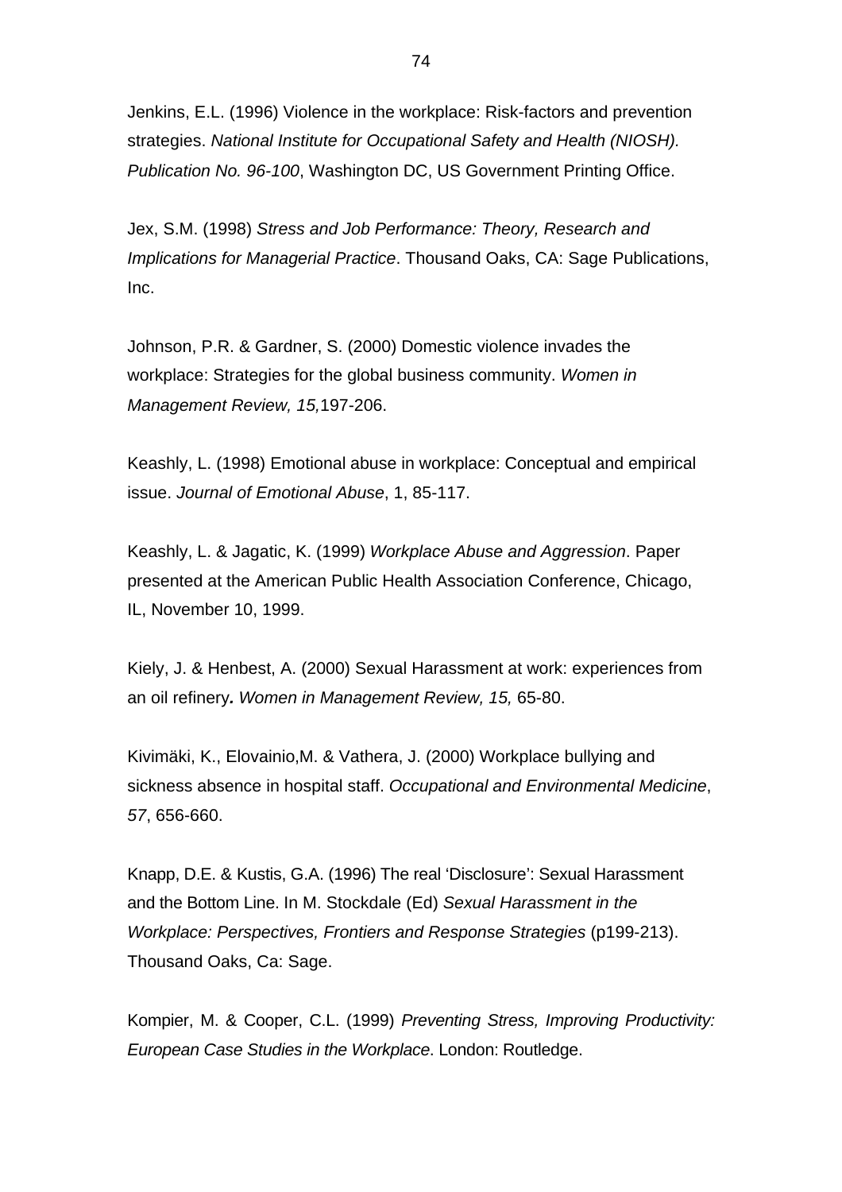Jenkins, E.L. (1996) Violence in the workplace: Risk-factors and prevention strategies. *National Institute for Occupational Safety and Health (NIOSH). Publication No. 96-100*, Washington DC, US Government Printing Office.

Jex, S.M. (1998) *Stress and Job Performance: Theory, Research and Implications for Managerial Practice*. Thousand Oaks, CA: Sage Publications, Inc.

Johnson, P.R. & Gardner, S. (2000) Domestic violence invades the workplace: Strategies for the global business community. *Women in Management Review, 15,*197-206.

Keashly, L. (1998) Emotional abuse in workplace: Conceptual and empirical issue. *Journal of Emotional Abuse*, 1, 85-117.

Keashly, L. & Jagatic, K. (1999) *Workplace Abuse and Aggression*. Paper presented at the American Public Health Association Conference, Chicago, IL, November 10, 1999.

Kiely, J. & Henbest, A. (2000) Sexual Harassment at work: experiences from an oil refinery***.*** *Women in Management Review, 15,* 65-80.

Kivimäki, K., Elovainio,M. & Vathera, J. (2000) Workplace bullying and sickness absence in hospital staff. *Occupational and Environmental Medicine*, *57*, 656-660.

Knapp, D.E. & Kustis, G.A. (1996) The real 'Disclosure': Sexual Harassment and the Bottom Line. In M. Stockdale (Ed) *Sexual Harassment in the Workplace: Perspectives, Frontiers and Response Strategies* (p199-213). Thousand Oaks, Ca: Sage.

Kompier, M. & Cooper, C.L. (1999) *Preventing Stress, Improving Productivity: European Case Studies in the Workplace*. London: Routledge.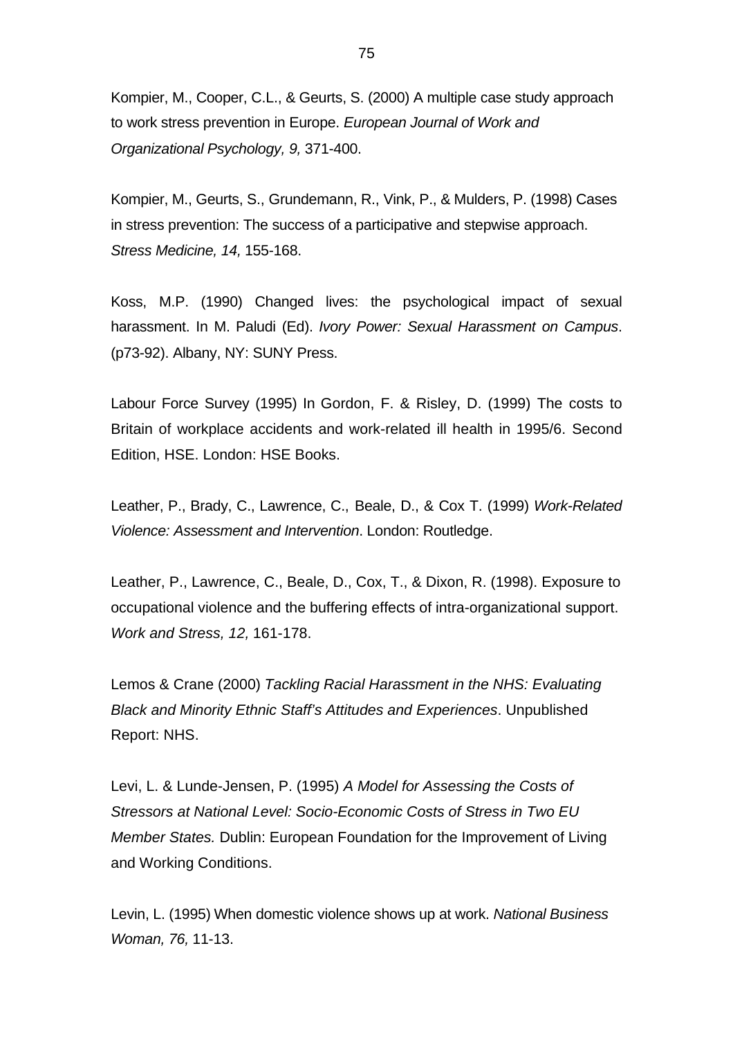Kompier, M., Cooper, C.L., & Geurts, S. (2000) A multiple case study approach to work stress prevention in Europe. *European Journal of Work and Organizational Psychology, 9,* 371-400.

Kompier, M., Geurts, S., Grundemann, R., Vink, P., & Mulders, P. (1998) Cases in stress prevention: The success of a participative and stepwise approach. *Stress Medicine, 14,* 155-168.

Koss, M.P. (1990) Changed lives: the psychological impact of sexual harassment. In M. Paludi (Ed). *Ivory Power: Sexual Harassment on Campus*. (p73-92). Albany, NY: SUNY Press.

Labour Force Survey (1995) In Gordon, F. & Risley, D. (1999) The costs to Britain of workplace accidents and work-related ill health in 1995/6. Second Edition, HSE. London: HSE Books.

Leather, P., Brady, C., Lawrence, C., Beale, D., & Cox T. (1999) *Work-Related Violence: Assessment and Intervention*. London: Routledge.

Leather, P., Lawrence, C., Beale, D., Cox, T., & Dixon, R. (1998). Exposure to occupational violence and the buffering effects of intra-organizational support. *Work and Stress, 12,* 161-178.

Lemos & Crane (2000) *Tackling Racial Harassment in the NHS: Evaluating Black and Minority Ethnic Staff's Attitudes and Experiences*. Unpublished Report: NHS.

Levi, L. & Lunde-Jensen, P. (1995) *A Model for Assessing the Costs of Stressors at National Level: Socio-Economic Costs of Stress in Two EU Member States.* Dublin: European Foundation for the Improvement of Living and Working Conditions.

Levin, L. (1995) When domestic violence shows up at work. *National Business Woman, 76,* 11-13.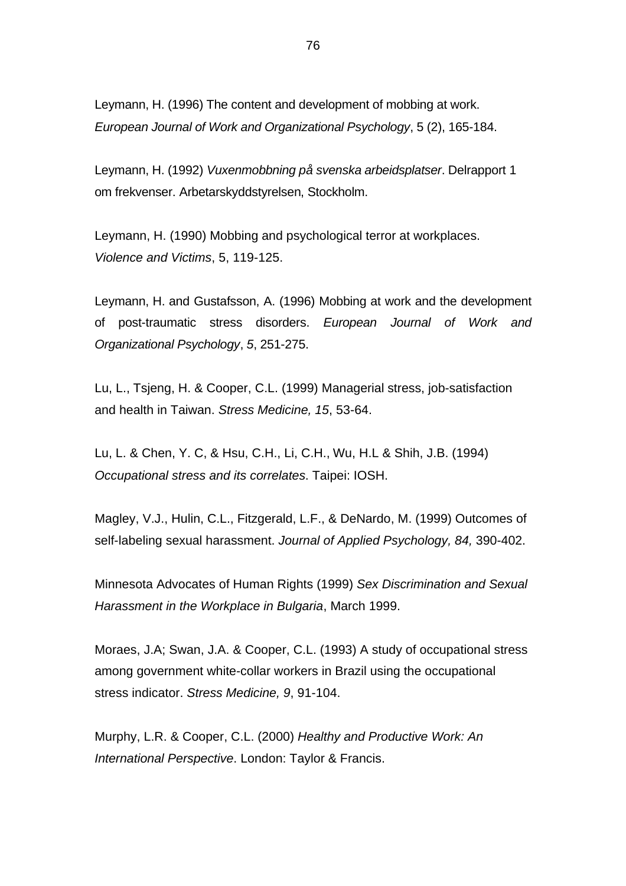Leymann, H. (1996) The content and development of mobbing at work. *European Journal of Work and Organizational Psychology*, 5 (2), 165-184.

Leymann, H. (1992) *Vuxenmobbning på svenska arbeidsplatser*. Delrapport 1 om frekvenser. Arbetarskyddstyrelsen, Stockholm.

Leymann, H. (1990) Mobbing and psychological terror at workplaces. *Violence and Victims*, 5, 119-125.

Leymann, H. and Gustafsson, A. (1996) Mobbing at work and the development of post-traumatic stress disorders. *European Journal of Work and Organizational Psychology*, *5*, 251-275.

Lu, L., Tsjeng, H. & Cooper, C.L. (1999) Managerial stress, job-satisfaction and health in Taiwan. *Stress Medicine, 15*, 53-64.

Lu, L. & Chen, Y. C, & Hsu, C.H., Li, C.H., Wu, H.L & Shih, J.B. (1994) *Occupational stress and its correlates*. Taipei: IOSH.

Magley, V.J., Hulin, C.L., Fitzgerald, L.F., & DeNardo, M. (1999) Outcomes of self-labeling sexual harassment. *Journal of Applied Psychology, 84,* 390-402.

Minnesota Advocates of Human Rights (1999) *Sex Discrimination and Sexual Harassment in the Workplace in Bulgaria*, March 1999.

Moraes, J.A; Swan, J.A. & Cooper, C.L. (1993) A study of occupational stress among government white-collar workers in Brazil using the occupational stress indicator. *Stress Medicine, 9*, 91-104.

Murphy, L.R. & Cooper, C.L. (2000) *Healthy and Productive Work: An International Perspective*. London: Taylor & Francis.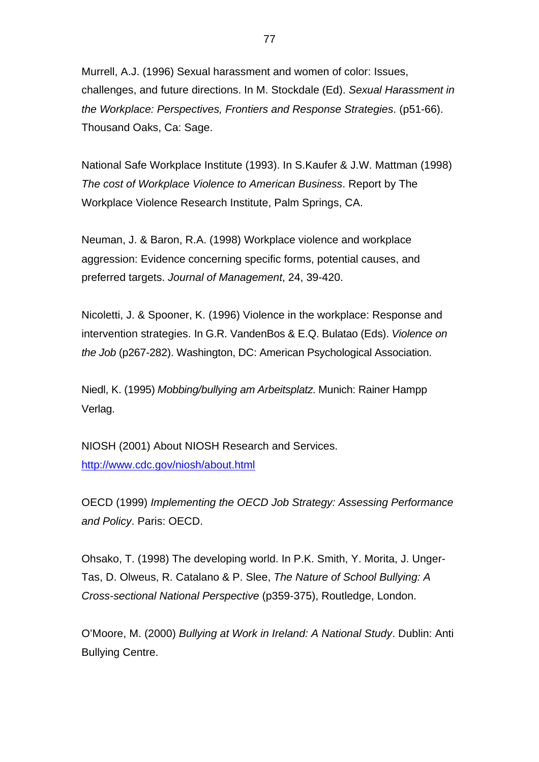Murrell, A.J. (1996) Sexual harassment and women of color: Issues, challenges, and future directions. In M. Stockdale (Ed). *Sexual Harassment in the Workplace: Perspectives, Frontiers and Response Strategies*. (p51-66). Thousand Oaks, Ca: Sage.

National Safe Workplace Institute (1993). In S.Kaufer & J.W. Mattman (1998) *The cost of Workplace Violence to American Business*. Report by The Workplace Violence Research Institute, Palm Springs, CA.

Neuman, J. & Baron, R.A. (1998) Workplace violence and workplace aggression: Evidence concerning specific forms, potential causes, and preferred targets. *Journal of Management*, 24, 39-420.

Nicoletti, J. & Spooner, K. (1996) Violence in the workplace: Response and intervention strategies. In G.R. VandenBos & E.Q. Bulatao (Eds). *Violence on the Job* (p267-282). Washington, DC: American Psychological Association.

Niedl, K. (1995) *Mobbing/bullying am Arbeitsplatz*. Munich: Rainer Hampp Verlag.

NIOSH (2001) About NIOSH Research and Services. [http://www.cdc.gov/niosh/about.html](http://www.cdc.gov/niosh/about.html)

OECD (1999) *Implementing the OECD Job Strategy: Assessing Performance and Policy*. Paris: OECD.

Ohsako, T. (1998) The developing world. In P.K. Smith, Y. Morita, J. Unger-Tas, D. Olweus, R. Catalano & P. Slee, *The Nature of School Bullying: A Cross-sectional National Perspective* (p359-375), Routledge, London.

O'Moore, M. (2000) *Bullying at Work in Ireland: A National Study*. Dublin: Anti Bullying Centre.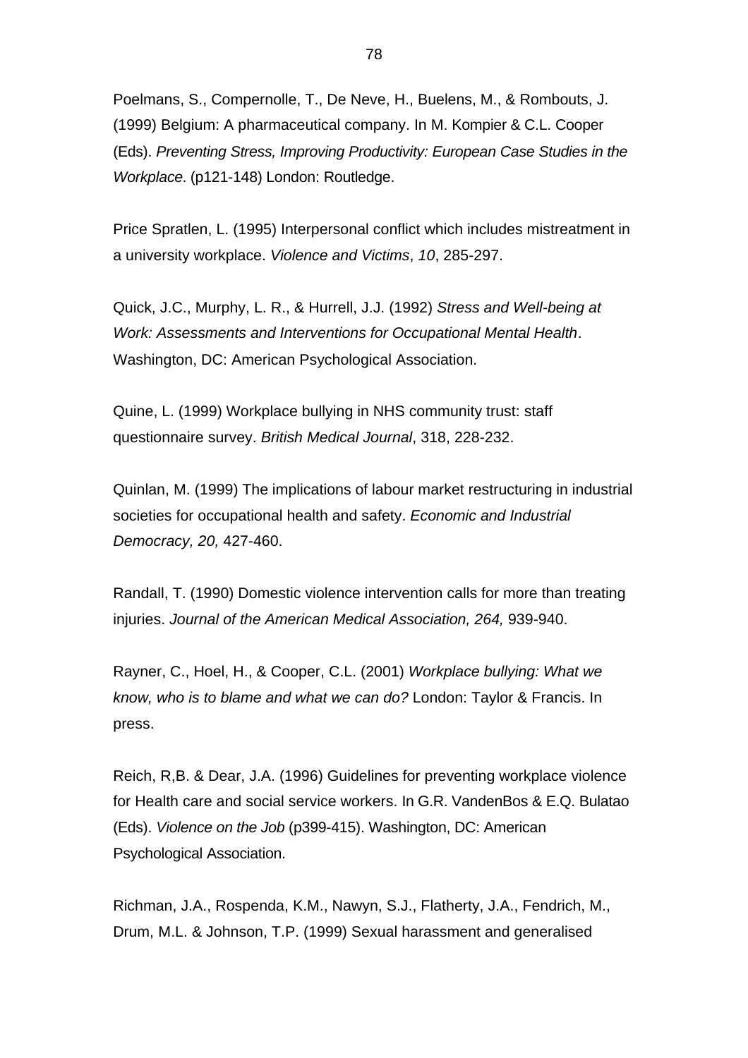Poelmans, S., Compernolle, T., De Neve, H., Buelens, M., & Rombouts, J. (1999) Belgium: A pharmaceutical company. In M. Kompier & C.L. Cooper (Eds). *Preventing Stress, Improving Productivity: European Case Studies in the Workplace*. (p121-148) London: Routledge.

Price Spratlen, L. (1995) Interpersonal conflict which includes mistreatment in a university workplace. *Violence and Victims*, *10*, 285-297.

Quick, J.C., Murphy, L. R., & Hurrell, J.J. (1992) *Stress and Well-being at Work: Assessments and Interventions for Occupational Mental Health*. Washington, DC: American Psychological Association.

Quine, L. (1999) Workplace bullying in NHS community trust: staff questionnaire survey. *British Medical Journal*, 318, 228-232.

Quinlan, M. (1999) The implications of labour market restructuring in industrial societies for occupational health and safety. *Economic and Industrial Democracy, 20,* 427-460.

Randall, T. (1990) Domestic violence intervention calls for more than treating injuries. *Journal of the American Medical Association, 264,* 939-940.

Rayner, C., Hoel, H., & Cooper, C.L. (2001) *Workplace bullying: What we know, who is to blame and what we can do?* London: Taylor & Francis. In press.

Reich, R,B. & Dear, J.A. (1996) Guidelines for preventing workplace violence for Health care and social service workers. In G.R. VandenBos & E.Q. Bulatao (Eds). *Violence on the Job* (p399-415). Washington, DC: American Psychological Association.

Richman, J.A., Rospenda, K.M., Nawyn, S.J., Flatherty, J.A., Fendrich, M., Drum, M.L. & Johnson, T.P. (1999) Sexual harassment and generalised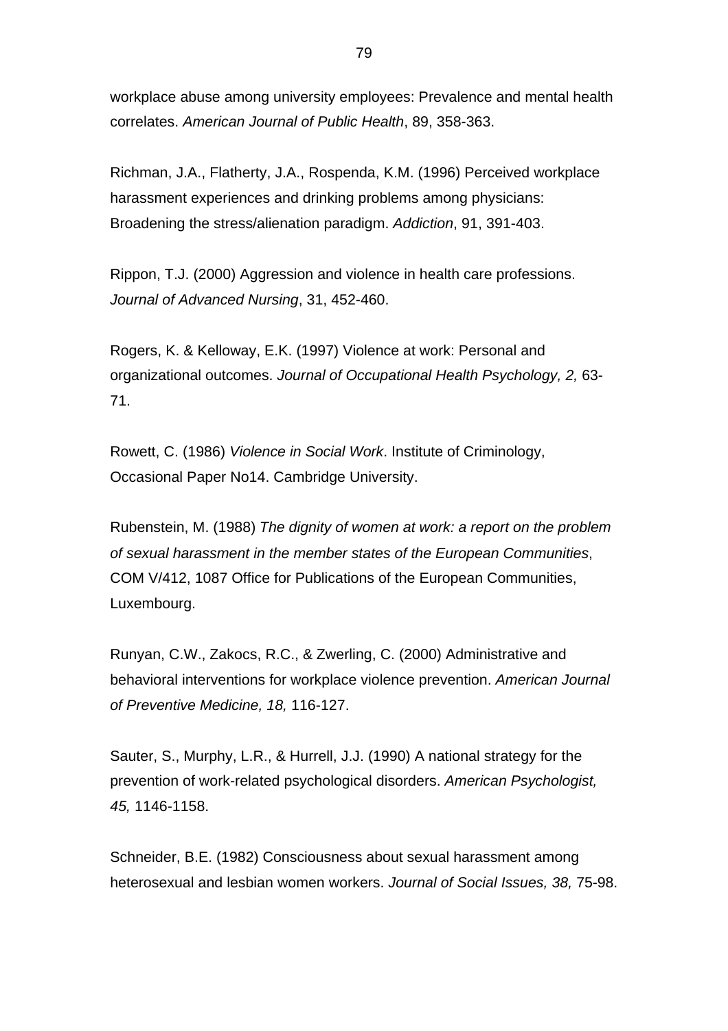workplace abuse among university employees: Prevalence and mental health correlates. *American Journal of Public Health*, 89, 358-363.

Richman, J.A., Flatherty, J.A., Rospenda, K.M. (1996) Perceived workplace harassment experiences and drinking problems among physicians: Broadening the stress/alienation paradigm. *Addiction*, 91, 391-403.

Rippon, T.J. (2000) Aggression and violence in health care professions. *Journal of Advanced Nursing*, 31, 452-460.

Rogers, K. & Kelloway, E.K. (1997) Violence at work: Personal and organizational outcomes. *Journal of Occupational Health Psychology, 2,* 63-71.

Rowett, C. (1986) *Violence in Social Work*. Institute of Criminology, Occasional Paper No14. Cambridge University.

Rubenstein, M. (1988) *The dignity of women at work: a report on the problem of sexual harassment in the member states of the European Communities*, COM V/412, 1087 Office for Publications of the European Communities, Luxembourg.

Runyan, C.W., Zakocs, R.C., & Zwerling, C. (2000) Administrative and behavioral interventions for workplace violence prevention. *American Journal of Preventive Medicine, 18,* 116-127.

Sauter, S., Murphy, L.R., & Hurrell, J.J. (1990) A national strategy for the prevention of work-related psychological disorders. *American Psychologist, 45,* 1146-1158.

Schneider, B.E. (1982) Consciousness about sexual harassment among heterosexual and lesbian women workers. *Journal of Social Issues, 38,* 75-98.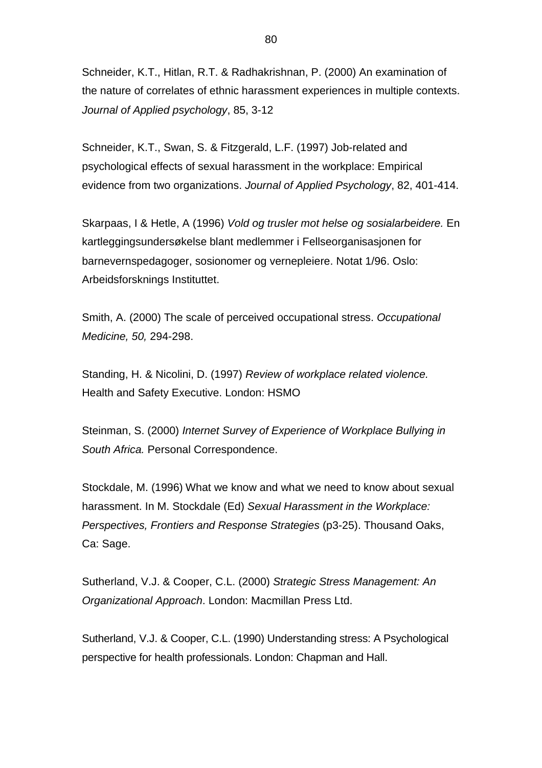Schneider, K.T., Hitlan, R.T. & Radhakrishnan, P. (2000) An examination of the nature of correlates of ethnic harassment experiences in multiple contexts. *Journal of Applied psychology*, 85, 3-12

Schneider, K.T., Swan, S. & Fitzgerald, L.F. (1997) Job-related and psychological effects of sexual harassment in the workplace: Empirical evidence from two organizations. *Journal of Applied Psychology*, 82, 401-414.

Skarpaas, I & Hetle, A (1996) *Vold og trusler mot helse og sosialarbeidere.* En kartleggingsundersøkelse blant medlemmer i Fellseorganisasjonen for barnevernspedagoger, sosionomer og vernepleiere. Notat 1/96. Oslo: Arbeidsforsknings Instituttet.

Smith, A. (2000) The scale of perceived occupational stress. *Occupational Medicine, 50,* 294-298.

Standing, H. & Nicolini, D. (1997) *Review of workplace related violence.* Health and Safety Executive. London: HSMO

Steinman, S. (2000) *Internet Survey of Experience of Workplace Bullying in South Africa.* Personal Correspondence.

Stockdale, M. (1996) What we know and what we need to know about sexual harassment. In M. Stockdale (Ed) *Sexual Harassment in the Workplace: Perspectives, Frontiers and Response Strategies* (p3-25). Thousand Oaks, Ca: Sage.

Sutherland, V.J. & Cooper, C.L. (2000) *Strategic Stress Management: An Organizational Approach*. London: Macmillan Press Ltd.

Sutherland, V.J. & Cooper, C.L. (1990) Understanding stress: A Psychological perspective for health professionals. London: Chapman and Hall.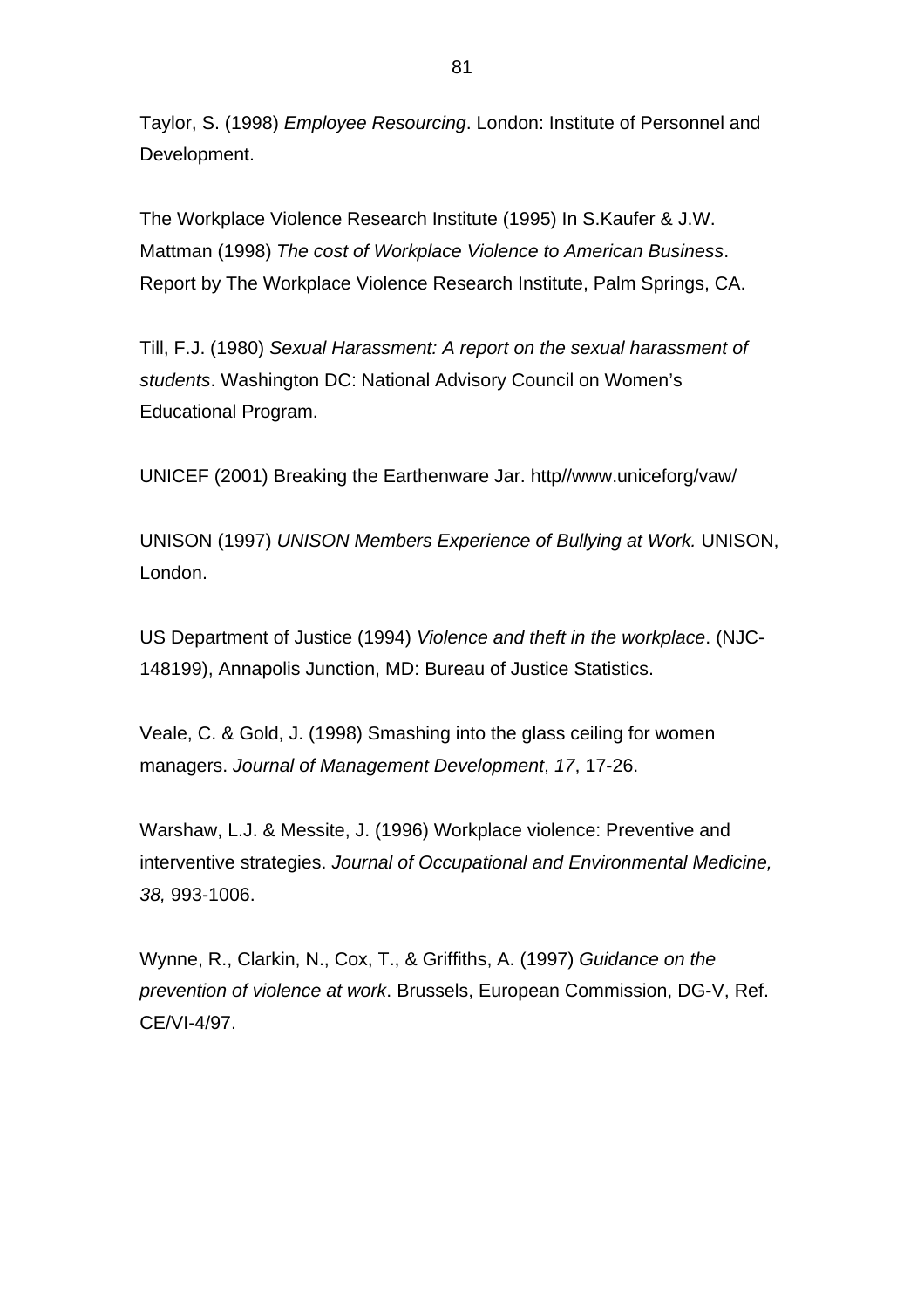Taylor, S. (1998) *Employee Resourcing*. London: Institute of Personnel and Development.

The Workplace Violence Research Institute (1995) In S.Kaufer & J.W. Mattman (1998) *The cost of Workplace Violence to American Business*. Report by The Workplace Violence Research Institute, Palm Springs, CA.

Till, F.J. (1980) *Sexual Harassment: A report on the sexual harassment of students*. Washington DC: National Advisory Council on Women's Educational Program.

UNICEF (2001) Breaking the Earthenware Jar. http//www.uniceforg/vaw/

UNISON (1997) *UNISON Members Experience of Bullying at Work.* UNISON, London.

US Department of Justice (1994) *Violence and theft in the workplace*. (NJC-148199), Annapolis Junction, MD: Bureau of Justice Statistics.

Veale, C. & Gold, J. (1998) Smashing into the glass ceiling for women managers. *Journal of Management Development*, *17*, 17-26.

Warshaw, L.J. & Messite, J. (1996) Workplace violence: Preventive and interventive strategies. *Journal of Occupational and Environmental Medicine, 38,* 993-1006.

Wynne, R., Clarkin, N., Cox, T., & Griffiths, A. (1997) *Guidance on the prevention of violence at work*. Brussels, European Commission, DG-V, Ref. CE/VI-4/97.